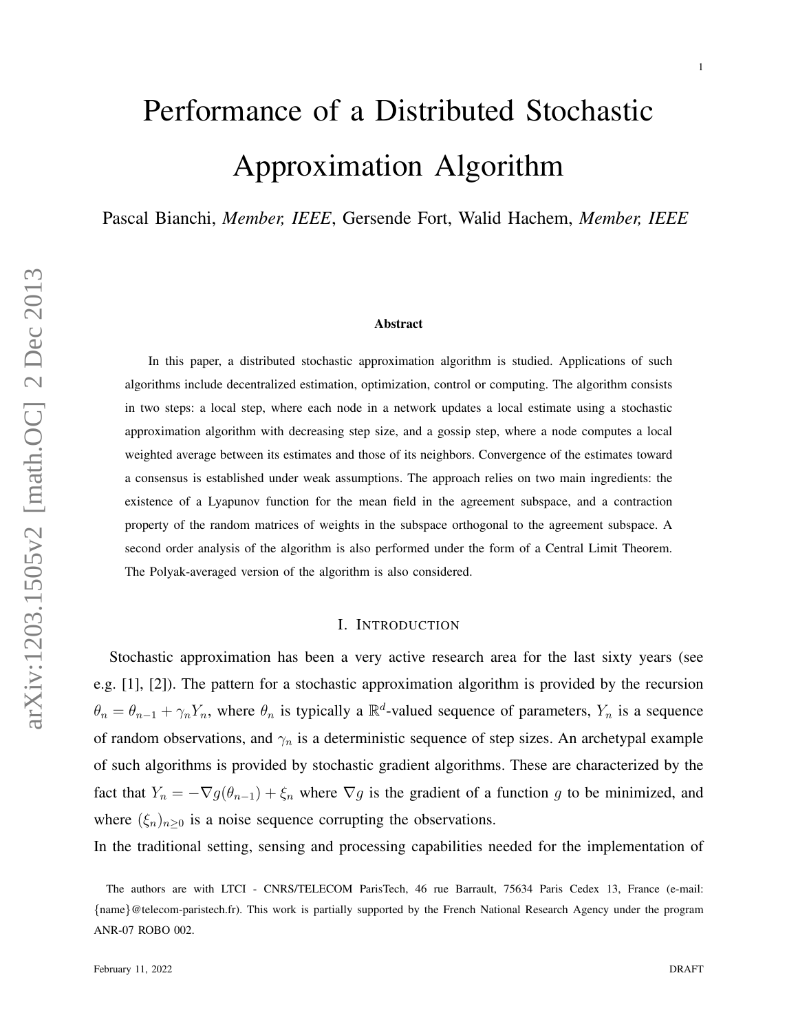# Performance of a Distributed Stochastic Approximation Algorithm

Pascal Bianchi, *Member, IEEE*, Gersende Fort, Walid Hachem, *Member, IEEE*

**Abstract**

In this paper, a distributed stochastic approximation algorithm is studied. Applications of such algorithms include decentralized estimation, optimization, control or computing. The algorithm consists in two steps: a local step, where each node in a network updates a local estimate using a stochastic approximation algorithm with decreasing step size, and a gossip step, where a node computes a local weighted average between its estimates and those of its neighbors. Convergence of the estimates toward a consensus is established under weak assumptions. The approach relies on two main ingredients: the existence of a Lyapunov function for the mean field in the agreement subspace, and a contraction property of the random matrices of weights in the subspace orthogonal to the agreement subspace. A second order analysis of the algorithm is also performed under the form of a Central Limit Theorem. The Polyak-averaged version of the algorithm is also considered.

## I. Introduction

Stochastic approximation has been a very active research area for the last sixty years (see e.g. [1], [2]). The pattern for a stochastic approximation algorithm is provided by the recursion $\theta_n = \theta_{n-1} + \gamma_n Y_n$, where $\theta_n$ is typically a $\mathbb{R}^d$-valued sequence of parameters, $Y_n$ is a sequence of random observations, and $\gamma_n$ is a deterministic sequence of step sizes. An archetypal example of such algorithms is provided by stochastic gradient algorithms. These are characterized by the fact that $Y_n = -\nabla g(\theta_{n-1}) + \xi_n$ where $\nabla g$ is the gradient of a function $g$ to be minimized, and where $(\xi_n)_{n\geq 0}$ is a noise sequence corrupting the observations.

In the traditional setting, sensing and processing capabilities needed for the implementation of

The authors are with LTCI - CNRS/TELECOM ParisTech, 46 rue Barrault, 75634 Paris Cedex 13, France (e-mail: {name}@telecom-paristech.fr). This work is partially supported by the French National Research Agency under the program ANR-07 ROBO 002.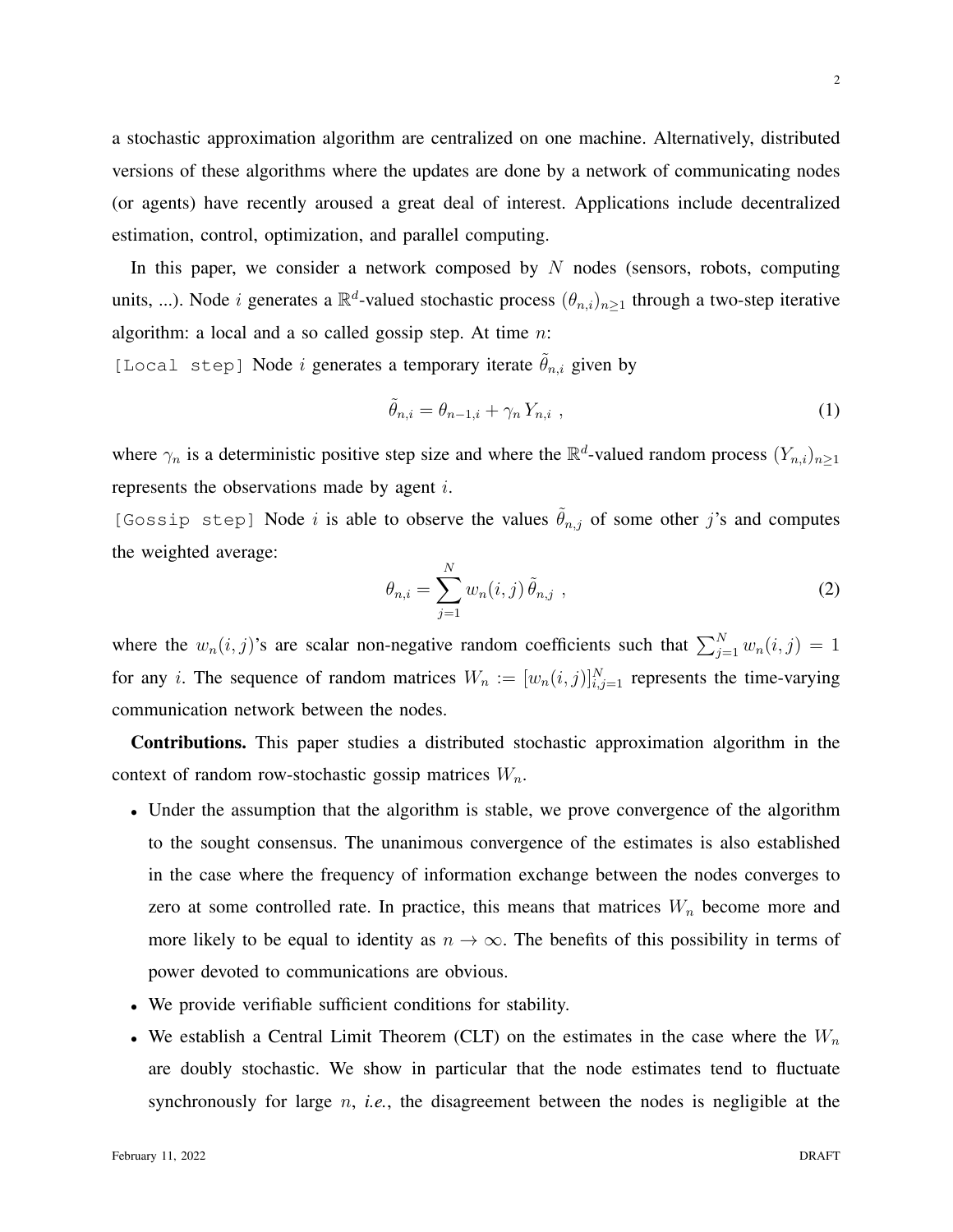a stochastic approximation algorithm are centralized on one machine. Alternatively, distributed versions of these algorithms where the updates are done by a network of communicating nodes (or agents) have recently aroused a great deal of interest. Applications include decentralized estimation, control, optimization, and parallel computing.

In this paper, we consider a network composed by $N$ nodes (sensors, robots, computing units, ...). Node $i$ generates a $\mathbb{R}^d$-valued stochastic process $(\theta_{n,i})_{n\geq 1}$ through a two-step iterative algorithm: a local and a so called gossip step. At time $n$:

`[Local step]` Node $i$ generates a temporary iterate $\tilde{\theta}_{n,i}$ given by

$$\tilde{\theta}_{n,i} = \theta_{n-1,i} + \gamma_n \, Y_{n,i} \; , \tag{1}$$

where $\gamma_n$ is a deterministic positive step size and where the $\mathbb{R}^d$-valued random process $(Y_{n,i})_{n\geq 1}$ represents the observations made by agent $i$.

`[Gossip step]` Node $i$ is able to observe the values $\tilde{\theta}_{n,j}$ of some other $j$'s and computes the weighted average:

$$\theta_{n,i} = \sum_{j=1}^{N} w_n(i,j) \, \tilde{\theta}_{n,j} \; , \tag{2}$$

where the $w_n(i,j)$'s are scalar non-negative random coefficients such that $\sum_{j=1}^{N} w_n(i,j) = 1$ for any $i$. The sequence of random matrices $W_n := [w_n(i,j)]_{i,j=1}^{N}$ represents the time-varying communication network between the nodes.

**Contributions.** This paper studies a distributed stochastic approximation algorithm in the context of random row-stochastic gossip matrices $W_n$.

- Under the assumption that the algorithm is stable, we prove convergence of the algorithm to the sought consensus. The unanimous convergence of the estimates is also established in the case where the frequency of information exchange between the nodes converges to zero at some controlled rate. In practice, this means that matrices $W_n$ become more and more likely to be equal to identity as $n \to \infty$. The benefits of this possibility in terms of power devoted to communications are obvious.
- We provide verifiable sufficient conditions for stability.
- We establish a Central Limit Theorem (CLT) on the estimates in the case where the $W_n$ are doubly stochastic. We show in particular that the node estimates tend to fluctuate synchronously for large $n$, *i.e.*, the disagreement between the nodes is negligible at the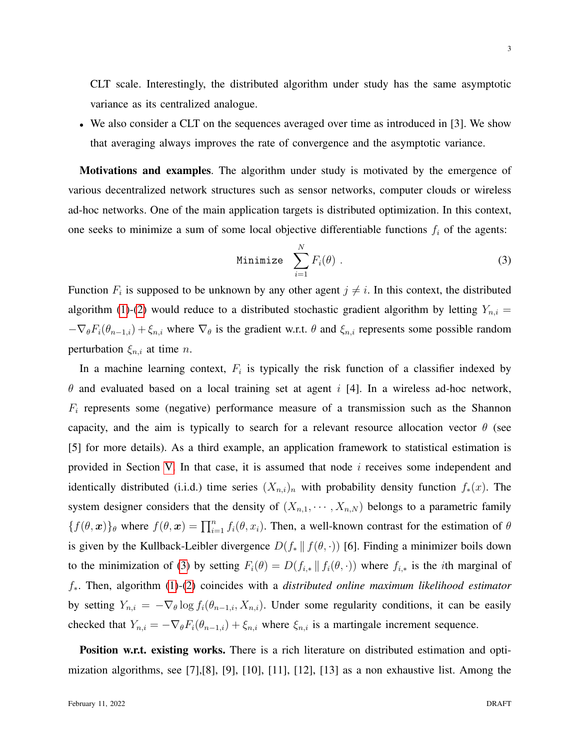CLT scale. Interestingly, the distributed algorithm under study has the same asymptotic variance as its centralized analogue.

- We also consider a CLT on the sequences averaged over time as introduced in [3]. We show that averaging always improves the rate of convergence and the asymptotic variance.

**Motivations and examples**. The algorithm under study is motivated by the emergence of various decentralized network structures such as sensor networks, computer clouds or wireless ad-hoc networks. One of the main application targets is distributed optimization. In this context, one seeks to minimize a sum of some local objective differentiable functions $f_i$ of the agents:

$$\texttt{Minimize} \quad \sum_{i=1}^{N} F_i(\theta) \ . \tag{3}$$

Function $F_i$ is supposed to be unknown by any other agent $j \neq i$. In this context, the distributed algorithm (1)-(2) would reduce to a distributed stochastic gradient algorithm by letting $Y_{n,i} = -\nabla_\theta F_i(\theta_{n-1,i}) + \xi_{n,i}$ where $\nabla_\theta$ is the gradient w.r.t. $\theta$ and $\xi_{n,i}$ represents some possible random perturbation $\xi_{n,i}$ at time $n$.

In a machine learning context, $F_i$ is typically the risk function of a classifier indexed by $\theta$ and evaluated based on a local training set at agent $i$ [4]. In a wireless ad-hoc network, $F_i$ represents some (negative) performance measure of a transmission such as the Shannon capacity, and the aim is typically to search for a relevant resource allocation vector $\theta$ (see [5] for more details). As a third example, an application framework to statistical estimation is provided in Section V. In that case, it is assumed that node $i$ receives some independent and identically distributed (i.i.d.) time series $(X_{n,i})_n$ with probability density function $f_*(x)$. The system designer considers that the density of $(X_{n,1}, \cdots, X_{n,N})$ belongs to a parametric family $\{f(\theta, \boldsymbol{x})\}_\theta$ where $f(\theta, \boldsymbol{x}) = \prod_{i=1}^{n} f_i(\theta, x_i)$. Then, a well-known contrast for the estimation of $\theta$ is given by the Kullback-Leibler divergence $D(f_* \,\|\, f(\theta, \cdot))$ [6]. Finding a minimizer boils down to the minimization of (3) by setting $F_i(\theta) = D(f_{i,*} \,\|\, f_i(\theta, \cdot))$ where $f_{i,*}$ is the $i$th marginal of $f_*$. Then, algorithm (1)-(2) coincides with a *distributed online maximum likelihood estimator* by setting $Y_{n,i} = -\nabla_\theta \log f_i(\theta_{n-1,i}, X_{n,i})$. Under some regularity conditions, it can be easily checked that $Y_{n,i} = -\nabla_\theta F_i(\theta_{n-1,i}) + \xi_{n,i}$ where $\xi_{n,i}$ is a martingale increment sequence.

**Position w.r.t. existing works.** There is a rich literature on distributed estimation and optimization algorithms, see [7],[8], [9], [10], [11], [12], [13] as a non exhaustive list. Among the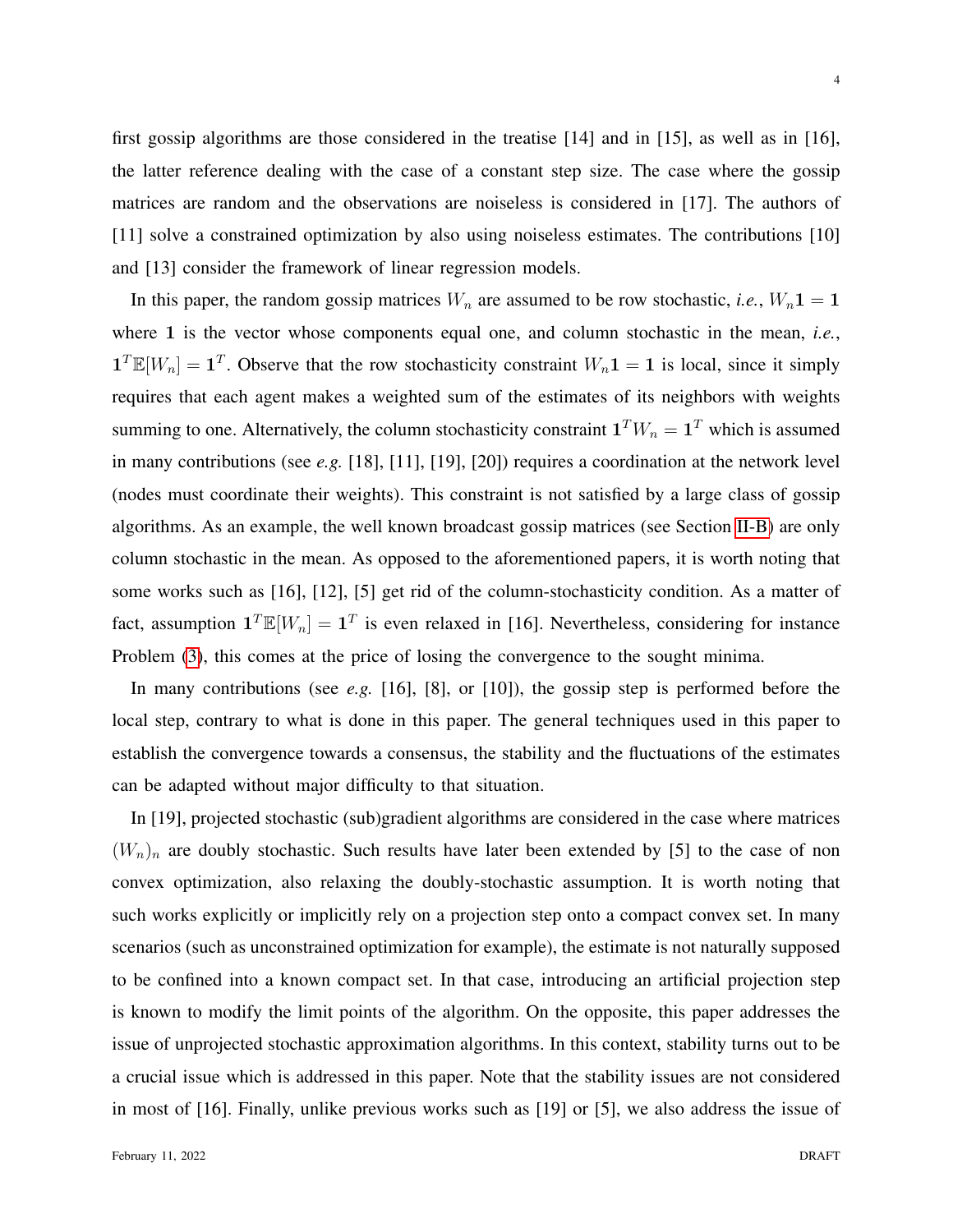first gossip algorithms are those considered in the treatise [14] and in [15], as well as in [16], the latter reference dealing with the case of a constant step size. The case where the gossip matrices are random and the observations are noiseless is considered in [17]. The authors of [11] solve a constrained optimization by also using noiseless estimates. The contributions [10] and [13] consider the framework of linear regression models.

In this paper, the random gossip matrices $W_n$ are assumed to be row stochastic, *i.e.*, $W_n\mathbf{1} = \mathbf{1}$ where $\mathbf{1}$ is the vector whose components equal one, and column stochastic in the mean, *i.e.*, $\mathbf{1}^T\mathbb{E}[W_n] = \mathbf{1}^T$. Observe that the row stochasticity constraint $W_n\mathbf{1} = \mathbf{1}$ is local, since it simply requires that each agent makes a weighted sum of the estimates of its neighbors with weights summing to one. Alternatively, the column stochasticity constraint $\mathbf{1}^T W_n = \mathbf{1}^T$ which is assumed in many contributions (see *e.g.* [18], [11], [19], [20]) requires a coordination at the network level (nodes must coordinate their weights). This constraint is not satisfied by a large class of gossip algorithms. As an example, the well known broadcast gossip matrices (see Section II-B) are only column stochastic in the mean. As opposed to the aforementioned papers, it is worth noting that some works such as [16], [12], [5] get rid of the column-stochasticity condition. As a matter of fact, assumption $\mathbf{1}^T\mathbb{E}[W_n] = \mathbf{1}^T$ is even relaxed in [16]. Nevertheless, considering for instance Problem (3), this comes at the price of losing the convergence to the sought minima.

In many contributions (see *e.g.* [16], [8], or [10]), the gossip step is performed before the local step, contrary to what is done in this paper. The general techniques used in this paper to establish the convergence towards a consensus, the stability and the fluctuations of the estimates can be adapted without major difficulty to that situation.

In [19], projected stochastic (sub)gradient algorithms are considered in the case where matrices $(W_n)_n$ are doubly stochastic. Such results have later been extended by [5] to the case of non convex optimization, also relaxing the doubly-stochastic assumption. It is worth noting that such works explicitly or implicitly rely on a projection step onto a compact convex set. In many scenarios (such as unconstrained optimization for example), the estimate is not naturally supposed to be confined into a known compact set. In that case, introducing an artificial projection step is known to modify the limit points of the algorithm. On the opposite, this paper addresses the issue of unprojected stochastic approximation algorithms. In this context, stability turns out to be a crucial issue which is addressed in this paper. Note that the stability issues are not considered in most of [16]. Finally, unlike previous works such as [19] or [5], we also address the issue of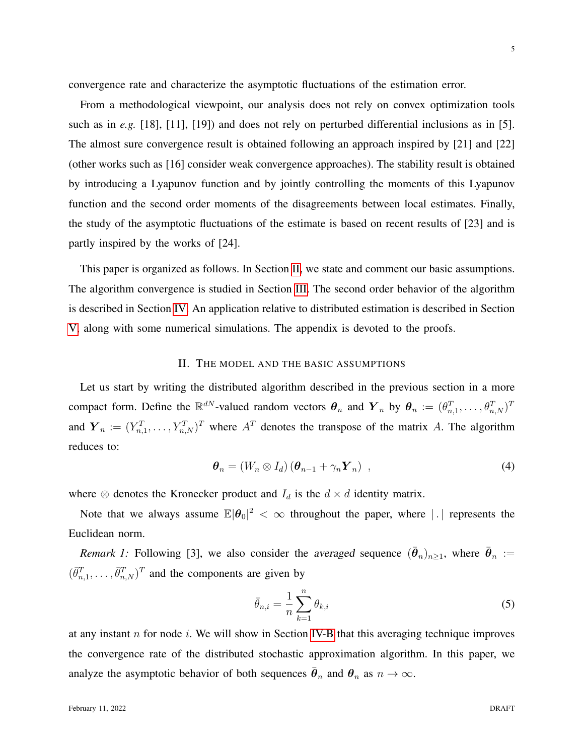convergence rate and characterize the asymptotic fluctuations of the estimation error.

From a methodological viewpoint, our analysis does not rely on convex optimization tools such as in *e.g.* [18], [11], [19]) and does not rely on perturbed differential inclusions as in [5]. The almost sure convergence result is obtained following an approach inspired by [21] and [22] (other works such as [16] consider weak convergence approaches). The stability result is obtained by introducing a Lyapunov function and by jointly controlling the moments of this Lyapunov function and the second order moments of the disagreements between local estimates. Finally, the study of the asymptotic fluctuations of the estimate is based on recent results of [23] and is partly inspired by the works of [24].

This paper is organized as follows. In Section II, we state and comment our basic assumptions. The algorithm convergence is studied in Section III. The second order behavior of the algorithm is described in Section IV. An application relative to distributed estimation is described in Section V, along with some numerical simulations. The appendix is devoted to the proofs.

## II. The model and the basic assumptions

Let us start by writing the distributed algorithm described in the previous section in a more compact form. Define the $\mathbb{R}^{dN}$-valued random vectors $\boldsymbol{\theta}_n$ and $\boldsymbol{Y}_n$ by $\boldsymbol{\theta}_n := (\theta_{n,1}^T, \dots, \theta_{n,N}^T)^T$ and $\boldsymbol{Y}_n := (Y_{n,1}^T, \dots, Y_{n,N}^T)^T$ where $A^T$ denotes the transpose of the matrix $A$. The algorithm reduces to:

$$\boldsymbol{\theta}_n = (W_n \otimes I_d)\left(\boldsymbol{\theta}_{n-1} + \gamma_n \boldsymbol{Y}_n\right) \ , \tag{4}$$

where $\otimes$ denotes the Kronecker product and $I_d$ is the $d \times d$ identity matrix.

Note that we always assume $\mathbb{E}|\boldsymbol{\theta}_0|^2 < \infty$ throughout the paper, where $|\,.\,|$ represents the Euclidean norm.

*Remark 1:* Following [3], we also consider the *averaged* sequence $(\bar{\boldsymbol{\theta}}_n)_{n\geq 1}$, where $\bar{\boldsymbol{\theta}}_n := (\bar{\theta}_{n,1}^T, \dots, \bar{\theta}_{n,N}^T)^T$ and the components are given by

$$\bar{\theta}_{n,i} = \frac{1}{n}\sum_{k=1}^{n} \theta_{k,i} \tag{5}$$

at any instant $n$ for node $i$. We will show in Section IV-B that this averaging technique improves the convergence rate of the distributed stochastic approximation algorithm. In this paper, we analyze the asymptotic behavior of both sequences $\bar{\boldsymbol{\theta}}_n$ and $\boldsymbol{\theta}_n$ as $n \to \infty$.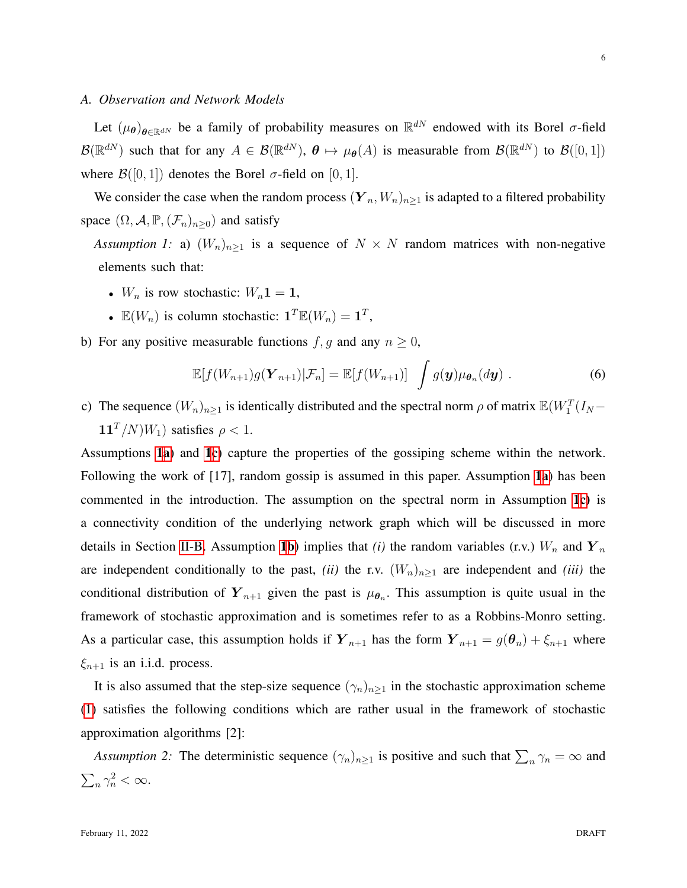### A. Observation and Network Models

Let $(\mu_{\boldsymbol{\theta}})_{\boldsymbol{\theta} \in \mathbb{R}^{dN}}$ be a family of probability measures on $\mathbb{R}^{dN}$ endowed with its Borel $\sigma$-field $\mathcal{B}(\mathbb{R}^{dN})$ such that for any $A \in \mathcal{B}(\mathbb{R}^{dN})$, $\boldsymbol{\theta} \mapsto \mu_{\boldsymbol{\theta}}(A)$ is measurable from $\mathcal{B}(\mathbb{R}^{dN})$ to $\mathcal{B}([0,1])$ where $\mathcal{B}([0,1])$ denotes the Borel $\sigma$-field on $[0,1]$.

We consider the case when the random process $(\boldsymbol{Y}_n, W_n)_{n \geq 1}$ is adapted to a filtered probability space $(\Omega, \mathcal{A}, \mathbb{P}, (\mathcal{F}_n)_{n \geq 0})$ and satisfy

*Assumption 1:* a) $(W_n)_{n \geq 1}$ is a sequence of $N \times N$ random matrices with non-negative elements such that:

- $W_n$ is row stochastic: $W_n \mathbf{1} = \mathbf{1}$,
- $\mathbb{E}(W_n)$ is column stochastic: $\mathbf{1}^T \mathbb{E}(W_n) = \mathbf{1}^T$,

b) For any positive measurable functions $f, g$ and any $n \geq 0$,

$$\mathbb{E}[f(W_{n+1})g(\boldsymbol{Y}_{n+1})|\mathcal{F}_n] = \mathbb{E}[f(W_{n+1})] \int g(\boldsymbol{y})\mu_{\boldsymbol{\theta}_n}(d\boldsymbol{y}) \ . \tag{6}$$

c) The sequence $(W_n)_{n \geq 1}$ is identically distributed and the spectral norm $\rho$ of matrix $\mathbb{E}(W_1^T(I_N - \mathbf{1}\mathbf{1}^T/N)W_1)$ satisfies $\rho < 1$.

Assumptions 1a) and 1c) capture the properties of the gossiping scheme within the network. Following the work of [17], random gossip is assumed in this paper. Assumption 1a) has been commented in the introduction. The assumption on the spectral norm in Assumption 1c) is a connectivity condition of the underlying network graph which will be discussed in more details in Section II-B. Assumption 1b) implies that *(i)* the random variables (r.v.) $W_n$ and $\boldsymbol{Y}_n$ are independent conditionally to the past, *(ii)* the r.v. $(W_n)_{n \geq 1}$ are independent and *(iii)* the conditional distribution of $\boldsymbol{Y}_{n+1}$ given the past is $\mu_{\boldsymbol{\theta}_n}$. This assumption is quite usual in the framework of stochastic approximation and is sometimes refer to as a Robbins-Monro setting. As a particular case, this assumption holds if $\boldsymbol{Y}_{n+1}$ has the form $\boldsymbol{Y}_{n+1} = g(\boldsymbol{\theta}_n) + \xi_{n+1}$ where $\xi_{n+1}$ is an i.i.d. process.

It is also assumed that the step-size sequence $(\gamma_n)_{n \geq 1}$ in the stochastic approximation scheme (1) satisfies the following conditions which are rather usual in the framework of stochastic approximation algorithms [2]:

*Assumption 2:* The deterministic sequence $(\gamma_n)_{n \geq 1}$ is positive and such that $\sum_n \gamma_n = \infty$ and $\sum_n \gamma_n^2 < \infty$.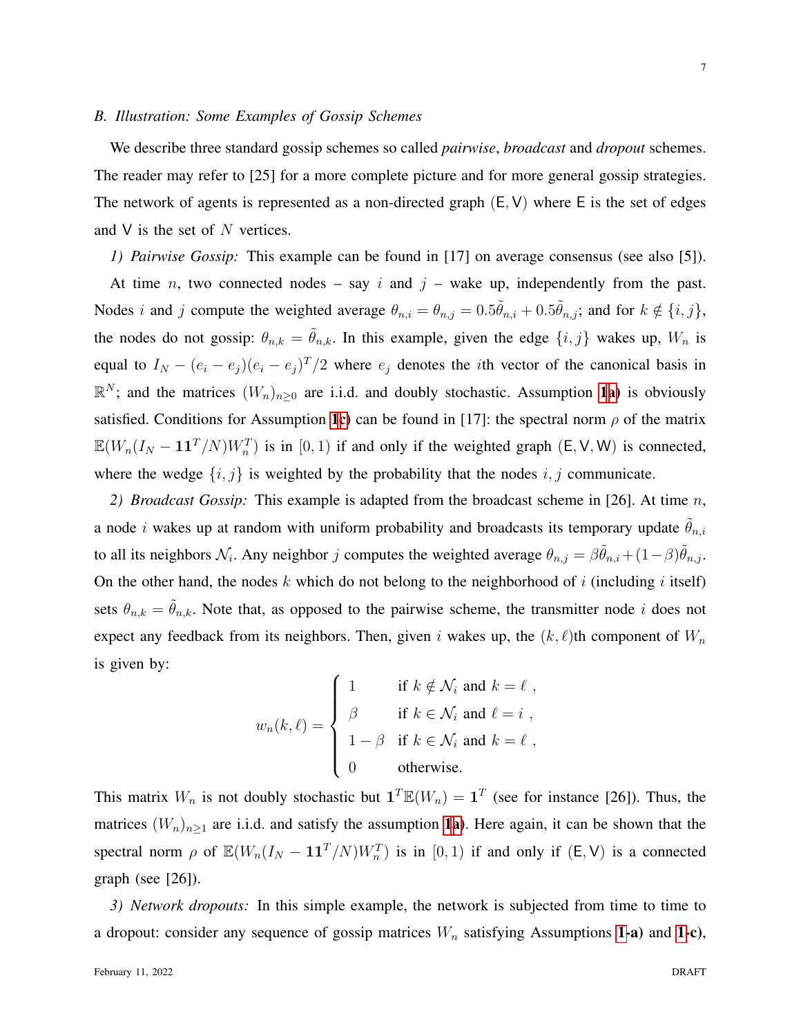### B. Illustration: Some Examples of Gossip Schemes

We describe three standard gossip schemes so called *pairwise*, *broadcast* and *dropout* schemes. The reader may refer to [25] for a more complete picture and for more general gossip strategies. The network of agents is represented as a non-directed graph $(\mathsf{E}, \mathsf{V})$ where $\mathsf{E}$ is the set of edges and $\mathsf{V}$ is the set of $N$ vertices.

*1) Pairwise Gossip:* This example can be found in [17] on average consensus (see also [5]).

At time $n$, two connected nodes – say $i$ and $j$ – wake up, independently from the past. Nodes $i$ and $j$ compute the weighted average $\theta_{n,i} = \theta_{n,j} = 0.5\tilde{\theta}_{n,i} + 0.5\tilde{\theta}_{n,j}$; and for $k \notin \{i, j\}$, the nodes do not gossip: $\theta_{n,k} = \tilde{\theta}_{n,k}$. In this example, given the edge $\{i, j\}$ wakes up, $W_n$ is equal to $I_N - (e_i - e_j)(e_i - e_j)^T/2$ where $e_j$ denotes the $i$th vector of the canonical basis in $\mathbb{R}^N$; and the matrices $(W_n)_{n\geq 0}$ are i.i.d. and doubly stochastic. Assumption **1a)** is obviously satisfied. Conditions for Assumption **1c)** can be found in [17]: the spectral norm $\rho$ of the matrix $\mathbb{E}(W_n(I_N - \mathbf{1}\mathbf{1}^T/N)W_n^T)$ is in $[0, 1)$ if and only if the weighted graph $(\mathsf{E}, \mathsf{V}, \mathsf{W})$ is connected, where the wedge $\{i, j\}$ is weighted by the probability that the nodes $i, j$ communicate.

*2) Broadcast Gossip:* This example is adapted from the broadcast scheme in [26]. At time $n$, a node $i$ wakes up at random with uniform probability and broadcasts its temporary update $\tilde{\theta}_{n,i}$ to all its neighbors $\mathcal{N}_i$. Any neighbor $j$ computes the weighted average $\theta_{n,j} = \beta\tilde{\theta}_{n,i} + (1-\beta)\tilde{\theta}_{n,j}$. On the other hand, the nodes $k$ which do not belong to the neighborhood of $i$ (including $i$ itself) sets $\theta_{n,k} = \tilde{\theta}_{n,k}$. Note that, as opposed to the pairwise scheme, the transmitter node $i$ does not expect any feedback from its neighbors. Then, given $i$ wakes up, the $(k, \ell)$th component of $W_n$ is given by:

$$
w_n(k, \ell) = \begin{cases} 1 & \text{if } k \notin \mathcal{N}_i \text{ and } k = \ell \ , \\ \beta & \text{if } k \in \mathcal{N}_i \text{ and } \ell = i \ , \\ 1 - \beta & \text{if } k \in \mathcal{N}_i \text{ and } k = \ell \ , \\ 0 & \text{otherwise.} \end{cases}
$$

This matrix $W_n$ is not doubly stochastic but $\mathbf{1}^T\mathbb{E}(W_n) = \mathbf{1}^T$ (see for instance [26]). Thus, the matrices $(W_n)_{n\geq 1}$ are i.i.d. and satisfy the assumption **1a)**. Here again, it can be shown that the spectral norm $\rho$ of $\mathbb{E}(W_n(I_N - \mathbf{1}\mathbf{1}^T/N)W_n^T)$ is in $[0, 1)$ if and only if $(\mathsf{E}, \mathsf{V})$ is a connected graph (see [26]).

*3) Network dropouts:* In this simple example, the network is subjected from time to time to a dropout: consider any sequence of gossip matrices $W_n$ satisfying Assumptions **1-a)** and **1-c)**,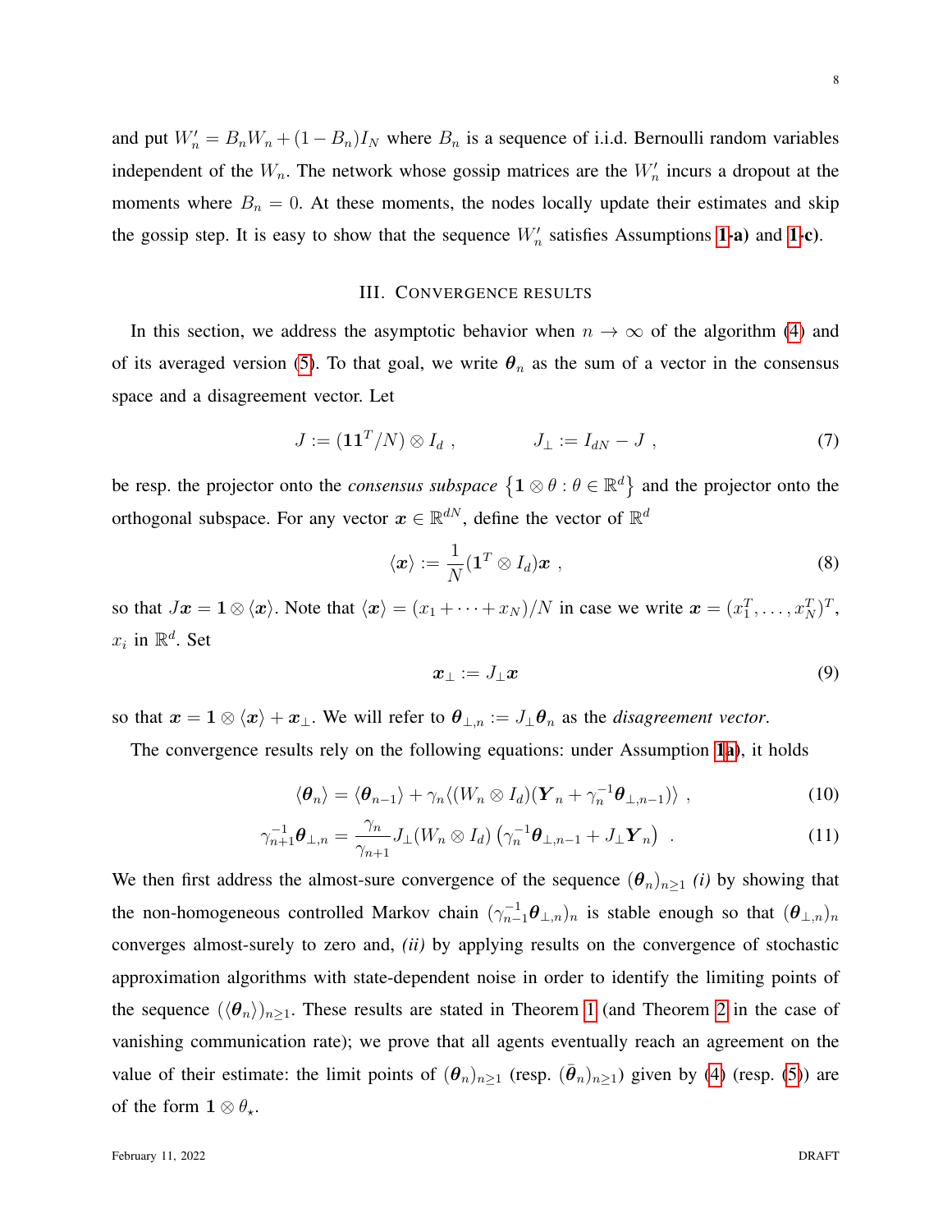and put $W'_n = B_n W_n + (1 - B_n) I_N$ where $B_n$ is a sequence of i.i.d. Bernoulli random variables independent of the $W_n$. The network whose gossip matrices are the $W'_n$ incurs a dropout at the moments where $B_n = 0$. At these moments, the nodes locally update their estimates and skip the gossip step. It is easy to show that the sequence $W'_n$ satisfies Assumptions **1-a)** and **1-c)**.

## III. Convergence results

In this section, we address the asymptotic behavior when $n \to \infty$ of the algorithm (4) and of its averaged version (5). To that goal, we write $\boldsymbol{\theta}_n$ as the sum of a vector in the consensus space and a disagreement vector. Let

$$J := (\mathbf{1}\mathbf{1}^T / N) \otimes I_d \ , \qquad\qquad J_\perp := I_{dN} - J \ , \tag{7}$$

be resp. the projector onto the *consensus subspace* $\left\{ \mathbf{1} \otimes \theta : \theta \in \mathbb{R}^d \right\}$ and the projector onto the orthogonal subspace. For any vector $\boldsymbol{x} \in \mathbb{R}^{dN}$, define the vector of $\mathbb{R}^d$

$$\langle \boldsymbol{x} \rangle := \frac{1}{N} (\mathbf{1}^T \otimes I_d) \boldsymbol{x} \ , \tag{8}$$

so that $J\boldsymbol{x} = \mathbf{1} \otimes \langle \boldsymbol{x} \rangle$. Note that $\langle \boldsymbol{x} \rangle = (x_1 + \cdots + x_N)/N$ in case we write $\boldsymbol{x} = (x_1^T, \ldots, x_N^T)^T$, $x_i$ in $\mathbb{R}^d$. Set

$$\boldsymbol{x}_\perp := J_\perp \boldsymbol{x} \tag{9}$$

so that $\boldsymbol{x} = \mathbf{1} \otimes \langle \boldsymbol{x} \rangle + \boldsymbol{x}_\perp$. We will refer to $\boldsymbol{\theta}_{\perp,n} := J_\perp \boldsymbol{\theta}_n$ as the *disagreement vector*.

The convergence results rely on the following equations: under Assumption **1a)**, it holds

$$\langle \boldsymbol{\theta}_n \rangle = \langle \boldsymbol{\theta}_{n-1} \rangle + \gamma_n \langle (W_n \otimes I_d)(\boldsymbol{Y}_n + \gamma_n^{-1} \boldsymbol{\theta}_{\perp,n-1}) \rangle \ , \tag{10}$$

$$\gamma_{n+1}^{-1} \boldsymbol{\theta}_{\perp,n} = \frac{\gamma_n}{\gamma_{n+1}} J_\perp (W_n \otimes I_d) \left( \gamma_n^{-1} \boldsymbol{\theta}_{\perp,n-1} + J_\perp \boldsymbol{Y}_n \right) \ . \tag{11}$$

We then first address the almost-sure convergence of the sequence $(\boldsymbol{\theta}_n)_{n \geq 1}$ *(i)* by showing that the non-homogeneous controlled Markov chain $(\gamma_{n-1}^{-1} \boldsymbol{\theta}_{\perp,n})_n$ is stable enough so that $(\boldsymbol{\theta}_{\perp,n})_n$ converges almost-surely to zero and, *(ii)* by applying results on the convergence of stochastic approximation algorithms with state-dependent noise in order to identify the limiting points of the sequence $(\langle \boldsymbol{\theta}_n \rangle)_{n \geq 1}$. These results are stated in Theorem 1 (and Theorem 2 in the case of vanishing communication rate); we prove that all agents eventually reach an agreement on the value of their estimate: the limit points of $(\boldsymbol{\theta}_n)_{n \geq 1}$ (resp. $(\bar{\boldsymbol{\theta}}_n)_{n \geq 1}$) given by (4) (resp. (5)) are of the form $\mathbf{1} \otimes \theta_\star$.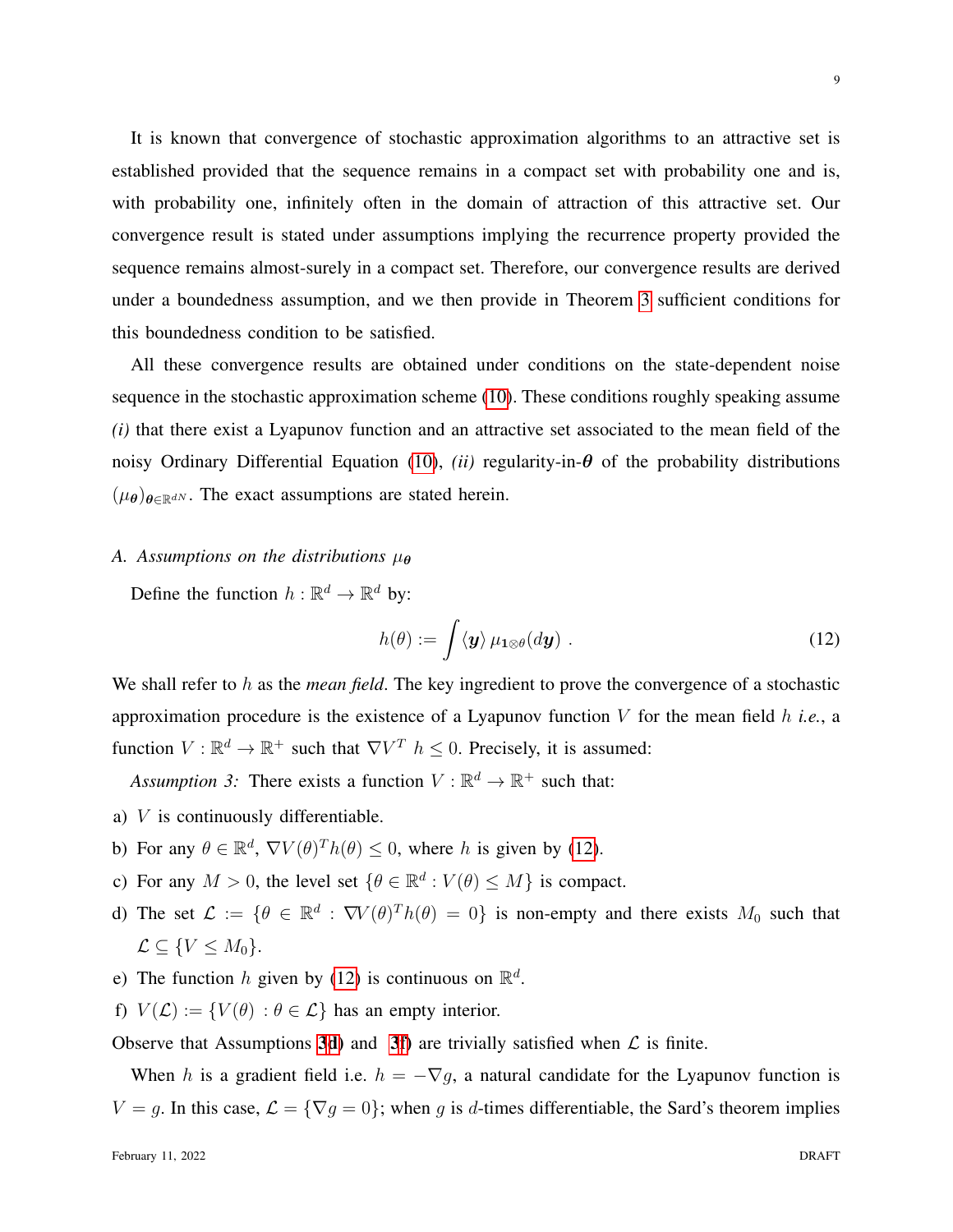It is known that convergence of stochastic approximation algorithms to an attractive set is established provided that the sequence remains in a compact set with probability one and is, with probability one, infinitely often in the domain of attraction of this attractive set. Our convergence result is stated under assumptions implying the recurrence property provided the sequence remains almost-surely in a compact set. Therefore, our convergence results are derived under a boundedness assumption, and we then provide in Theorem 3 sufficient conditions for this boundedness condition to be satisfied.

All these convergence results are obtained under conditions on the state-dependent noise sequence in the stochastic approximation scheme (10). These conditions roughly speaking assume *(i)* that there exist a Lyapunov function and an attractive set associated to the mean field of the noisy Ordinary Differential Equation (10), *(ii)* regularity-in-$\boldsymbol{\theta}$ of the probability distributions $(\mu_{\boldsymbol{\theta}})_{\boldsymbol{\theta}\in\mathbb{R}^{dN}}$. The exact assumptions are stated herein.

### A. Assumptions on the distributions $\mu_{\boldsymbol{\theta}}$

Define the function $h : \mathbb{R}^d \to \mathbb{R}^d$ by:

$$h(\theta) := \int \langle \boldsymbol{y} \rangle \, \mu_{\mathbf{1}\otimes\theta}(d\boldsymbol{y}) \ . \tag{12}$$

We shall refer to $h$ as the *mean field*. The key ingredient to prove the convergence of a stochastic approximation procedure is the existence of a Lyapunov function $V$ for the mean field $h$ *i.e.*, a function $V : \mathbb{R}^d \to \mathbb{R}^+$ such that $\nabla V^T \, h \leq 0$. Precisely, it is assumed:

*Assumption 3:* There exists a function $V : \mathbb{R}^d \to \mathbb{R}^+$ such that:

a) $V$ is continuously differentiable.

b) For any $\theta \in \mathbb{R}^d$, $\nabla V(\theta)^T h(\theta) \leq 0$, where $h$ is given by (12).

c) For any $M > 0$, the level set $\{\theta \in \mathbb{R}^d : V(\theta) \leq M\}$ is compact.

d) The set $\mathcal{L} := \{\theta \in \mathbb{R}^d : \nabla V(\theta)^T h(\theta) = 0\}$ is non-empty and there exists $M_0$ such that $\mathcal{L} \subseteq \{V \leq M_0\}$.

e) The function $h$ given by (12) is continuous on $\mathbb{R}^d$.

f) $V(\mathcal{L}) := \{V(\theta) : \theta \in \mathcal{L}\}$ has an empty interior.

Observe that Assumptions 3d) and 3f) are trivially satisfied when $\mathcal{L}$ is finite.

When $h$ is a gradient field i.e. $h = -\nabla g$, a natural candidate for the Lyapunov function is $V = g$. In this case, $\mathcal{L} = \{\nabla g = 0\}$; when $g$ is $d$-times differentiable, the Sard's theorem implies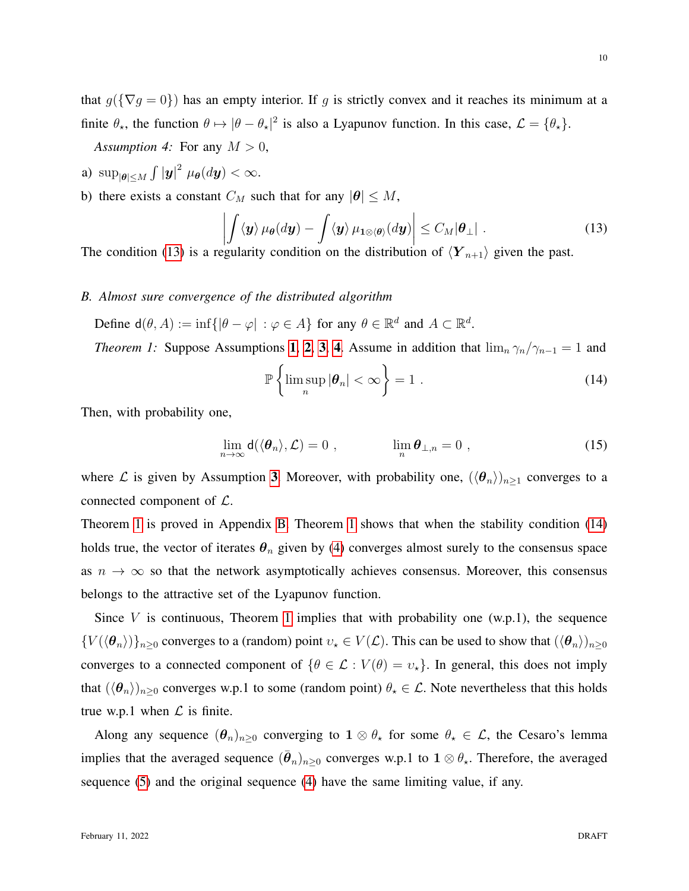that $g(\{\nabla g = 0\})$ has an empty interior. If $g$ is strictly convex and it reaches its minimum at a finite $\theta_\star$, the function $\theta \mapsto |\theta - \theta_\star|^2$ is also a Lyapunov function. In this case, $\mathcal{L} = \{\theta_\star\}$.

*Assumption 4:* For any $M > 0$,

a) $\sup_{|\boldsymbol{\theta}|\leq M} \int |\boldsymbol{y}|^2 \, \mu_{\boldsymbol{\theta}}(d\boldsymbol{y}) < \infty$.

b) there exists a constant $C_M$ such that for any $|\boldsymbol{\theta}| \leq M$,

$$\left| \int \langle \boldsymbol{y} \rangle \, \mu_{\boldsymbol{\theta}}(d\boldsymbol{y}) - \int \langle \boldsymbol{y} \rangle \, \mu_{\mathbf{1}\otimes\langle\boldsymbol{\theta}\rangle}(d\boldsymbol{y}) \right| \leq C_M |\boldsymbol{\theta}_\perp| \; . \tag{13}$$

The condition (13) is a regularity condition on the distribution of $\langle \boldsymbol{Y}_{n+1} \rangle$ given the past.

### B. Almost sure convergence of the distributed algorithm

Define $\mathsf{d}(\theta, A) := \inf\{|\theta - \varphi| \, : \varphi \in A\}$ for any $\theta \in \mathbb{R}^d$ and $A \subset \mathbb{R}^d$.

*Theorem 1:* Suppose Assumptions 1, 2, 3, 4. Assume in addition that $\lim_n \gamma_n/\gamma_{n-1} = 1$ and

$$\mathbb{P}\left\{ \limsup_n |\boldsymbol{\theta}_n| < \infty \right\} = 1 \; . \tag{14}$$

Then, with probability one,

$$\lim_{n\to\infty} \mathsf{d}(\langle \boldsymbol{\theta}_n \rangle, \mathcal{L}) = 0 \; , \qquad\qquad \lim_n \boldsymbol{\theta}_{\perp,n} = 0 \; , \tag{15}$$

where $\mathcal{L}$ is given by Assumption 3. Moreover, with probability one, $(\langle \boldsymbol{\theta}_n \rangle)_{n\geq 1}$ converges to a connected component of $\mathcal{L}$.

Theorem 1 is proved in Appendix B. Theorem 1 shows that when the stability condition (14) holds true, the vector of iterates $\boldsymbol{\theta}_n$ given by (4) converges almost surely to the consensus space as $n \to \infty$ so that the network asymptotically achieves consensus. Moreover, this consensus belongs to the attractive set of the Lyapunov function.

Since $V$ is continuous, Theorem 1 implies that with probability one (w.p.1), the sequence $\{V(\langle \boldsymbol{\theta}_n \rangle)\}_{n\geq 0}$ converges to a (random) point $\upsilon_\star \in V(\mathcal{L})$. This can be used to show that $(\langle \boldsymbol{\theta}_n \rangle)_{n\geq 0}$ converges to a connected component of $\{\theta \in \mathcal{L} : V(\theta) = \upsilon_\star\}$. In general, this does not imply that $(\langle \boldsymbol{\theta}_n \rangle)_{n\geq 0}$ converges w.p.1 to some (random point) $\theta_\star \in \mathcal{L}$. Note nevertheless that this holds true w.p.1 when $\mathcal{L}$ is finite.

Along any sequence $(\boldsymbol{\theta}_n)_{n\geq 0}$ converging to $\mathbf{1} \otimes \theta_\star$ for some $\theta_\star \in \mathcal{L}$, the Cesaro's lemma implies that the averaged sequence $(\bar{\boldsymbol{\theta}}_n)_{n\geq 0}$ converges w.p.1 to $\mathbf{1} \otimes \theta_\star$. Therefore, the averaged sequence (5) and the original sequence (4) have the same limiting value, if any.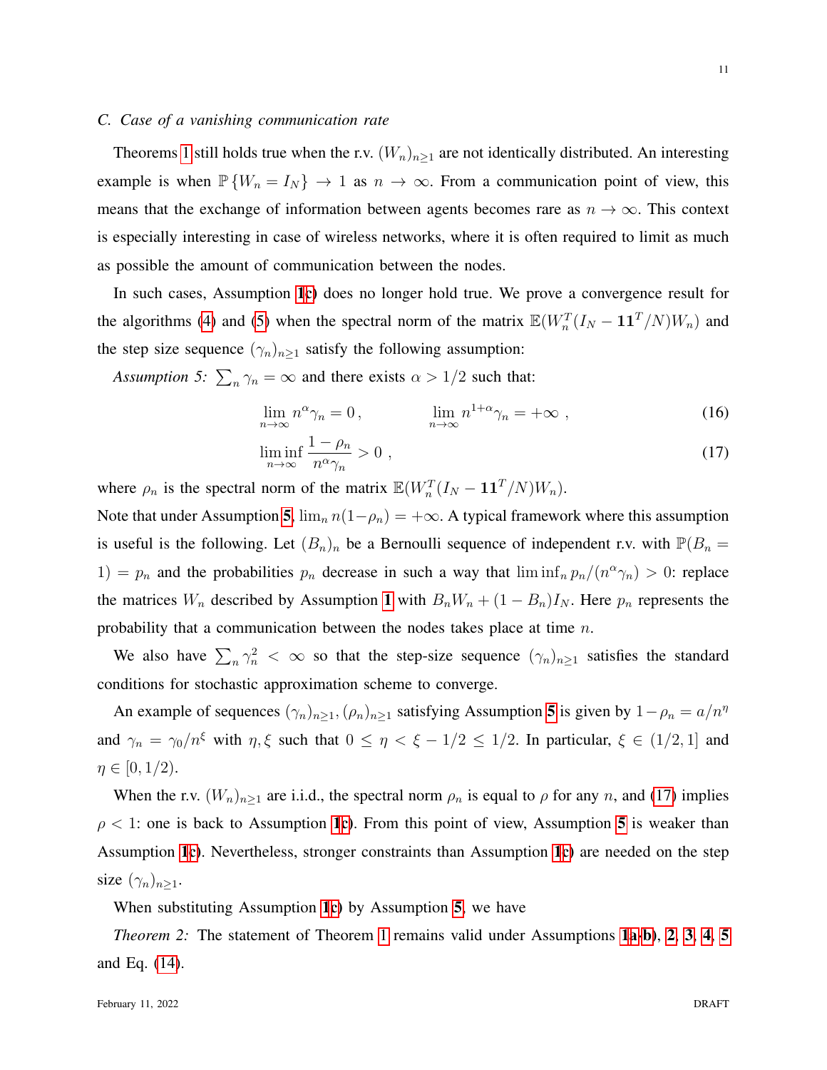### C. Case of a vanishing communication rate

Theorems 1 still holds true when the r.v. $(W_n)_{n\geq 1}$ are not identically distributed. An interesting example is when $\mathbb{P}\{W_n = I_N\} \to 1$ as $n \to \infty$. From a communication point of view, this means that the exchange of information between agents becomes rare as $n \to \infty$. This context is especially interesting in case of wireless networks, where it is often required to limit as much as possible the amount of communication between the nodes.

In such cases, Assumption 1c) does no longer hold true. We prove a convergence result for the algorithms (4) and (5) when the spectral norm of the matrix $\mathbb{E}(W_n^T(I_N - \mathbf{1}\mathbf{1}^T/N)W_n)$ and the step size sequence $(\gamma_n)_{n\geq 1}$ satisfy the following assumption:

*Assumption 5:* $\sum_n \gamma_n = \infty$ and there exists $\alpha > 1/2$ such that:

$$\lim_{n\to\infty} n^\alpha \gamma_n = 0\,, \qquad\qquad \lim_{n\to\infty} n^{1+\alpha}\gamma_n = +\infty\ , \tag{16}$$

$$\liminf_{n\to\infty} \frac{1-\rho_n}{n^\alpha \gamma_n} > 0\ , \tag{17}$$

where $\rho_n$ is the spectral norm of the matrix $\mathbb{E}(W_n^T(I_N - \mathbf{1}\mathbf{1}^T/N)W_n)$.
Note that under Assumption 5, $\lim_n n(1-\rho_n) = +\infty$. A typical framework where this assumption is useful is the following. Let $(B_n)_n$ be a Bernoulli sequence of independent r.v. with $\mathbb{P}(B_n = 1) = p_n$ and the probabilities $p_n$ decrease in such a way that $\liminf_n p_n/(n^\alpha\gamma_n) > 0$: replace the matrices $W_n$ described by Assumption 1 with $B_nW_n + (1-B_n)I_N$. Here $p_n$ represents the probability that a communication between the nodes takes place at time $n$.

We also have $\sum_n \gamma_n^2 < \infty$ so that the step-size sequence $(\gamma_n)_{n\geq 1}$ satisfies the standard conditions for stochastic approximation scheme to converge.

An example of sequences $(\gamma_n)_{n\geq 1}, (\rho_n)_{n\geq 1}$ satisfying Assumption 5 is given by $1-\rho_n = a/n^\eta$ and $\gamma_n = \gamma_0/n^\xi$ with $\eta, \xi$ such that $0 \leq \eta < \xi - 1/2 \leq 1/2$. In particular, $\xi \in (1/2, 1]$ and $\eta \in [0, 1/2)$.

When the r.v. $(W_n)_{n\geq 1}$ are i.i.d., the spectral norm $\rho_n$ is equal to $\rho$ for any $n$, and (17) implies $\rho < 1$: one is back to Assumption 1c). From this point of view, Assumption 5 is weaker than Assumption 1c). Nevertheless, stronger constraints than Assumption 1c) are needed on the step size $(\gamma_n)_{n\geq 1}$.

When substituting Assumption 1c) by Assumption 5, we have

*Theorem 2:* The statement of Theorem 1 remains valid under Assumptions 1a-b), 2, 3, 4, 5 and Eq. (14).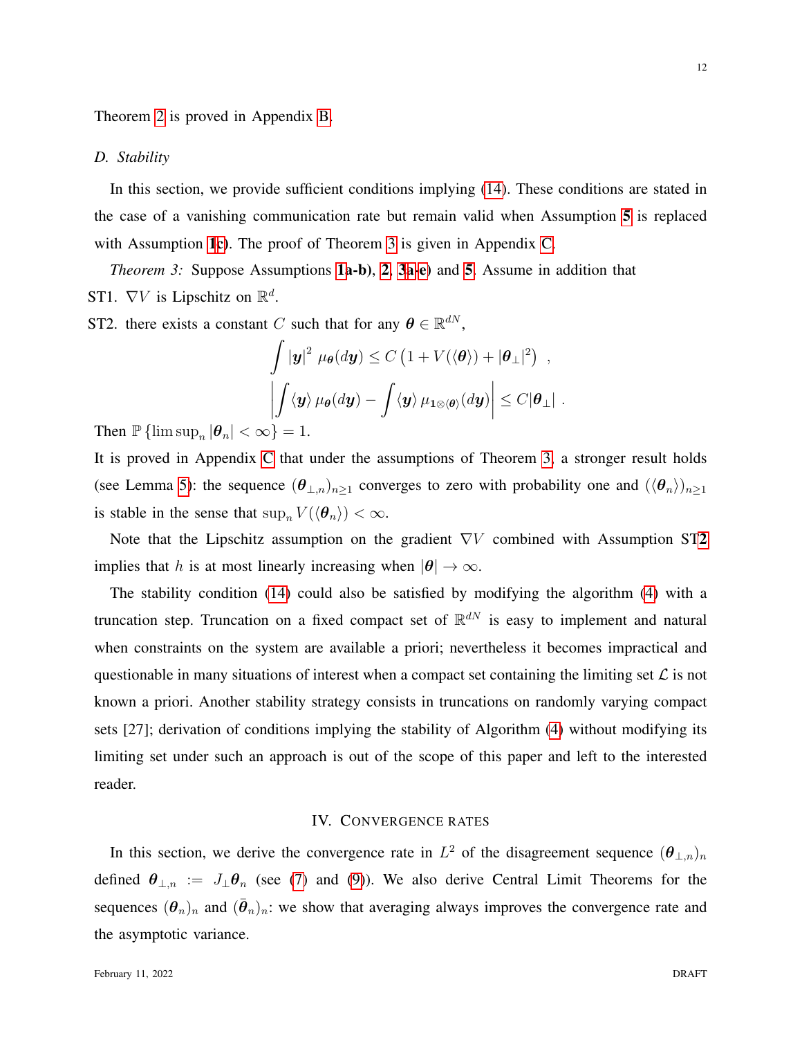Theorem 2 is proved in Appendix B.

### D. Stability

In this section, we provide sufficient conditions implying (14). These conditions are stated in the case of a vanishing communication rate but remain valid when Assumption **5** is replaced with Assumption **1**c). The proof of Theorem 3 is given in Appendix C.

*Theorem 3:* Suppose Assumptions **1**a-b), **2**, **3**a-e) and **5**. Assume in addition that

ST1. $\nabla V$ is Lipschitz on $\mathbb{R}^d$.

ST2. there exists a constant $C$ such that for any $\boldsymbol{\theta} \in \mathbb{R}^{dN}$,

$$\int |\boldsymbol{y}|^2 \, \mu_{\boldsymbol{\theta}}(d\boldsymbol{y}) \leq C \left(1 + V(\langle \boldsymbol{\theta} \rangle) + |\boldsymbol{\theta}_\perp|^2\right) \ ,$$

$$\left| \int \langle \boldsymbol{y} \rangle \, \mu_{\boldsymbol{\theta}}(d\boldsymbol{y}) - \int \langle \boldsymbol{y} \rangle \, \mu_{\mathbf{1} \otimes \langle \boldsymbol{\theta} \rangle}(d\boldsymbol{y}) \right| \leq C |\boldsymbol{\theta}_\perp| \ .$$

Then $\mathbb{P}\left\{\limsup_n |\boldsymbol{\theta}_n| < \infty\right\} = 1$.

It is proved in Appendix C that under the assumptions of Theorem 3, a stronger result holds (see Lemma 5): the sequence $(\boldsymbol{\theta}_{\perp,n})_{n\geq 1}$ converges to zero with probability one and $(\langle \boldsymbol{\theta}_n \rangle)_{n\geq 1}$ is stable in the sense that $\sup_n V(\langle \boldsymbol{\theta}_n \rangle) < \infty$.

Note that the Lipschitz assumption on the gradient $\nabla V$ combined with Assumption ST**2** implies that $h$ is at most linearly increasing when $|\boldsymbol{\theta}| \to \infty$.

The stability condition (14) could also be satisfied by modifying the algorithm (4) with a truncation step. Truncation on a fixed compact set of $\mathbb{R}^{dN}$ is easy to implement and natural when constraints on the system are available a priori; nevertheless it becomes impractical and questionable in many situations of interest when a compact set containing the limiting set $\mathcal{L}$ is not known a priori. Another stability strategy consists in truncations on randomly varying compact sets [27]; derivation of conditions implying the stability of Algorithm (4) without modifying its limiting set under such an approach is out of the scope of this paper and left to the interested reader.

## IV. Convergence rates

In this section, we derive the convergence rate in $L^2$ of the disagreement sequence $(\boldsymbol{\theta}_{\perp,n})_n$ defined $\boldsymbol{\theta}_{\perp,n} := J_\perp \boldsymbol{\theta}_n$ (see (7) and (9)). We also derive Central Limit Theorems for the sequences $(\boldsymbol{\theta}_n)_n$ and $(\bar{\boldsymbol{\theta}}_n)_n$: we show that averaging always improves the convergence rate and the asymptotic variance.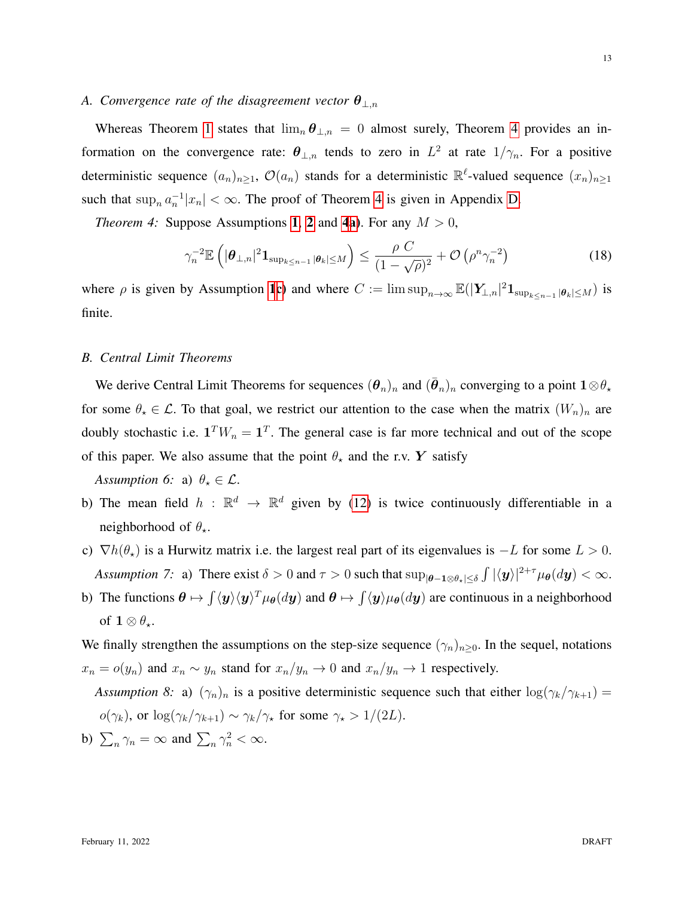### A. Convergence rate of the disagreement vector $\boldsymbol{\theta}_{\perp,n}$

Whereas Theorem 1 states that $\lim_n \boldsymbol{\theta}_{\perp,n} = 0$ almost surely, Theorem 4 provides an information on the convergence rate: $\boldsymbol{\theta}_{\perp,n}$ tends to zero in $L^2$ at rate $1/\gamma_n$. For a positive deterministic sequence $(a_n)_{n\geq 1}$, $\mathcal{O}(a_n)$ stands for a deterministic $\mathbb{R}^\ell$-valued sequence $(x_n)_{n\geq 1}$ such that $\sup_n a_n^{-1}|x_n| < \infty$. The proof of Theorem 4 is given in Appendix D.

*Theorem 4:* Suppose Assumptions 1, 2 and 4a). For any $M > 0$,

$$\gamma_n^{-2}\mathbb{E}\left(|\boldsymbol{\theta}_{\perp,n}|^2 \mathbf{1}_{\sup_{k\leq n-1}|\boldsymbol{\theta}_k|\leq M}\right) \leq \frac{\rho\, C}{(1-\sqrt{\rho})^2} + \mathcal{O}\left(\rho^n \gamma_n^{-2}\right) \tag{18}$$

where $\rho$ is given by Assumption 1c) and where $C := \limsup_{n\to\infty} \mathbb{E}(|\boldsymbol{Y}_{\perp,n}|^2 \mathbf{1}_{\sup_{k\leq n-1}|\boldsymbol{\theta}_k|\leq M})$ is finite.

### B. Central Limit Theorems

We derive Central Limit Theorems for sequences $(\boldsymbol{\theta}_n)_n$ and $(\bar{\boldsymbol{\theta}}_n)_n$ converging to a point $\mathbf{1}\otimes\theta_\star$ for some $\theta_\star \in \mathcal{L}$. To that goal, we restrict our attention to the case when the matrix $(W_n)_n$ are doubly stochastic i.e. $\mathbf{1}^T W_n = \mathbf{1}^T$. The general case is far more technical and out of the scope of this paper. We also assume that the point $\theta_\star$ and the r.v. $\boldsymbol{Y}$ satisfy

*Assumption 6:* a) $\theta_\star \in \mathcal{L}$.

b) The mean field $h : \mathbb{R}^d \to \mathbb{R}^d$ given by (12) is twice continuously differentiable in a neighborhood of $\theta_\star$.

c) $\nabla h(\theta_\star)$ is a Hurwitz matrix i.e. the largest real part of its eigenvalues is $-L$ for some $L > 0$.

*Assumption 7:* a) There exist $\delta > 0$ and $\tau > 0$ such that $\sup_{|\boldsymbol{\theta}-\mathbf{1}\otimes\theta_\star|\leq\delta} \int |\langle \boldsymbol{y}\rangle|^{2+\tau} \mu_{\boldsymbol{\theta}}(d\boldsymbol{y}) < \infty$.

b) The functions $\boldsymbol{\theta} \mapsto \int \langle \boldsymbol{y}\rangle \langle \boldsymbol{y}\rangle^T \mu_{\boldsymbol{\theta}}(d\boldsymbol{y})$ and $\boldsymbol{\theta} \mapsto \int \langle \boldsymbol{y}\rangle \mu_{\boldsymbol{\theta}}(d\boldsymbol{y})$ are continuous in a neighborhood of $\mathbf{1}\otimes\theta_\star$.

We finally strengthen the assumptions on the step-size sequence $(\gamma_n)_{n\geq 0}$. In the sequel, notations $x_n = o(y_n)$ and $x_n \sim y_n$ stand for $x_n/y_n \to 0$ and $x_n/y_n \to 1$ respectively.

*Assumption 8:* a) $(\gamma_n)_n$ is a positive deterministic sequence such that either $\log(\gamma_k/\gamma_{k+1}) = o(\gamma_k)$, or $\log(\gamma_k/\gamma_{k+1}) \sim \gamma_k/\gamma_\star$ for some $\gamma_\star > 1/(2L)$.

b) $\sum_n \gamma_n = \infty$ and $\sum_n \gamma_n^2 < \infty$.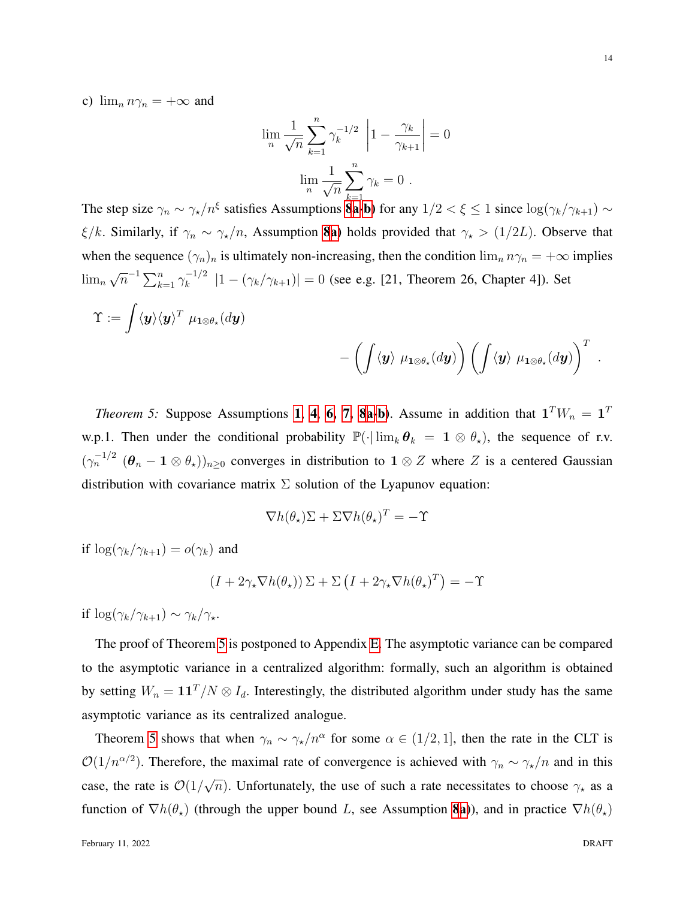c) $\lim_n n\gamma_n = +\infty$ and

$$\lim_n \frac{1}{\sqrt{n}} \sum_{k=1}^{n} \gamma_k^{-1/2} \left| 1 - \frac{\gamma_k}{\gamma_{k+1}} \right| = 0$$

$$\lim_n \frac{1}{\sqrt{n}} \sum_{k=1}^{n} \gamma_k = 0 \ .$$

The step size $\gamma_n \sim \gamma_\star / n^\xi$ satisfies Assumptions 8a-b) for any $1/2 < \xi \leq 1$ since $\log(\gamma_k/\gamma_{k+1}) \sim \xi/k$. Similarly, if $\gamma_n \sim \gamma_\star/n$, Assumption 8a) holds provided that $\gamma_\star > (1/2L)$. Observe that when the sequence $(\gamma_n)_n$ is ultimately non-increasing, then the condition $\lim_n n\gamma_n = +\infty$ implies $\lim_n \sqrt{n}^{-1} \sum_{k=1}^n \gamma_k^{-1/2} \ |1 - (\gamma_k/\gamma_{k+1})| = 0$ (see e.g. [21, Theorem 26, Chapter 4]). Set

$$\Upsilon := \int \langle \boldsymbol{y} \rangle \langle \boldsymbol{y} \rangle^T \ \mu_{\mathbf{1}\otimes\theta_\star}(d\boldsymbol{y}) - \left( \int \langle \boldsymbol{y} \rangle \ \mu_{\mathbf{1}\otimes\theta_\star}(d\boldsymbol{y}) \right) \left( \int \langle \boldsymbol{y} \rangle \ \mu_{\mathbf{1}\otimes\theta_\star}(d\boldsymbol{y}) \right)^T \ .$$

*Theorem 5:* Suppose Assumptions 1, 4, 6, 7, 8a-b). Assume in addition that $\mathbf{1}^T W_n = \mathbf{1}^T$ w.p.1. Then under the conditional probability $\mathbb{P}(\cdot | \lim_k \boldsymbol{\theta}_k = \mathbf{1} \otimes \theta_\star)$, the sequence of r.v. $(\gamma_n^{-1/2} \ (\boldsymbol{\theta}_n - \mathbf{1} \otimes \theta_\star))_{n \geq 0}$ converges in distribution to $\mathbf{1} \otimes Z$ where $Z$ is a centered Gaussian distribution with covariance matrix $\Sigma$ solution of the Lyapunov equation:

$$\nabla h(\theta_\star) \Sigma + \Sigma \nabla h(\theta_\star)^T = -\Upsilon$$

if $\log(\gamma_k/\gamma_{k+1}) = o(\gamma_k)$ and

$$\left(I + 2\gamma_\star \nabla h(\theta_\star)\right) \Sigma + \Sigma \left(I + 2\gamma_\star \nabla h(\theta_\star)^T\right) = -\Upsilon$$

if $\log(\gamma_k/\gamma_{k+1}) \sim \gamma_k/\gamma_\star$.

The proof of Theorem 5 is postponed to Appendix E. The asymptotic variance can be compared to the asymptotic variance in a centralized algorithm: formally, such an algorithm is obtained by setting $W_n = \mathbf{1}\mathbf{1}^T/N \otimes I_d$. Interestingly, the distributed algorithm under study has the same asymptotic variance as its centralized analogue.

Theorem 5 shows that when $\gamma_n \sim \gamma_\star/n^\alpha$ for some $\alpha \in (1/2, 1]$, then the rate in the CLT is $\mathcal{O}(1/n^{\alpha/2})$. Therefore, the maximal rate of convergence is achieved with $\gamma_n \sim \gamma_\star/n$ and in this case, the rate is $\mathcal{O}(1/\sqrt{n})$. Unfortunately, the use of such a rate necessitates to choose $\gamma_\star$ as a function of $\nabla h(\theta_\star)$ (through the upper bound $L$, see Assumption 8a)), and in practice $\nabla h(\theta_\star)$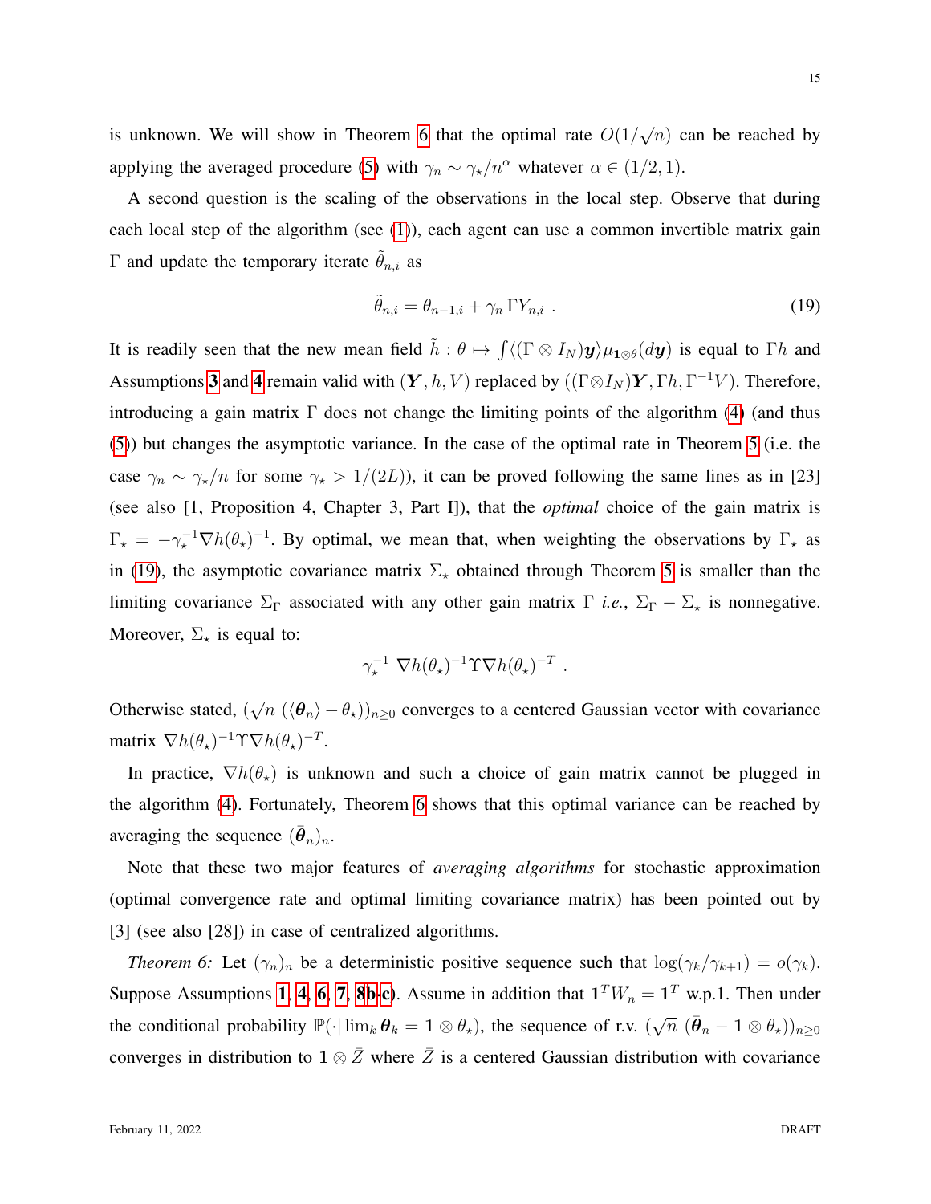is unknown. We will show in Theorem 6 that the optimal rate $O(1/\sqrt{n})$ can be reached by applying the averaged procedure (5) with $\gamma_n \sim \gamma_\star/n^\alpha$ whatever $\alpha \in (1/2, 1)$.

A second question is the scaling of the observations in the local step. Observe that during each local step of the algorithm (see (1)), each agent can use a common invertible matrix gain $\Gamma$ and update the temporary iterate $\tilde{\theta}_{n,i}$ as

$$\tilde{\theta}_{n,i} = \theta_{n-1,i} + \gamma_n \, \Gamma Y_{n,i} \ . \tag{19}$$

It is readily seen that the new mean field $\tilde{h} : \theta \mapsto \int \langle (\Gamma \otimes I_N) \boldsymbol{y} \rangle \mu_{\mathbf{1} \otimes \theta}(d\boldsymbol{y})$ is equal to $\Gamma h$ and Assumptions 3 and 4 remain valid with $(\boldsymbol{Y}, h, V)$ replaced by $((\Gamma \otimes I_N)\boldsymbol{Y}, \Gamma h, \Gamma^{-1} V)$. Therefore, introducing a gain matrix $\Gamma$ does not change the limiting points of the algorithm (4) (and thus (5)) but changes the asymptotic variance. In the case of the optimal rate in Theorem 5 (i.e. the case $\gamma_n \sim \gamma_\star/n$ for some $\gamma_\star > 1/(2L)$), it can be proved following the same lines as in [23] (see also [1, Proposition 4, Chapter 3, Part I]), that the *optimal* choice of the gain matrix is $\Gamma_\star = -\gamma_\star^{-1} \nabla h(\theta_\star)^{-1}$. By optimal, we mean that, when weighting the observations by $\Gamma_\star$ as in (19), the asymptotic covariance matrix $\Sigma_\star$ obtained through Theorem 5 is smaller than the limiting covariance $\Sigma_\Gamma$ associated with any other gain matrix $\Gamma$ *i.e.*, $\Sigma_\Gamma - \Sigma_\star$ is nonnegative. Moreover, $\Sigma_\star$ is equal to:

$$\gamma_\star^{-1} \ \nabla h(\theta_\star)^{-1} \Upsilon \nabla h(\theta_\star)^{-T} \ .$$

Otherwise stated, $(\sqrt{n} \ (\langle \boldsymbol{\theta}_n \rangle - \theta_\star))_{n \geq 0}$ converges to a centered Gaussian vector with covariance matrix $\nabla h(\theta_\star)^{-1} \Upsilon \nabla h(\theta_\star)^{-T}$.

In practice, $\nabla h(\theta_\star)$ is unknown and such a choice of gain matrix cannot be plugged in the algorithm (4). Fortunately, Theorem 6 shows that this optimal variance can be reached by averaging the sequence $(\bar{\boldsymbol{\theta}}_n)_n$.

Note that these two major features of *averaging algorithms* for stochastic approximation (optimal convergence rate and optimal limiting covariance matrix) has been pointed out by [3] (see also [28]) in case of centralized algorithms.

*Theorem 6:* Let $(\gamma_n)_n$ be a deterministic positive sequence such that $\log(\gamma_k/\gamma_{k+1}) = o(\gamma_k)$. Suppose Assumptions 1, 4, 6, 7, 8b-c). Assume in addition that $\mathbf{1}^T W_n = \mathbf{1}^T$ w.p.1. Then under the conditional probability $\mathbb{P}(\cdot | \lim_k \boldsymbol{\theta}_k = \mathbf{1} \otimes \theta_\star)$, the sequence of r.v. $(\sqrt{n} \ (\bar{\boldsymbol{\theta}}_n - \mathbf{1} \otimes \theta_\star))_{n \geq 0}$ converges in distribution to $\mathbf{1} \otimes \bar{Z}$ where $\bar{Z}$ is a centered Gaussian distribution with covariance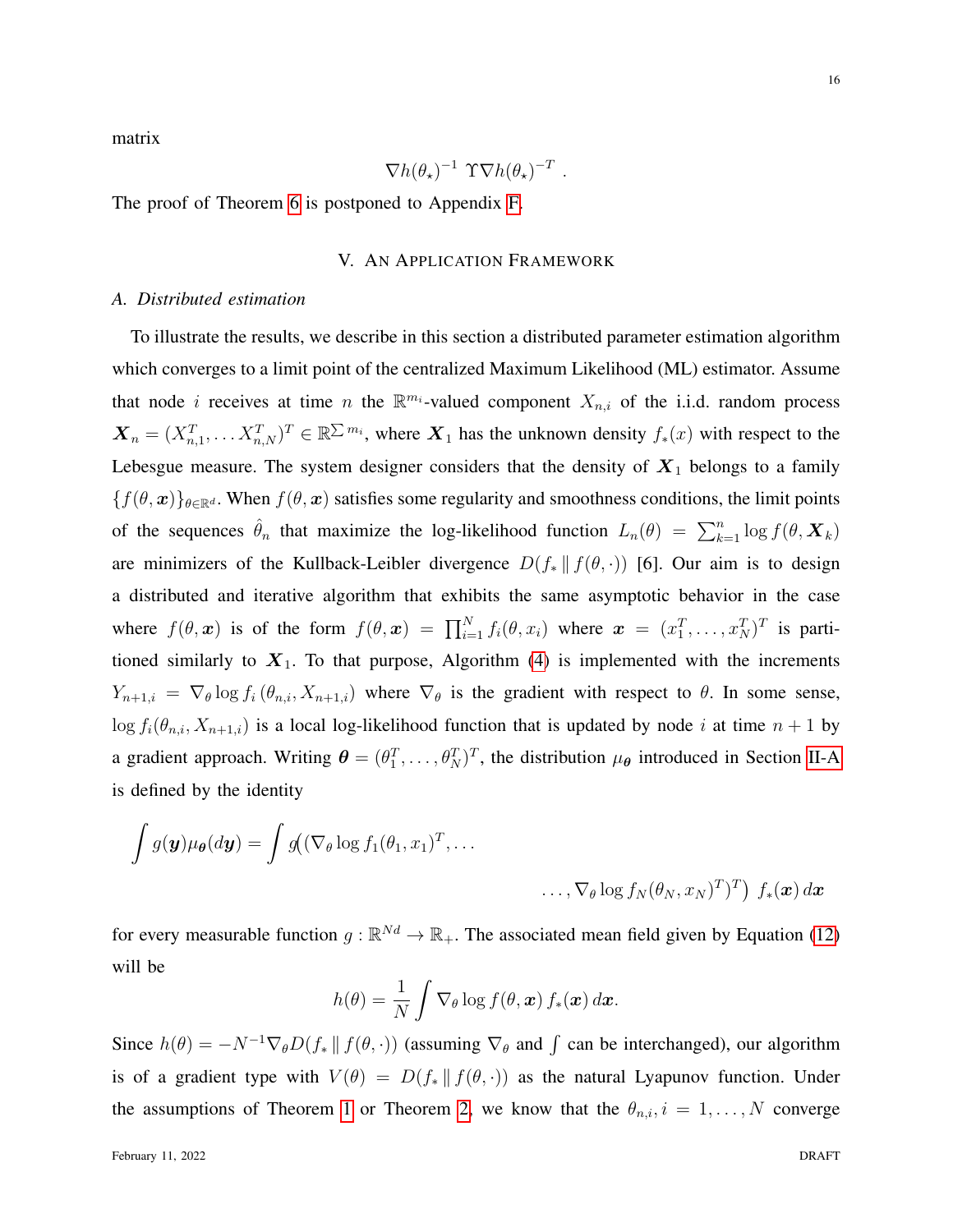matrix

$$\nabla h(\theta_\star)^{-1} \; \Upsilon \nabla h(\theta_\star)^{-T} \; .$$

The proof of Theorem 6 is postponed to Appendix F.

## V. An Application Framework

### A. Distributed estimation

To illustrate the results, we describe in this section a distributed parameter estimation algorithm which converges to a limit point of the centralized Maximum Likelihood (ML) estimator. Assume that node $i$ receives at time $n$ the $\mathbb{R}^{m_i}$-valued component $X_{n,i}$ of the i.i.d. random process $\boldsymbol{X}_n = (X_{n,1}^T, \ldots X_{n,N}^T)^T \in \mathbb{R}^{\sum m_i}$, where $\boldsymbol{X}_1$ has the unknown density $f_*(x)$ with respect to the Lebesgue measure. The system designer considers that the density of $\boldsymbol{X}_1$ belongs to a family $\{f(\theta, \boldsymbol{x})\}_{\theta \in \mathbb{R}^d}$. When $f(\theta, \boldsymbol{x})$ satisfies some regularity and smoothness conditions, the limit points of the sequences $\hat{\theta}_n$ that maximize the log-likelihood function $L_n(\theta) = \sum_{k=1}^n \log f(\theta, \boldsymbol{X}_k)$ are minimizers of the Kullback-Leibler divergence $D(f_* \,\|\, f(\theta, \cdot))$ [6]. Our aim is to design a distributed and iterative algorithm that exhibits the same asymptotic behavior in the case where $f(\theta, \boldsymbol{x})$ is of the form $f(\theta, \boldsymbol{x}) = \prod_{i=1}^N f_i(\theta, x_i)$ where $\boldsymbol{x} = (x_1^T, \ldots, x_N^T)^T$ is partitioned similarly to $\boldsymbol{X}_1$. To that purpose, Algorithm (4) is implemented with the increments $Y_{n+1,i} = \nabla_\theta \log f_i\left(\theta_{n,i}, X_{n+1,i}\right)$ where $\nabla_\theta$ is the gradient with respect to $\theta$. In some sense, $\log f_i(\theta_{n,i}, X_{n+1,i})$ is a local log-likelihood function that is updated by node $i$ at time $n+1$ by a gradient approach. Writing $\boldsymbol{\theta} = (\theta_1^T, \ldots, \theta_N^T)^T$, the distribution $\mu_{\boldsymbol{\theta}}$ introduced in Section II-A is defined by the identity

$$\int g(\boldsymbol{y}) \mu_{\boldsymbol{\theta}}(d\boldsymbol{y}) = \int g\Big( (\nabla_\theta \log f_1(\theta_1, x_1)^T, \ldots \\ \ldots, \nabla_\theta \log f_N(\theta_N, x_N)^T)^T \Big) \; f_*(\boldsymbol{x}) \, d\boldsymbol{x}$$

for every measurable function $g : \mathbb{R}^{Nd} \to \mathbb{R}_+$. The associated mean field given by Equation (12) will be

$$h(\theta) = \frac{1}{N} \int \nabla_\theta \log f(\theta, \boldsymbol{x}) \, f_*(\boldsymbol{x}) \, d\boldsymbol{x}.$$

Since $h(\theta) = -N^{-1} \nabla_\theta D(f_* \,\|\, f(\theta, \cdot))$ (assuming $\nabla_\theta$ and $\int$ can be interchanged), our algorithm is of a gradient type with $V(\theta) = D(f_* \,\|\, f(\theta, \cdot))$ as the natural Lyapunov function. Under the assumptions of Theorem 1 or Theorem 2, we know that the $\theta_{n,i}, i = 1, \ldots, N$ converge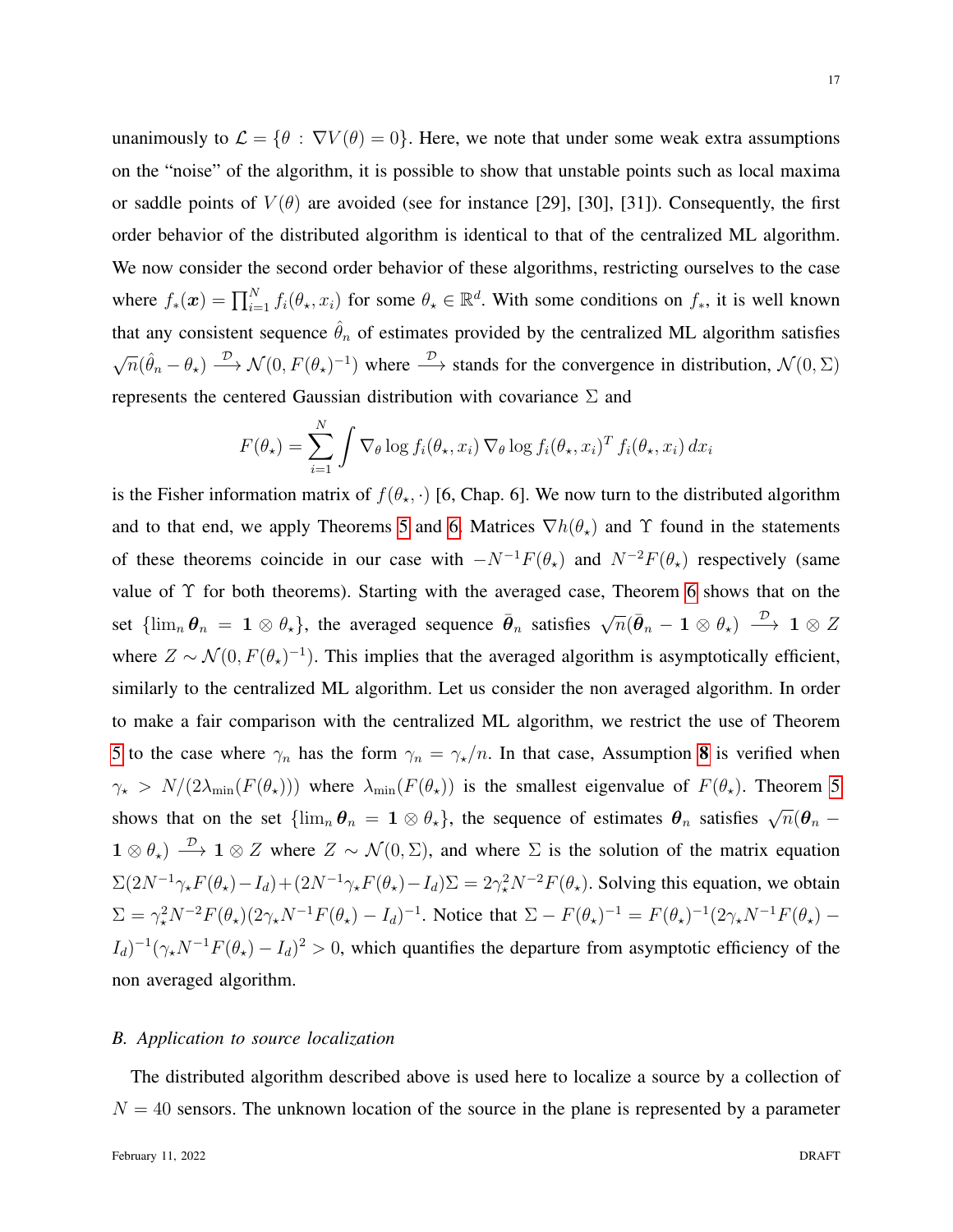unanimously to $\mathcal{L} = \{\theta : \nabla V(\theta) = 0\}$. Here, we note that under some weak extra assumptions on the "noise" of the algorithm, it is possible to show that unstable points such as local maxima or saddle points of $V(\theta)$ are avoided (see for instance [29], [30], [31]). Consequently, the first order behavior of the distributed algorithm is identical to that of the centralized ML algorithm. We now consider the second order behavior of these algorithms, restricting ourselves to the case where $f_*(\boldsymbol{x}) = \prod_{i=1}^N f_i(\theta_\star, x_i)$ for some $\theta_\star \in \mathbb{R}^d$. With some conditions on $f_*$, it is well known that any consistent sequence $\hat{\theta}_n$ of estimates provided by the centralized ML algorithm satisfies $\sqrt{n}(\hat{\theta}_n - \theta_\star) \xrightarrow{\mathcal{D}} \mathcal{N}(0, F(\theta_\star)^{-1})$ where $\xrightarrow{\mathcal{D}}$ stands for the convergence in distribution, $\mathcal{N}(0,\Sigma)$ represents the centered Gaussian distribution with covariance $\Sigma$ and

$$F(\theta_\star) = \sum_{i=1}^N \int \nabla_\theta \log f_i(\theta_\star, x_i) \, \nabla_\theta \log f_i(\theta_\star, x_i)^T f_i(\theta_\star, x_i) \, dx_i$$

is the Fisher information matrix of $f(\theta_\star, \cdot)$ [6, Chap. 6]. We now turn to the distributed algorithm and to that end, we apply Theorems 5 and 6. Matrices $\nabla h(\theta_\star)$ and $\Upsilon$ found in the statements of these theorems coincide in our case with $-N^{-1}F(\theta_\star)$ and $N^{-2}F(\theta_\star)$ respectively (same value of $\Upsilon$ for both theorems). Starting with the averaged case, Theorem 6 shows that on the set $\{\lim_n \boldsymbol{\theta}_n = \mathbf{1} \otimes \theta_\star\}$, the averaged sequence $\bar{\boldsymbol{\theta}}_n$ satisfies $\sqrt{n}(\bar{\boldsymbol{\theta}}_n - \mathbf{1} \otimes \theta_\star) \xrightarrow{\mathcal{D}} \mathbf{1} \otimes Z$ where $Z \sim \mathcal{N}(0, F(\theta_\star)^{-1})$. This implies that the averaged algorithm is asymptotically efficient, similarly to the centralized ML algorithm. Let us consider the non averaged algorithm. In order to make a fair comparison with the centralized ML algorithm, we restrict the use of Theorem 5 to the case where $\gamma_n$ has the form $\gamma_n = \gamma_\star / n$. In that case, Assumption **8** is verified when $\gamma_\star > N/(2\lambda_{\min}(F(\theta_\star)))$ where $\lambda_{\min}(F(\theta_\star))$ is the smallest eigenvalue of $F(\theta_\star)$. Theorem 5 shows that on the set $\{\lim_n \boldsymbol{\theta}_n = \mathbf{1} \otimes \theta_\star\}$, the sequence of estimates $\boldsymbol{\theta}_n$ satisfies $\sqrt{n}(\boldsymbol{\theta}_n - \mathbf{1} \otimes \theta_\star) \xrightarrow{\mathcal{D}} \mathbf{1} \otimes Z$ where $Z \sim \mathcal{N}(0, \Sigma)$, and where $\Sigma$ is the solution of the matrix equation $\Sigma(2N^{-1}\gamma_\star F(\theta_\star) - I_d) + (2N^{-1}\gamma_\star F(\theta_\star) - I_d)\Sigma = 2\gamma_\star^2 N^{-2} F(\theta_\star)$. Solving this equation, we obtain $\Sigma = \gamma_\star^2 N^{-2} F(\theta_\star)(2\gamma_\star N^{-1} F(\theta_\star) - I_d)^{-1}$. Notice that $\Sigma - F(\theta_\star)^{-1} = F(\theta_\star)^{-1}(2\gamma_\star N^{-1} F(\theta_\star) - I_d)^{-1}(\gamma_\star N^{-1} F(\theta_\star) - I_d)^2 > 0$, which quantifies the departure from asymptotic efficiency of the non averaged algorithm.

### B. Application to source localization

The distributed algorithm described above is used here to localize a source by a collection of $N = 40$ sensors. The unknown location of the source in the plane is represented by a parameter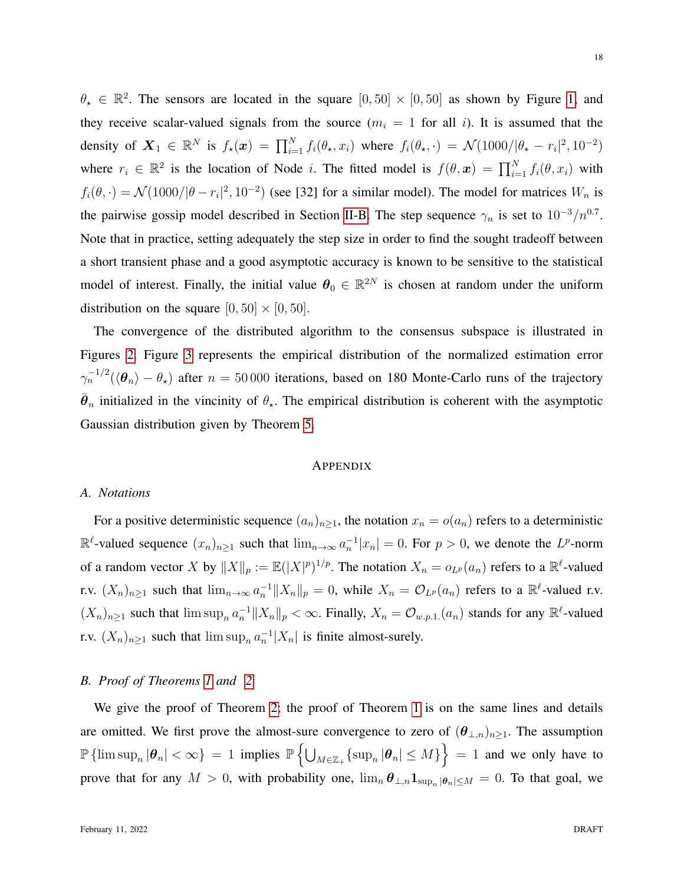$\theta_\star \in \mathbb{R}^2$. The sensors are located in the square $[0, 50] \times [0, 50]$ as shown by Figure 1, and they receive scalar-valued signals from the source ($m_i = 1$ for all $i$). It is assumed that the density of $\boldsymbol{X}_1 \in \mathbb{R}^N$ is $f_\star(\boldsymbol{x}) = \prod_{i=1}^N f_i(\theta_\star, x_i)$ where $f_i(\theta_\star, \cdot) = \mathcal{N}(1000/|\theta_\star - r_i|^2, 10^{-2})$ where $r_i \in \mathbb{R}^2$ is the location of Node $i$. The fitted model is $f(\theta, \boldsymbol{x}) = \prod_{i=1}^N f_i(\theta, x_i)$ with $f_i(\theta, \cdot) = \mathcal{N}(1000/|\theta - r_i|^2, 10^{-2})$ (see [32] for a similar model). The model for matrices $W_n$ is the pairwise gossip model described in Section II-B. The step sequence $\gamma_n$ is set to $10^{-3}/n^{0.7}$. Note that in practice, setting adequately the step size in order to find the sought tradeoff between a short transient phase and a good asymptotic accuracy is known to be sensitive to the statistical model of interest. Finally, the initial value $\boldsymbol{\theta}_0 \in \mathbb{R}^{2N}$ is chosen at random under the uniform distribution on the square $[0, 50] \times [0, 50]$.

The convergence of the distributed algorithm to the consensus subspace is illustrated in Figures 2. Figure 3 represents the empirical distribution of the normalized estimation error $\gamma_n^{-1/2}(\langle \boldsymbol{\theta}_n \rangle - \theta_\star)$ after $n = 50\,000$ iterations, based on 180 Monte-Carlo runs of the trajectory $\bar{\boldsymbol{\theta}}_n$ initialized in the vincinity of $\theta_\star$. The empirical distribution is coherent with the asymptotic Gaussian distribution given by Theorem 5.

## Appendix

### A. Notations

For a positive deterministic sequence $(a_n)_{n \geq 1}$, the notation $x_n = o(a_n)$ refers to a deterministic $\mathbb{R}^\ell$-valued sequence $(x_n)_{n \geq 1}$ such that $\lim_{n \to \infty} a_n^{-1} |x_n| = 0$. For $p > 0$, we denote the $L^p$-norm of a random vector $X$ by $\|X\|_p := \mathbb{E}(|X|^p)^{1/p}$. The notation $X_n = o_{L^p}(a_n)$ refers to a $\mathbb{R}^\ell$-valued r.v. $(X_n)_{n \geq 1}$ such that $\lim_{n \to \infty} a_n^{-1} \|X_n\|_p = 0$, while $X_n = \mathcal{O}_{L^p}(a_n)$ refers to a $\mathbb{R}^\ell$-valued r.v. $(X_n)_{n \geq 1}$ such that $\limsup_n a_n^{-1} \|X_n\|_p < \infty$. Finally, $X_n = \mathcal{O}_{w.p.1.}(a_n)$ stands for any $\mathbb{R}^\ell$-valued r.v. $(X_n)_{n \geq 1}$ such that $\limsup_n a_n^{-1} |X_n|$ is finite almost-surely.

### B. Proof of Theorems 1 and 2

We give the proof of Theorem 2; the proof of Theorem 1 is on the same lines and details are omitted. We first prove the almost-sure convergence to zero of $(\boldsymbol{\theta}_{\perp,n})_{n \geq 1}$. The assumption $\mathbb{P}\left\{\limsup_n |\boldsymbol{\theta}_n| < \infty\right\} = 1$ implies $\mathbb{P}\left\{\bigcup_{M \in \mathbb{Z}_+} \{\sup_n |\boldsymbol{\theta}_n| \leq M\}\right\} = 1$ and we only have to prove that for any $M > 0$, with probability one, $\lim_n \boldsymbol{\theta}_{\perp,n} \mathbf{1}_{\sup_n |\boldsymbol{\theta}_n| \leq M} = 0$. To that goal, we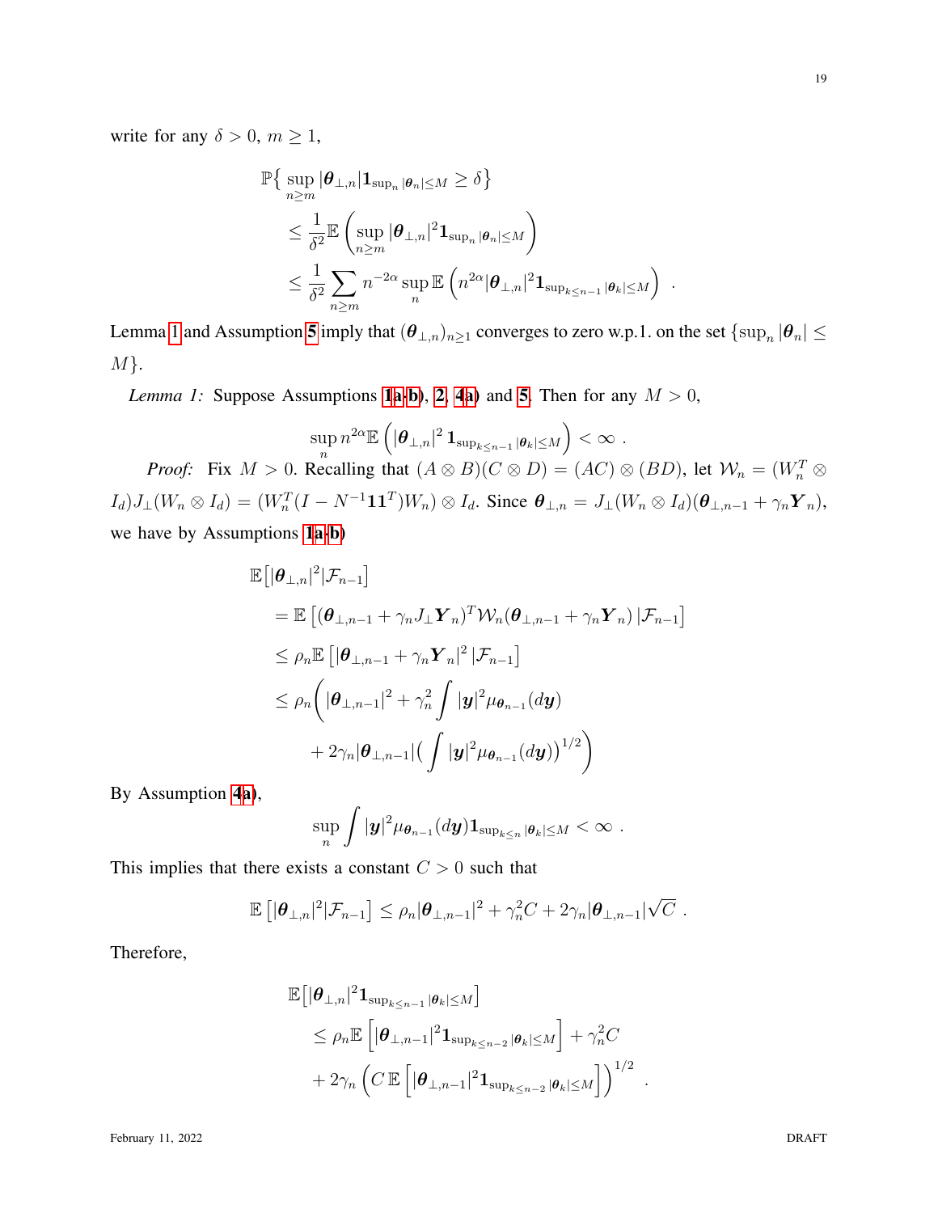write for any $\delta > 0$, $m \geq 1$,

$$
\begin{aligned}
&\mathbb{P}\big\{ \sup_{n\geq m} |\boldsymbol{\theta}_{\perp,n}| \mathbf{1}_{\sup_n |\boldsymbol{\theta}_n| \leq M} \geq \delta \big\} \\
&\quad \leq \frac{1}{\delta^2} \mathbb{E}\left( \sup_{n\geq m} |\boldsymbol{\theta}_{\perp,n}|^2 \mathbf{1}_{\sup_n |\boldsymbol{\theta}_n| \leq M} \right) \\
&\quad \leq \frac{1}{\delta^2} \sum_{n\geq m} n^{-2\alpha} \sup_n \mathbb{E}\left( n^{2\alpha} |\boldsymbol{\theta}_{\perp,n}|^2 \mathbf{1}_{\sup_{k\leq n-1} |\boldsymbol{\theta}_k| \leq M} \right) .
\end{aligned}
$$

Lemma 1 and Assumption 5 imply that $(\boldsymbol{\theta}_{\perp,n})_{n\geq 1}$ converges to zero w.p.1. on the set $\{\sup_n |\boldsymbol{\theta}_n| \leq M\}$.

*Lemma 1:* Suppose Assumptions 1a-b), 2, 4a) and 5. Then for any $M > 0$,

$$
\sup_n n^{2\alpha} \mathbb{E}\left( |\boldsymbol{\theta}_{\perp,n}|^2 \, \mathbf{1}_{\sup_{k\leq n-1} |\boldsymbol{\theta}_k| \leq M} \right) < \infty .
$$

*Proof:* Fix $M > 0$. Recalling that $(A \otimes B)(C \otimes D) = (AC) \otimes (BD)$, let $\mathcal{W}_n = (W_n^T \otimes I_d) J_\perp (W_n \otimes I_d) = (W_n^T (I - N^{-1}\mathbf{1}\mathbf{1}^T) W_n) \otimes I_d$. Since $\boldsymbol{\theta}_{\perp,n} = J_\perp (W_n \otimes I_d)(\boldsymbol{\theta}_{\perp,n-1} + \gamma_n \boldsymbol{Y}_n)$, we have by Assumptions 1a-b)

$$
\begin{aligned}
&\mathbb{E}\big[ |\boldsymbol{\theta}_{\perp,n}|^2 | \mathcal{F}_{n-1} \big] \\
&\quad = \mathbb{E}\left[ (\boldsymbol{\theta}_{\perp,n-1} + \gamma_n J_\perp \boldsymbol{Y}_n)^T \mathcal{W}_n (\boldsymbol{\theta}_{\perp,n-1} + \gamma_n \boldsymbol{Y}_n) \, | \mathcal{F}_{n-1} \right] \\
&\quad \leq \rho_n \mathbb{E}\left[ |\boldsymbol{\theta}_{\perp,n-1} + \gamma_n \boldsymbol{Y}_n|^2 \, | \mathcal{F}_{n-1} \right] \\
&\quad \leq \rho_n \bigg( |\boldsymbol{\theta}_{\perp,n-1}|^2 + \gamma_n^2 \int |\boldsymbol{y}|^2 \mu_{\boldsymbol{\theta}_{n-1}}(d\boldsymbol{y}) \\
&\qquad\qquad + 2\gamma_n |\boldsymbol{\theta}_{\perp,n-1}| \Big( \int |\boldsymbol{y}|^2 \mu_{\boldsymbol{\theta}_{n-1}}(d\boldsymbol{y}) \Big)^{1/2} \bigg)
\end{aligned}
$$

By Assumption 4a),

$$
\sup_n \int |\boldsymbol{y}|^2 \mu_{\boldsymbol{\theta}_{n-1}}(d\boldsymbol{y}) \mathbf{1}_{\sup_{k\leq n} |\boldsymbol{\theta}_k| \leq M} < \infty .
$$

This implies that there exists a constant $C > 0$ such that

$$
\mathbb{E}\left[ |\boldsymbol{\theta}_{\perp,n}|^2 | \mathcal{F}_{n-1} \right] \leq \rho_n |\boldsymbol{\theta}_{\perp,n-1}|^2 + \gamma_n^2 C + 2\gamma_n |\boldsymbol{\theta}_{\perp,n-1}| \sqrt{C} .
$$

Therefore,

$$
\begin{aligned}
&\mathbb{E}\big[ |\boldsymbol{\theta}_{\perp,n}|^2 \mathbf{1}_{\sup_{k\leq n-1} |\boldsymbol{\theta}_k| \leq M} \big] \\
&\quad \leq \rho_n \mathbb{E}\left[ |\boldsymbol{\theta}_{\perp,n-1}|^2 \mathbf{1}_{\sup_{k\leq n-2} |\boldsymbol{\theta}_k| \leq M} \right] + \gamma_n^2 C \\
&\quad\quad + 2\gamma_n \left( C \, \mathbb{E}\left[ |\boldsymbol{\theta}_{\perp,n-1}|^2 \mathbf{1}_{\sup_{k\leq n-2} |\boldsymbol{\theta}_k| \leq M} \right] \right)^{1/2} .
\end{aligned}
$$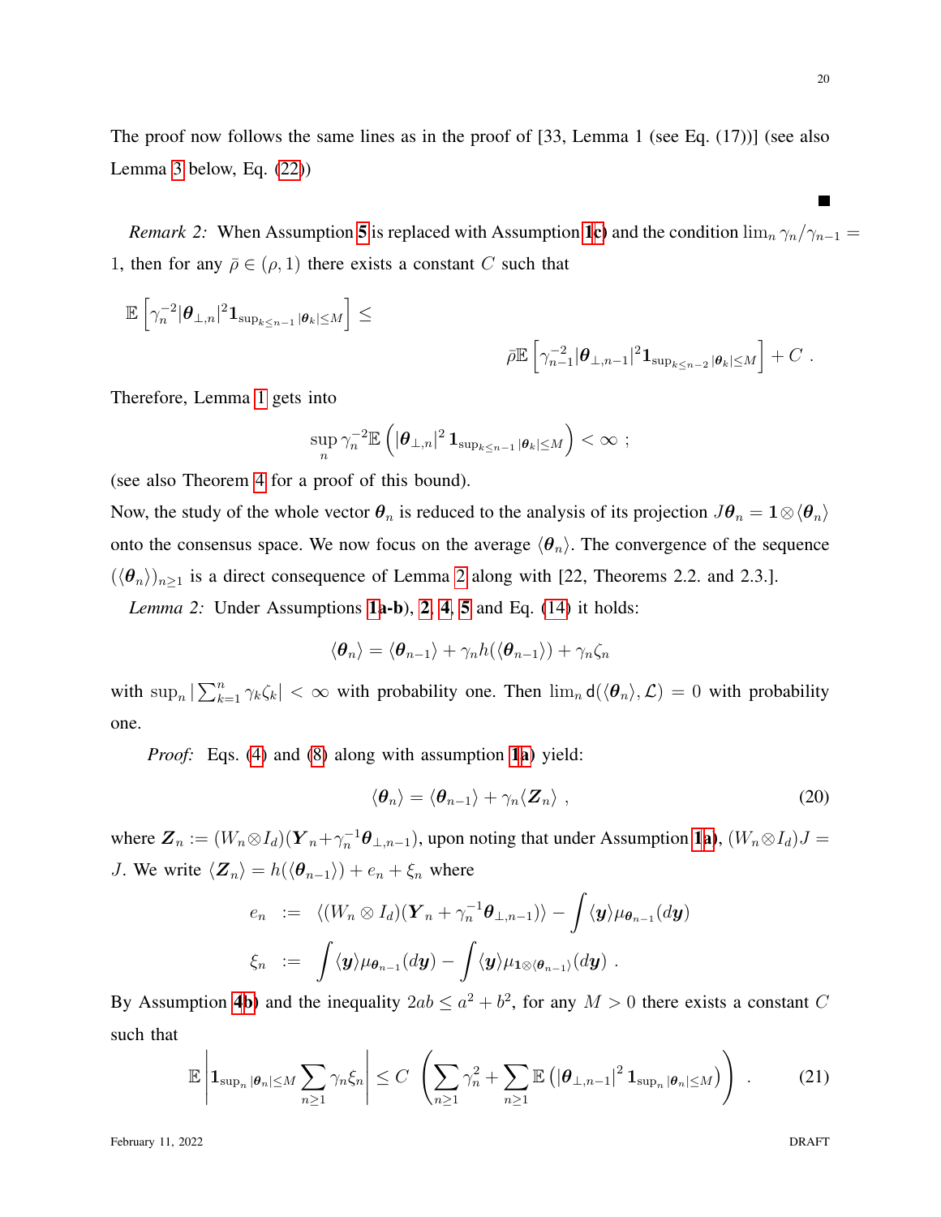The proof now follows the same lines as in the proof of [33, Lemma 1 (see Eq. (17))] (see also Lemma 3 below, Eq. (22))

■

*Remark 2:* When Assumption 5 is replaced with Assumption 1c) and the condition $\lim_n \gamma_n/\gamma_{n-1} = 1$, then for any $\bar\rho \in (\rho, 1)$ there exists a constant $C$ such that

$$\mathbb{E}\left[\gamma_n^{-2}|\boldsymbol{\theta}_{\perp,n}|^2 \mathbf{1}_{\sup_{k\leq n-1}|\boldsymbol{\theta}_k|\leq M}\right] \leq \bar\rho \mathbb{E}\left[\gamma_{n-1}^{-2}|\boldsymbol{\theta}_{\perp,n-1}|^2 \mathbf{1}_{\sup_{k\leq n-2}|\boldsymbol{\theta}_k|\leq M}\right] + C \ .$$

Therefore, Lemma 1 gets into

$$\sup_n \gamma_n^{-2}\mathbb{E}\left(|\boldsymbol{\theta}_{\perp,n}|^2 \mathbf{1}_{\sup_{k\leq n-1}|\boldsymbol{\theta}_k|\leq M}\right) < \infty \ ;$$

(see also Theorem 4 for a proof of this bound).

Now, the study of the whole vector $\boldsymbol{\theta}_n$ is reduced to the analysis of its projection $J\boldsymbol{\theta}_n = \mathbf{1}\otimes\langle\boldsymbol{\theta}_n\rangle$ onto the consensus space. We now focus on the average $\langle\boldsymbol{\theta}_n\rangle$. The convergence of the sequence $(\langle\boldsymbol{\theta}_n\rangle)_{n\geq 1}$ is a direct consequence of Lemma 2 along with [22, Theorems 2.2. and 2.3.].

*Lemma 2:* Under Assumptions 1a-b), 2, 4, 5 and Eq. (14) it holds:

$$\langle\boldsymbol{\theta}_n\rangle = \langle\boldsymbol{\theta}_{n-1}\rangle + \gamma_n h(\langle\boldsymbol{\theta}_{n-1}\rangle) + \gamma_n\zeta_n$$

with $\sup_n |\sum_{k=1}^n \gamma_k\zeta_k| < \infty$ with probability one. Then $\lim_n \mathsf{d}(\langle\boldsymbol{\theta}_n\rangle, \mathcal{L}) = 0$ with probability one.

*Proof:* Eqs. (4) and (8) along with assumption 1a) yield:

$$\langle\boldsymbol{\theta}_n\rangle = \langle\boldsymbol{\theta}_{n-1}\rangle + \gamma_n\langle\boldsymbol{Z}_n\rangle \ , \tag{20}$$

where $\boldsymbol{Z}_n := (W_n\otimes I_d)(\boldsymbol{Y}_n + \gamma_n^{-1}\boldsymbol{\theta}_{\perp,n-1})$, upon noting that under Assumption 1a), $(W_n\otimes I_d)J = J$. We write $\langle\boldsymbol{Z}_n\rangle = h(\langle\boldsymbol{\theta}_{n-1}\rangle) + e_n + \xi_n$ where

$$\begin{aligned}
e_n &:= \langle(W_n\otimes I_d)(\boldsymbol{Y}_n + \gamma_n^{-1}\boldsymbol{\theta}_{\perp,n-1})\rangle - \int\langle\boldsymbol{y}\rangle\mu_{\boldsymbol{\theta}_{n-1}}(d\boldsymbol{y}) \\
\xi_n &:= \int\langle\boldsymbol{y}\rangle\mu_{\boldsymbol{\theta}_{n-1}}(d\boldsymbol{y}) - \int\langle\boldsymbol{y}\rangle\mu_{\mathbf{1}\otimes\langle\boldsymbol{\theta}_{n-1}\rangle}(d\boldsymbol{y}) \ .
\end{aligned}$$

By Assumption 4b) and the inequality $2ab \leq a^2 + b^2$, for any $M > 0$ there exists a constant $C$ such that

$$\mathbb{E}\left|\mathbf{1}_{\sup_n|\boldsymbol{\theta}_n|\leq M}\sum_{n\geq 1}\gamma_n\xi_n\right| \leq C\left(\sum_{n\geq 1}\gamma_n^2 + \sum_{n\geq 1}\mathbb{E}\left(|\boldsymbol{\theta}_{\perp,n-1}|^2\mathbf{1}_{\sup_n|\boldsymbol{\theta}_n|\leq M}\right)\right) \ . \tag{21}$$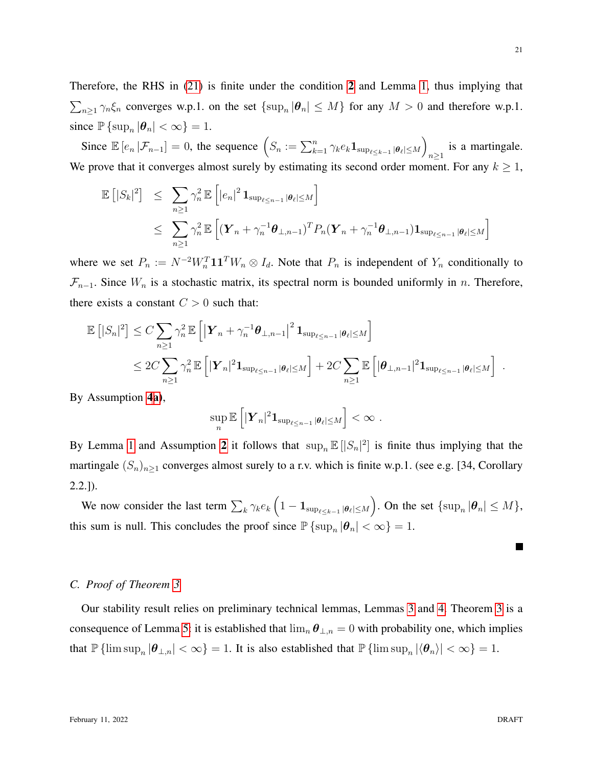Therefore, the RHS in (21) is finite under the condition **2** and Lemma 1, thus implying that $\sum_{n\geq 1}\gamma_n \xi_n$ converges w.p.1. on the set $\{\sup_n |\boldsymbol{\theta}_n| \leq M\}$ for any $M > 0$ and therefore w.p.1. since $\mathbb{P}\{\sup_n |\boldsymbol{\theta}_n| < \infty\} = 1$.

Since $\mathbb{E}[e_n | \mathcal{F}_{n-1}] = 0$, the sequence $\left(S_n := \sum_{k=1}^{n} \gamma_k e_k \mathbf{1}_{\sup_{\ell\leq k-1}|\boldsymbol{\theta}_\ell|\leq M}\right)_{n\geq 1}$ is a martingale. We prove that it converges almost surely by estimating its second order moment. For any $k \geq 1$,

$$
\begin{aligned}
\mathbb{E}\left[|S_k|^2\right] &\leq \sum_{n\geq 1}\gamma_n^2\,\mathbb{E}\left[|e_n|^2\,\mathbf{1}_{\sup_{\ell\leq n-1}|\boldsymbol{\theta}_\ell|\leq M}\right] \\
&\leq \sum_{n\geq 1}\gamma_n^2\,\mathbb{E}\left[(\boldsymbol{Y}_n + \gamma_n^{-1}\boldsymbol{\theta}_{\perp,n-1})^T P_n(\boldsymbol{Y}_n + \gamma_n^{-1}\boldsymbol{\theta}_{\perp,n-1})\mathbf{1}_{\sup_{\ell\leq n-1}|\boldsymbol{\theta}_\ell|\leq M}\right]
\end{aligned}
$$

where we set $P_n := N^{-2}W_n^T\mathbf{1}\mathbf{1}^T W_n \otimes I_d$. Note that $P_n$ is independent of $Y_n$ conditionally to $\mathcal{F}_{n-1}$. Since $W_n$ is a stochastic matrix, its spectral norm is bounded uniformly in $n$. Therefore, there exists a constant $C > 0$ such that:

$$
\begin{aligned}
\mathbb{E}\left[|S_n|^2\right] &\leq C\sum_{n\geq 1}\gamma_n^2\,\mathbb{E}\left[\left|\boldsymbol{Y}_n + \gamma_n^{-1}\boldsymbol{\theta}_{\perp,n-1}\right|^2\mathbf{1}_{\sup_{\ell\leq n-1}|\boldsymbol{\theta}_\ell|\leq M}\right] \\
&\leq 2C\sum_{n\geq 1}\gamma_n^2\,\mathbb{E}\left[|\boldsymbol{Y}_n|^2\mathbf{1}_{\sup_{\ell\leq n-1}|\boldsymbol{\theta}_\ell|\leq M}\right] + 2C\sum_{n\geq 1}\mathbb{E}\left[|\boldsymbol{\theta}_{\perp,n-1}|^2\mathbf{1}_{\sup_{\ell\leq n-1}|\boldsymbol{\theta}_\ell|\leq M}\right] \ .
\end{aligned}
$$

By Assumption **4a)**,

$$
\sup_n \mathbb{E}\left[|\boldsymbol{Y}_n|^2\mathbf{1}_{\sup_{\ell\leq n-1}|\boldsymbol{\theta}_\ell|\leq M}\right] < \infty \ .
$$

By Lemma 1 and Assumption **2** it follows that $\sup_n \mathbb{E}[|S_n|^2]$ is finite thus implying that the martingale $(S_n)_{n\geq 1}$ converges almost surely to a r.v. which is finite w.p.1. (see e.g. [34, Corollary 2.2.]).

We now consider the last term $\sum_k \gamma_k e_k\left(1 - \mathbf{1}_{\sup_{\ell\leq k-1}|\boldsymbol{\theta}_\ell|\leq M}\right)$. On the set $\{\sup_n |\boldsymbol{\theta}_n| \leq M\}$, this sum is null. This concludes the proof since $\mathbb{P}\{\sup_n |\boldsymbol{\theta}_n| < \infty\} = 1$. ∎

### C. Proof of Theorem 3

Our stability result relies on preliminary technical lemmas, Lemmas 3 and 4. Theorem 3 is a consequence of Lemma 5: it is established that $\lim_n \boldsymbol{\theta}_{\perp,n} = 0$ with probability one, which implies that $\mathbb{P}\{\limsup_n |\boldsymbol{\theta}_{\perp,n}| < \infty\} = 1$. It is also established that $\mathbb{P}\{\limsup_n |\langle\boldsymbol{\theta}_n\rangle| < \infty\} = 1$.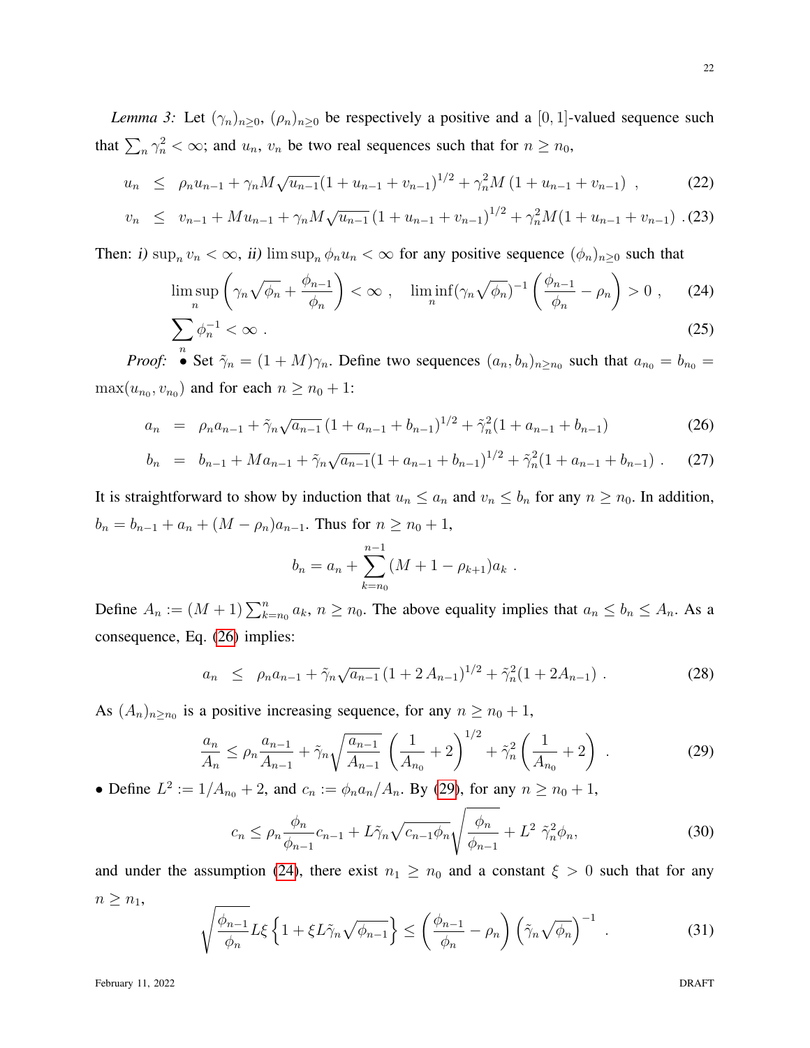*Lemma 3:* Let $(\gamma_n)_{n\geq 0}$, $(\rho_n)_{n\geq 0}$ be respectively a positive and a $[0,1]$-valued sequence such that $\sum_n \gamma_n^2 < \infty$; and $u_n$, $v_n$ be two real sequences such that for $n \geq n_0$,

$$
\begin{aligned}
u_n &\leq \rho_n u_{n-1} + \gamma_n M \sqrt{u_{n-1}} (1 + u_{n-1} + v_{n-1})^{1/2} + \gamma_n^2 M \left(1 + u_{n-1} + v_{n-1}\right) \ , && (22)\\
v_n &\leq v_{n-1} + M u_{n-1} + \gamma_n M \sqrt{u_{n-1}} \left(1 + u_{n-1} + v_{n-1}\right)^{1/2} + \gamma_n^2 M (1 + u_{n-1} + v_{n-1}) \ . && (23)
\end{aligned}
$$

Then: *i)* $\sup_n v_n < \infty$, *ii)* $\limsup_n \phi_n u_n < \infty$ for any positive sequence $(\phi_n)_{n\geq 0}$ such that

$$
\limsup_n \left( \gamma_n \sqrt{\phi_n} + \frac{\phi_{n-1}}{\phi_n} \right) < \infty \ , \quad \liminf_n (\gamma_n \sqrt{\phi_n})^{-1} \left( \frac{\phi_{n-1}}{\phi_n} - \rho_n \right) > 0 \ , \qquad (24)
$$

$$
\sum_n \phi_n^{-1} < \infty \ . \qquad (25)
$$

*Proof:* • Set $\tilde{\gamma}_n = (1+M)\gamma_n$. Define two sequences $(a_n, b_n)_{n\geq n_0}$ such that $a_{n_0} = b_{n_0} = \max(u_{n_0}, v_{n_0})$ and for each $n \geq n_0 + 1$:

$$
\begin{aligned}
a_n &= \rho_n a_{n-1} + \tilde{\gamma}_n \sqrt{a_{n-1}} \left(1 + a_{n-1} + b_{n-1}\right)^{1/2} + \tilde{\gamma}_n^2 (1 + a_{n-1} + b_{n-1}) && (26)\\
b_n &= b_{n-1} + M a_{n-1} + \tilde{\gamma}_n \sqrt{a_{n-1}} (1 + a_{n-1} + b_{n-1})^{1/2} + \tilde{\gamma}_n^2 (1 + a_{n-1} + b_{n-1}) \ . && (27)
\end{aligned}
$$

It is straightforward to show by induction that $u_n \leq a_n$ and $v_n \leq b_n$ for any $n \geq n_0$. In addition, $b_n = b_{n-1} + a_n + (M - \rho_n) a_{n-1}$. Thus for $n \geq n_0 + 1$,

$$
b_n = a_n + \sum_{k=n_0}^{n-1} (M + 1 - \rho_{k+1}) a_k \ .
$$

Define $A_n := (M+1) \sum_{k=n_0}^{n} a_k$, $n \geq n_0$. The above equality implies that $a_n \leq b_n \leq A_n$. As a consequence, Eq. (26) implies:

$$
a_n \leq \rho_n a_{n-1} + \tilde{\gamma}_n \sqrt{a_{n-1}} \left(1 + 2\, A_{n-1}\right)^{1/2} + \tilde{\gamma}_n^2 (1 + 2 A_{n-1}) \ . \qquad (28)
$$

As $(A_n)_{n\geq n_0}$ is a positive increasing sequence, for any $n \geq n_0 + 1$,

$$
\frac{a_n}{A_n} \leq \rho_n \frac{a_{n-1}}{A_{n-1}} + \tilde{\gamma}_n \sqrt{\frac{a_{n-1}}{A_{n-1}}} \left( \frac{1}{A_{n_0}} + 2 \right)^{1/2} + \tilde{\gamma}_n^2 \left( \frac{1}{A_{n_0}} + 2 \right) \ . \qquad (29)
$$

• Define $L^2 := 1/A_{n_0} + 2$, and $c_n := \phi_n a_n / A_n$. By (29), for any $n \geq n_0 + 1$,

$$
c_n \leq \rho_n \frac{\phi_n}{\phi_{n-1}} c_{n-1} + L \tilde{\gamma}_n \sqrt{c_{n-1} \phi_n} \sqrt{\frac{\phi_n}{\phi_{n-1}}} + L^2 \ \tilde{\gamma}_n^2 \phi_n, \qquad (30)
$$

and under the assumption (24), there exist $n_1 \geq n_0$ and a constant $\xi > 0$ such that for any $n \geq n_1$,

$$
\sqrt{\frac{\phi_{n-1}}{\phi_n}} L \xi \left\{ 1 + \xi L \tilde{\gamma}_n \sqrt{\phi_{n-1}} \right\} \leq \left( \frac{\phi_{n-1}}{\phi_n} - \rho_n \right) \left( \tilde{\gamma}_n \sqrt{\phi_n} \right)^{-1} \ . \qquad (31)
$$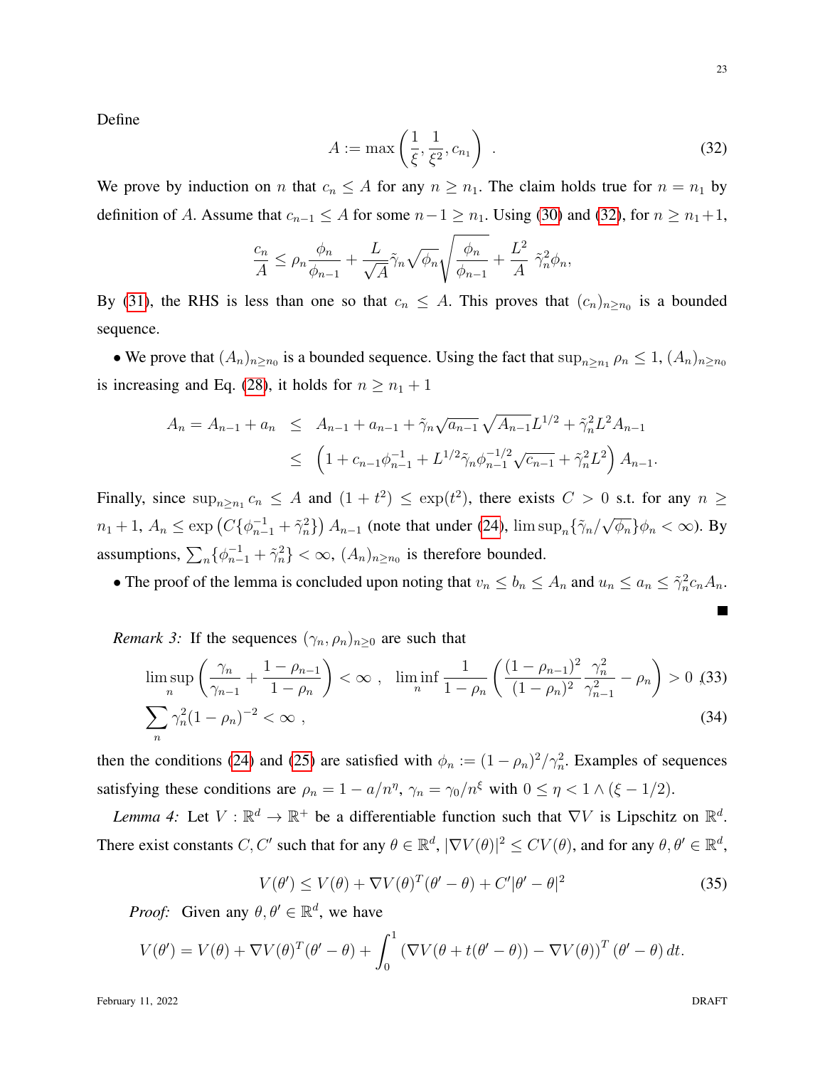Define

$$A := \max\left(\frac{1}{\xi}, \frac{1}{\xi^2}, c_{n_1}\right) \quad . \tag{32}$$

We prove by induction on $n$ that $c_n \leq A$ for any $n \geq n_1$. The claim holds true for $n = n_1$ by definition of $A$. Assume that $c_{n-1} \leq A$ for some $n-1 \geq n_1$. Using (30) and (32), for $n \geq n_1+1$,

$$\frac{c_n}{A} \leq \rho_n \frac{\phi_n}{\phi_{n-1}} + \frac{L}{\sqrt{A}}\tilde{\gamma}_n\sqrt{\phi_n}\sqrt{\frac{\phi_n}{\phi_{n-1}}} + \frac{L^2}{A}\ \tilde{\gamma}_n^2\phi_n,$$

By (31), the RHS is less than one so that $c_n \leq A$. This proves that $(c_n)_{n\geq n_0}$ is a bounded sequence.

• We prove that $(A_n)_{n\geq n_0}$ is a bounded sequence. Using the fact that $\sup_{n\geq n_1}\rho_n \leq 1$, $(A_n)_{n\geq n_0}$ is increasing and Eq. (28), it holds for $n \geq n_1+1$

$$\begin{aligned}
A_n = A_{n-1} + a_n \ &\leq \ A_{n-1} + a_{n-1} + \tilde{\gamma}_n\sqrt{a_{n-1}}\ \sqrt{A_{n-1}}L^{1/2} + \tilde{\gamma}_n^2 L^2 A_{n-1} \\
&\leq \ \left(1 + c_{n-1}\phi_{n-1}^{-1} + L^{1/2}\tilde{\gamma}_n\phi_{n-1}^{-1/2}\sqrt{c_{n-1}} + \tilde{\gamma}_n^2 L^2\right) A_{n-1}.
\end{aligned}$$

Finally, since $\sup_{n\geq n_1} c_n \leq A$ and $(1+t^2) \leq \exp(t^2)$, there exists $C > 0$ s.t. for any $n \geq n_1+1$, $A_n \leq \exp\left(C\{\phi_{n-1}^{-1} + \tilde{\gamma}_n^2\}\right) A_{n-1}$ (note that under (24), $\limsup_n\{\tilde{\gamma}_n/\sqrt{\phi_n}\}\phi_n < \infty$). By assumptions, $\sum_n\{\phi_{n-1}^{-1} + \tilde{\gamma}_n^2\} < \infty$, $(A_n)_{n\geq n_0}$ is therefore bounded.

• The proof of the lemma is concluded upon noting that $v_n \leq b_n \leq A_n$ and $u_n \leq a_n \leq \tilde{\gamma}_n^2 c_n A_n$.

■

*Remark 3:* If the sequences $(\gamma_n, \rho_n)_{n\geq 0}$ are such that

$$\limsup_n \left(\frac{\gamma_n}{\gamma_{n-1}} + \frac{1-\rho_{n-1}}{1-\rho_n}\right) < \infty \ , \quad \liminf_n \frac{1}{1-\rho_n}\left(\frac{(1-\rho_{n-1})^2}{(1-\rho_n)^2}\frac{\gamma_n^2}{\gamma_{n-1}^2} - \rho_n\right) > 0 \ , \tag{33}$$

$$\sum_n \gamma_n^2(1-\rho_n)^{-2} < \infty \ , \tag{34}$$

then the conditions (24) and (25) are satisfied with $\phi_n := (1-\rho_n)^2/\gamma_n^2$. Examples of sequences satisfying these conditions are $\rho_n = 1 - a/n^\eta$, $\gamma_n = \gamma_0/n^\xi$ with $0 \leq \eta < 1 \wedge (\xi - 1/2)$.

*Lemma 4:* Let $V : \mathbb{R}^d \to \mathbb{R}^+$ be a differentiable function such that $\nabla V$ is Lipschitz on $\mathbb{R}^d$. There exist constants $C, C'$ such that for any $\theta \in \mathbb{R}^d$, $|\nabla V(\theta)|^2 \leq C V(\theta)$, and for any $\theta, \theta' \in \mathbb{R}^d$,

$$V(\theta') \leq V(\theta) + \nabla V(\theta)^T(\theta' - \theta) + C'|\theta' - \theta|^2 \tag{35}$$

*Proof:* Given any $\theta, \theta' \in \mathbb{R}^d$, we have

$$V(\theta') = V(\theta) + \nabla V(\theta)^T(\theta' - \theta) + \int_0^1 \left(\nabla V(\theta + t(\theta' - \theta)) - \nabla V(\theta)\right)^T(\theta' - \theta)\, dt.$$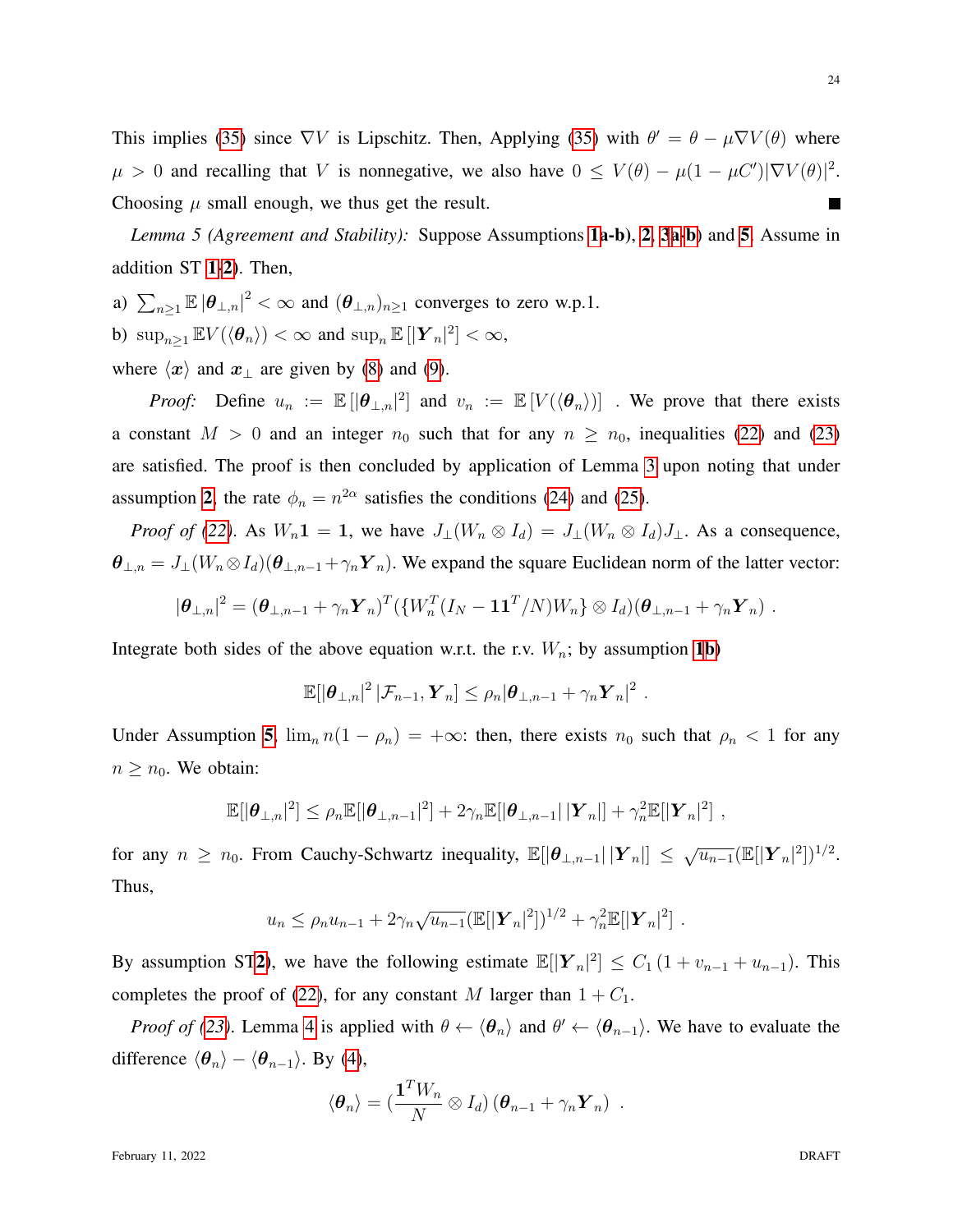This implies (35) since $\nabla V$ is Lipschitz. Then, Applying (35) with $\theta' = \theta - \mu \nabla V(\theta)$ where $\mu > 0$ and recalling that $V$ is nonnegative, we also have $0 \leq V(\theta) - \mu(1 - \mu C')|\nabla V(\theta)|^2$. Choosing $\mu$ small enough, we thus get the result. ■

*Lemma 5 (Agreement and Stability):* Suppose Assumptions 1a-b), 2, 3a-b) and 5. Assume in addition ST 1-2). Then,

a) $\sum_{n\geq 1} \mathbb{E}\,|\boldsymbol{\theta}_{\perp,n}|^2 < \infty$ and $(\boldsymbol{\theta}_{\perp,n})_{n\geq 1}$ converges to zero w.p.1.

b) $\sup_{n\geq 1} \mathbb{E} V(\langle \boldsymbol{\theta}_n \rangle) < \infty$ and $\sup_n \mathbb{E}\,[|\boldsymbol{Y}_n|^2] < \infty$,

where $\langle \boldsymbol{x} \rangle$ and $\boldsymbol{x}_\perp$ are given by (8) and (9).

*Proof:* Define $u_n := \mathbb{E}\,[|\boldsymbol{\theta}_{\perp,n}|^2]$ and $v_n := \mathbb{E}\,[V(\langle \boldsymbol{\theta}_n \rangle)]$ . We prove that there exists a constant $M > 0$ and an integer $n_0$ such that for any $n \geq n_0$, inequalities (22) and (23) are satisfied. The proof is then concluded by application of Lemma 3 upon noting that under assumption 2, the rate $\phi_n = n^{2\alpha}$ satisfies the conditions (24) and (25).

*Proof of (22).* As $W_n \boldsymbol{1} = \boldsymbol{1}$, we have $J_\perp(W_n \otimes I_d) = J_\perp(W_n \otimes I_d) J_\perp$. As a consequence, $\boldsymbol{\theta}_{\perp,n} = J_\perp(W_n \otimes I_d)(\boldsymbol{\theta}_{\perp,n-1} + \gamma_n \boldsymbol{Y}_n)$. We expand the square Euclidean norm of the latter vector:

$$|\boldsymbol{\theta}_{\perp,n}|^2 = (\boldsymbol{\theta}_{\perp,n-1} + \gamma_n \boldsymbol{Y}_n)^T (\{W_n^T (I_N - \boldsymbol{1}\boldsymbol{1}^T/N) W_n\} \otimes I_d)(\boldsymbol{\theta}_{\perp,n-1} + \gamma_n \boldsymbol{Y}_n)\ .$$

Integrate both sides of the above equation w.r.t. the r.v. $W_n$; by assumption 1b)

$$\mathbb{E}[|\boldsymbol{\theta}_{\perp,n}|^2\,|\mathcal{F}_{n-1}, \boldsymbol{Y}_n] \leq \rho_n |\boldsymbol{\theta}_{\perp,n-1} + \gamma_n \boldsymbol{Y}_n|^2\ .$$

Under Assumption 5, $\lim_n n(1-\rho_n) = +\infty$: then, there exists $n_0$ such that $\rho_n < 1$ for any $n \geq n_0$. We obtain:

$$\mathbb{E}[|\boldsymbol{\theta}_{\perp,n}|^2] \leq \rho_n \mathbb{E}[|\boldsymbol{\theta}_{\perp,n-1}|^2] + 2\gamma_n \mathbb{E}[|\boldsymbol{\theta}_{\perp,n-1}|\,|\boldsymbol{Y}_n|] + \gamma_n^2 \mathbb{E}[|\boldsymbol{Y}_n|^2]\ ,$$

for any $n \geq n_0$. From Cauchy-Schwartz inequality, $\mathbb{E}[|\boldsymbol{\theta}_{\perp,n-1}|\,|\boldsymbol{Y}_n|] \leq \sqrt{u_{n-1}}(\mathbb{E}[|\boldsymbol{Y}_n|^2])^{1/2}$. Thus,

$$u_n \leq \rho_n u_{n-1} + 2\gamma_n \sqrt{u_{n-1}}(\mathbb{E}[|\boldsymbol{Y}_n|^2])^{1/2} + \gamma_n^2 \mathbb{E}[|\boldsymbol{Y}_n|^2]\ .$$

By assumption ST2), we have the following estimate $\mathbb{E}[|\boldsymbol{Y}_n|^2] \leq C_1\,(1 + v_{n-1} + u_{n-1})$. This completes the proof of (22), for any constant $M$ larger than $1 + C_1$.

*Proof of (23).* Lemma 4 is applied with $\theta \leftarrow \langle \boldsymbol{\theta}_n \rangle$ and $\theta' \leftarrow \langle \boldsymbol{\theta}_{n-1} \rangle$. We have to evaluate the difference $\langle \boldsymbol{\theta}_n \rangle - \langle \boldsymbol{\theta}_{n-1} \rangle$. By (4),

$$\langle \boldsymbol{\theta}_n \rangle = (\frac{\boldsymbol{1}^T W_n}{N} \otimes I_d)\,(\boldsymbol{\theta}_{n-1} + \gamma_n \boldsymbol{Y}_n)\ \ .$$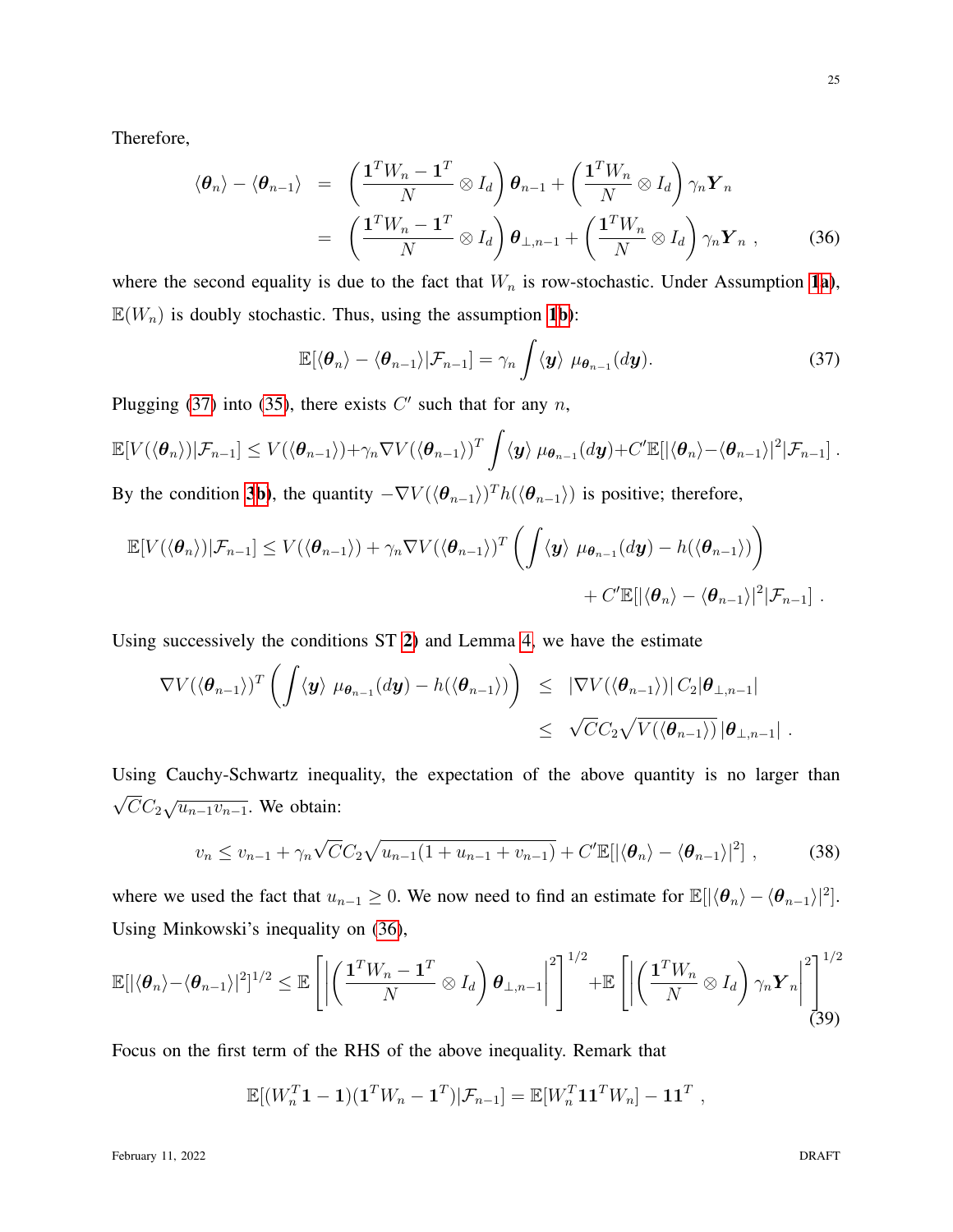Therefore,

$$
\begin{aligned}
\langle \boldsymbol{\theta}_n \rangle - \langle \boldsymbol{\theta}_{n-1} \rangle &= \left( \frac{\mathbf{1}^T W_n - \mathbf{1}^T}{N} \otimes I_d \right) \boldsymbol{\theta}_{n-1} + \left( \frac{\mathbf{1}^T W_n}{N} \otimes I_d \right) \gamma_n \boldsymbol{Y}_n \\
&= \left( \frac{\mathbf{1}^T W_n - \mathbf{1}^T}{N} \otimes I_d \right) \boldsymbol{\theta}_{\perp,n-1} + \left( \frac{\mathbf{1}^T W_n}{N} \otimes I_d \right) \gamma_n \boldsymbol{Y}_n \ , \qquad (36)
\end{aligned}
$$

where the second equality is due to the fact that $W_n$ is row-stochastic. Under Assumption 1a), $\mathbb{E}(W_n)$ is doubly stochastic. Thus, using the assumption 1b):

$$
\mathbb{E}[\langle \boldsymbol{\theta}_n \rangle - \langle \boldsymbol{\theta}_{n-1} \rangle | \mathcal{F}_{n-1}] = \gamma_n \int \langle \boldsymbol{y} \rangle \ \mu_{\boldsymbol{\theta}_{n-1}}(d\boldsymbol{y}). \qquad (37)
$$

Plugging (37) into (35), there exists $C'$ such that for any $n$,

$$
\mathbb{E}[V(\langle \boldsymbol{\theta}_n \rangle)|\mathcal{F}_{n-1}] \leq V(\langle \boldsymbol{\theta}_{n-1} \rangle) + \gamma_n \nabla V(\langle \boldsymbol{\theta}_{n-1} \rangle)^T \int \langle \boldsymbol{y} \rangle \ \mu_{\boldsymbol{\theta}_{n-1}}(d\boldsymbol{y}) + C' \mathbb{E}[|\langle \boldsymbol{\theta}_n \rangle - \langle \boldsymbol{\theta}_{n-1} \rangle|^2 | \mathcal{F}_{n-1}] \ .
$$

By the condition 3b), the quantity $-\nabla V(\langle \boldsymbol{\theta}_{n-1} \rangle)^T h(\langle \boldsymbol{\theta}_{n-1} \rangle)$ is positive; therefore,

$$
\begin{aligned}
\mathbb{E}[V(\langle \boldsymbol{\theta}_n \rangle)|\mathcal{F}_{n-1}] \leq V(\langle \boldsymbol{\theta}_{n-1} \rangle) &+ \gamma_n \nabla V(\langle \boldsymbol{\theta}_{n-1} \rangle)^T \left( \int \langle \boldsymbol{y} \rangle \ \mu_{\boldsymbol{\theta}_{n-1}}(d\boldsymbol{y}) - h(\langle \boldsymbol{\theta}_{n-1} \rangle) \right) \\
&+ C' \mathbb{E}[|\langle \boldsymbol{\theta}_n \rangle - \langle \boldsymbol{\theta}_{n-1} \rangle|^2 | \mathcal{F}_{n-1}] \ .
\end{aligned}
$$

Using successively the conditions ST 2) and Lemma 4, we have the estimate

$$
\begin{aligned}
\nabla V(\langle \boldsymbol{\theta}_{n-1} \rangle)^T \left( \int \langle \boldsymbol{y} \rangle \ \mu_{\boldsymbol{\theta}_{n-1}}(d\boldsymbol{y}) - h(\langle \boldsymbol{\theta}_{n-1} \rangle) \right) &\leq |\nabla V(\langle \boldsymbol{\theta}_{n-1} \rangle)| \, C_2 |\boldsymbol{\theta}_{\perp,n-1}| \\
&\leq \sqrt{C} C_2 \sqrt{V(\langle \boldsymbol{\theta}_{n-1} \rangle)} \, |\boldsymbol{\theta}_{\perp,n-1}| \ .
\end{aligned}
$$

Using Cauchy-Schwartz inequality, the expectation of the above quantity is no larger than $\sqrt{C} C_2 \sqrt{u_{n-1} v_{n-1}}$. We obtain:

$$
v_n \leq v_{n-1} + \gamma_n \sqrt{C} C_2 \sqrt{u_{n-1}(1 + u_{n-1} + v_{n-1})} + C' \mathbb{E}[|\langle \boldsymbol{\theta}_n \rangle - \langle \boldsymbol{\theta}_{n-1} \rangle|^2] \ , \qquad (38)
$$

where we used the fact that $u_{n-1} \geq 0$. We now need to find an estimate for $\mathbb{E}[|\langle \boldsymbol{\theta}_n \rangle - \langle \boldsymbol{\theta}_{n-1} \rangle|^2]$. Using Minkowski's inequality on (36),

$$
\mathbb{E}[|\langle \boldsymbol{\theta}_n \rangle - \langle \boldsymbol{\theta}_{n-1} \rangle|^2]^{1/2} \leq \mathbb{E}\left[ \left| \left( \frac{\mathbf{1}^T W_n - \mathbf{1}^T}{N} \otimes I_d \right) \boldsymbol{\theta}_{\perp,n-1} \right|^2 \right]^{1/2} + \mathbb{E}\left[ \left| \left( \frac{\mathbf{1}^T W_n}{N} \otimes I_d \right) \gamma_n \boldsymbol{Y}_n \right|^2 \right]^{1/2} \qquad (39)
$$

Focus on the first term of the RHS of the above inequality. Remark that

$$
\mathbb{E}[(W_n^T \mathbf{1} - \mathbf{1})(\mathbf{1}^T W_n - \mathbf{1}^T) | \mathcal{F}_{n-1}] = \mathbb{E}[W_n^T \mathbf{1} \mathbf{1}^T W_n] - \mathbf{1}\mathbf{1}^T \ ,
$$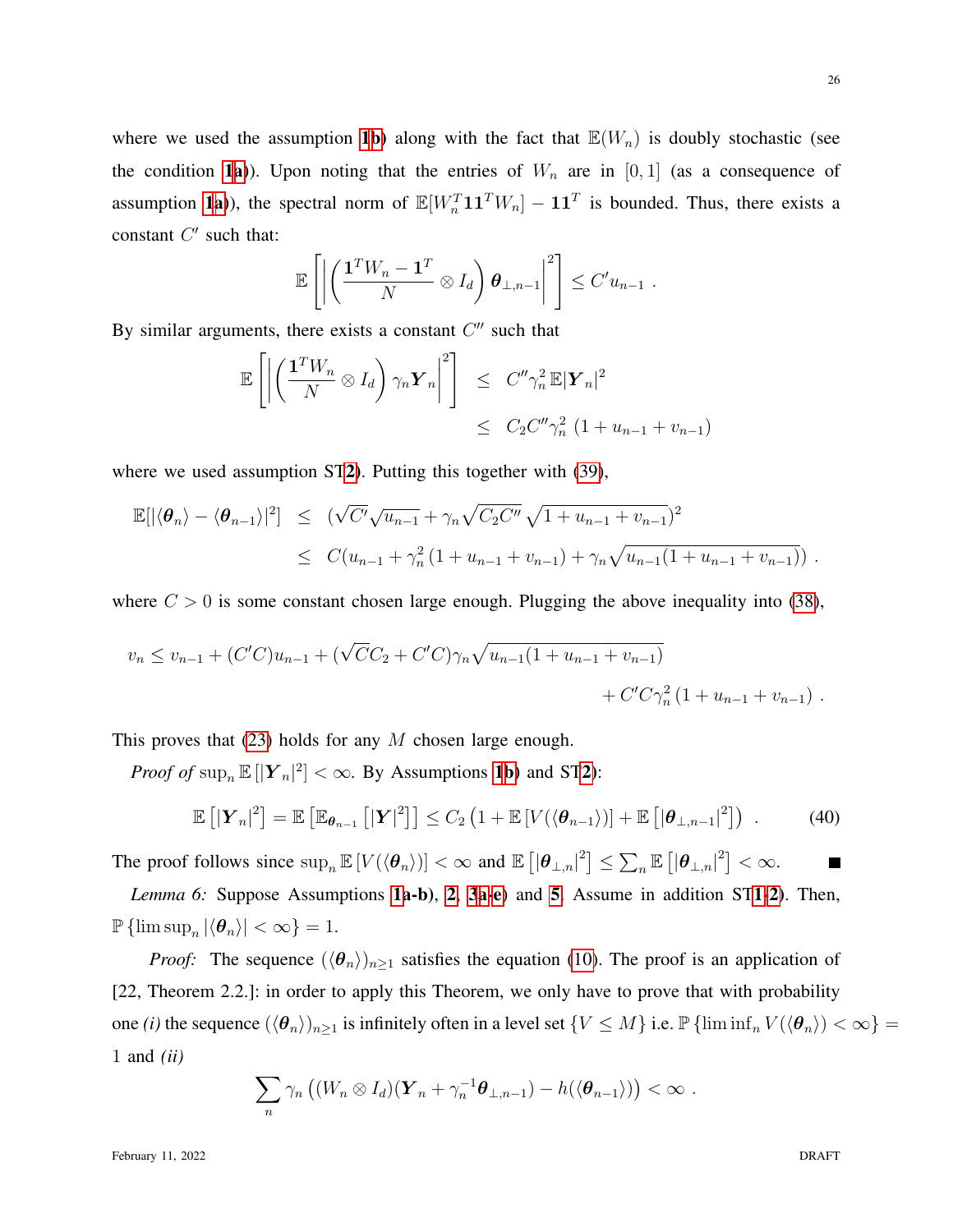where we used the assumption 1b) along with the fact that $\mathbb{E}(W_n)$ is doubly stochastic (see the condition 1a)). Upon noting that the entries of $W_n$ are in $[0,1]$ (as a consequence of assumption 1a)), the spectral norm of $\mathbb{E}[W_n^T \mathbf{1}\mathbf{1}^T W_n] - \mathbf{1}\mathbf{1}^T$ is bounded. Thus, there exists a constant $C'$ such that:

$$\mathbb{E}\left[\left|\left(\frac{\mathbf{1}^T W_n - \mathbf{1}^T}{N} \otimes I_d\right) \boldsymbol{\theta}_{\perp,n-1}\right|^2\right] \leq C' u_{n-1} \ .$$

By similar arguments, there exists a constant $C''$ such that

$$\begin{aligned}
\mathbb{E}\left[\left|\left(\frac{\mathbf{1}^T W_n}{N} \otimes I_d\right) \gamma_n \boldsymbol{Y}_n\right|^2\right] &\leq C'' \gamma_n^2 \, \mathbb{E}|\boldsymbol{Y}_n|^2 \\
&\leq C_2 C'' \gamma_n^2 \, (1 + u_{n-1} + v_{n-1})
\end{aligned}$$

where we used assumption ST2). Putting this together with (39),

$$\begin{aligned}
\mathbb{E}[|\langle \boldsymbol{\theta}_n \rangle - \langle \boldsymbol{\theta}_{n-1} \rangle|^2] &\leq (\sqrt{C'}\sqrt{u_{n-1}} + \gamma_n \sqrt{C_2 C''}\, \sqrt{1 + u_{n-1} + v_{n-1}})^2 \\
&\leq C(u_{n-1} + \gamma_n^2 \, (1 + u_{n-1} + v_{n-1}) + \gamma_n \sqrt{u_{n-1}(1 + u_{n-1} + v_{n-1})}) \ .
\end{aligned}$$

where $C > 0$ is some constant chosen large enough. Plugging the above inequality into (38),

$$\begin{aligned}
v_n \leq v_{n-1} + (C'C) u_{n-1} + (\sqrt{C} C_2 + C'C) \gamma_n \sqrt{u_{n-1}(1 + u_{n-1} + v_{n-1})} \\
+ C'C \gamma_n^2 \, (1 + u_{n-1} + v_{n-1}) \ .
\end{aligned}$$

This proves that (23) holds for any $M$ chosen large enough.

*Proof of* $\sup_n \mathbb{E}\left[|\boldsymbol{Y}_n|^2\right] < \infty$. By Assumptions 1b) and ST2):

$$\mathbb{E}\left[|\boldsymbol{Y}_n|^2\right] = \mathbb{E}\left[\mathbb{E}_{\boldsymbol{\theta}_{n-1}}\left[|\boldsymbol{Y}|^2\right]\right] \leq C_2 \left(1 + \mathbb{E}\left[V(\langle \boldsymbol{\theta}_{n-1} \rangle)\right] + \mathbb{E}\left[|\boldsymbol{\theta}_{\perp,n-1}|^2\right]\right) \ . \tag{40}$$

The proof follows since $\sup_n \mathbb{E}\left[V(\langle \boldsymbol{\theta}_n \rangle)\right] < \infty$ and $\mathbb{E}\left[|\boldsymbol{\theta}_{\perp,n}|^2\right] \leq \sum_n \mathbb{E}\left[|\boldsymbol{\theta}_{\perp,n}|^2\right] < \infty$. ∎

*Lemma 6:* Suppose Assumptions 1a-b), 2, 3a-e) and 5. Assume in addition ST1-2). Then, $\mathbb{P}\left\{\limsup_n |\langle \boldsymbol{\theta}_n \rangle| < \infty\right\} = 1$.

*Proof:* The sequence $(\langle \boldsymbol{\theta}_n \rangle)_{n \geq 1}$ satisfies the equation (10). The proof is an application of [22, Theorem 2.2.]: in order to apply this Theorem, we only have to prove that with probability one *(i)* the sequence $(\langle \boldsymbol{\theta}_n \rangle)_{n \geq 1}$ is infinitely often in a level set $\{V \leq M\}$ i.e. $\mathbb{P}\left\{\liminf_n V(\langle \boldsymbol{\theta}_n \rangle) < \infty\right\} = 1$ and *(ii)*

$$\sum_n \gamma_n \left((W_n \otimes I_d)(\boldsymbol{Y}_n + \gamma_n^{-1} \boldsymbol{\theta}_{\perp,n-1}) - h(\langle \boldsymbol{\theta}_{n-1} \rangle)\right) < \infty \ .$$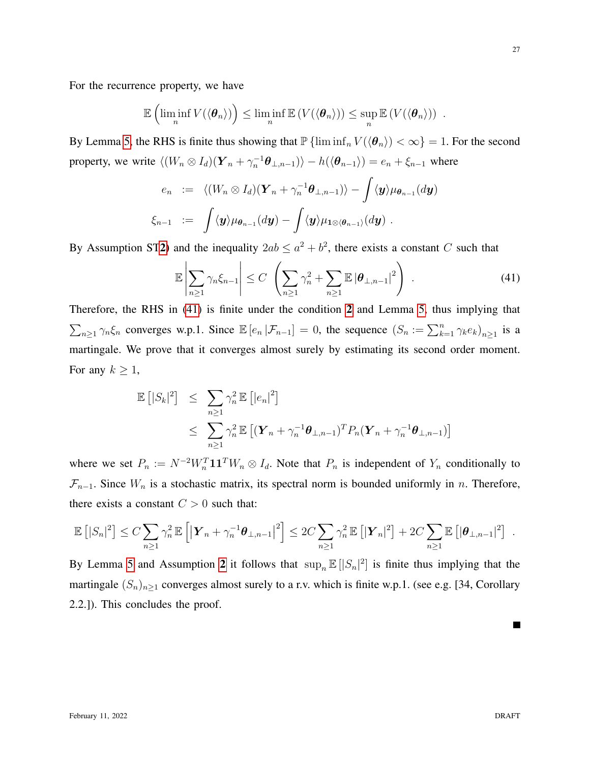For the recurrence property, we have

$$\mathbb{E}\left(\liminf_n V(\langle \boldsymbol{\theta}_n \rangle)\right) \leq \liminf_n \mathbb{E}\left(V(\langle \boldsymbol{\theta}_n \rangle)\right) \leq \sup_n \mathbb{E}\left(V(\langle \boldsymbol{\theta}_n \rangle)\right) \ .$$

By Lemma 5, the RHS is finite thus showing that $\mathbb{P}\left\{\liminf_n V(\langle \boldsymbol{\theta}_n \rangle) < \infty\right\} = 1$. For the second property, we write $\langle (W_n \otimes I_d)(\boldsymbol{Y}_n + \gamma_n^{-1}\boldsymbol{\theta}_{\perp,n-1})\rangle - h(\langle \boldsymbol{\theta}_{n-1}\rangle) = e_n + \xi_{n-1}$ where

$$\begin{aligned} e_n &:= \langle (W_n \otimes I_d)(\boldsymbol{Y}_n + \gamma_n^{-1}\boldsymbol{\theta}_{\perp,n-1})\rangle - \int \langle \boldsymbol{y} \rangle \mu_{\boldsymbol{\theta}_{n-1}}(d\boldsymbol{y}) \\ \xi_{n-1} &:= \int \langle \boldsymbol{y} \rangle \mu_{\boldsymbol{\theta}_{n-1}}(d\boldsymbol{y}) - \int \langle \boldsymbol{y} \rangle \mu_{\mathbf{1}\otimes\langle \boldsymbol{\theta}_{n-1}\rangle}(d\boldsymbol{y}) \ . \end{aligned}$$

By Assumption ST2) and the inequality $2ab \leq a^2 + b^2$, there exists a constant $C$ such that

$$\mathbb{E}\left|\sum_{n\geq 1} \gamma_n \xi_{n-1}\right| \leq C \left(\sum_{n\geq 1} \gamma_n^2 + \sum_{n\geq 1} \mathbb{E}\left|\boldsymbol{\theta}_{\perp,n-1}\right|^2\right) \ . \tag{41}$$

Therefore, the RHS in (41) is finite under the condition 2 and Lemma 5, thus implying that $\sum_{n\geq 1} \gamma_n \xi_n$ converges w.p.1. Since $\mathbb{E}\left[e_n \,|\mathcal{F}_{n-1}\right] = 0$, the sequence $(S_n := \sum_{k=1}^n \gamma_k e_k)_{n\geq 1}$ is a martingale. We prove that it converges almost surely by estimating its second order moment. For any $k \geq 1$,

$$\begin{aligned} \mathbb{E}\left[|S_k|^2\right] &\leq \sum_{n\geq 1} \gamma_n^2 \,\mathbb{E}\left[|e_n|^2\right] \\ &\leq \sum_{n\geq 1} \gamma_n^2 \,\mathbb{E}\left[(\boldsymbol{Y}_n + \gamma_n^{-1}\boldsymbol{\theta}_{\perp,n-1})^T P_n (\boldsymbol{Y}_n + \gamma_n^{-1}\boldsymbol{\theta}_{\perp,n-1})\right] \end{aligned}$$

where we set $P_n := N^{-2} W_n^T \mathbf{1}\mathbf{1}^T W_n \otimes I_d$. Note that $P_n$ is independent of $Y_n$ conditionally to $\mathcal{F}_{n-1}$. Since $W_n$ is a stochastic matrix, its spectral norm is bounded uniformly in $n$. Therefore, there exists a constant $C > 0$ such that:

$$\mathbb{E}\left[|S_n|^2\right] \leq C \sum_{n\geq 1} \gamma_n^2 \,\mathbb{E}\left[\left|\boldsymbol{Y}_n + \gamma_n^{-1}\boldsymbol{\theta}_{\perp,n-1}\right|^2\right] \leq 2C \sum_{n\geq 1} \gamma_n^2 \,\mathbb{E}\left[|\boldsymbol{Y}_n|^2\right] + 2C \sum_{n\geq 1} \mathbb{E}\left[|\boldsymbol{\theta}_{\perp,n-1}|^2\right] \ .$$

By Lemma 5 and Assumption 2 it follows that $\sup_n \mathbb{E}\left[|S_n|^2\right]$ is finite thus implying that the martingale $(S_n)_{n\geq 1}$ converges almost surely to a r.v. which is finite w.p.1. (see e.g. [34, Corollary 2.2.]). This concludes the proof.

■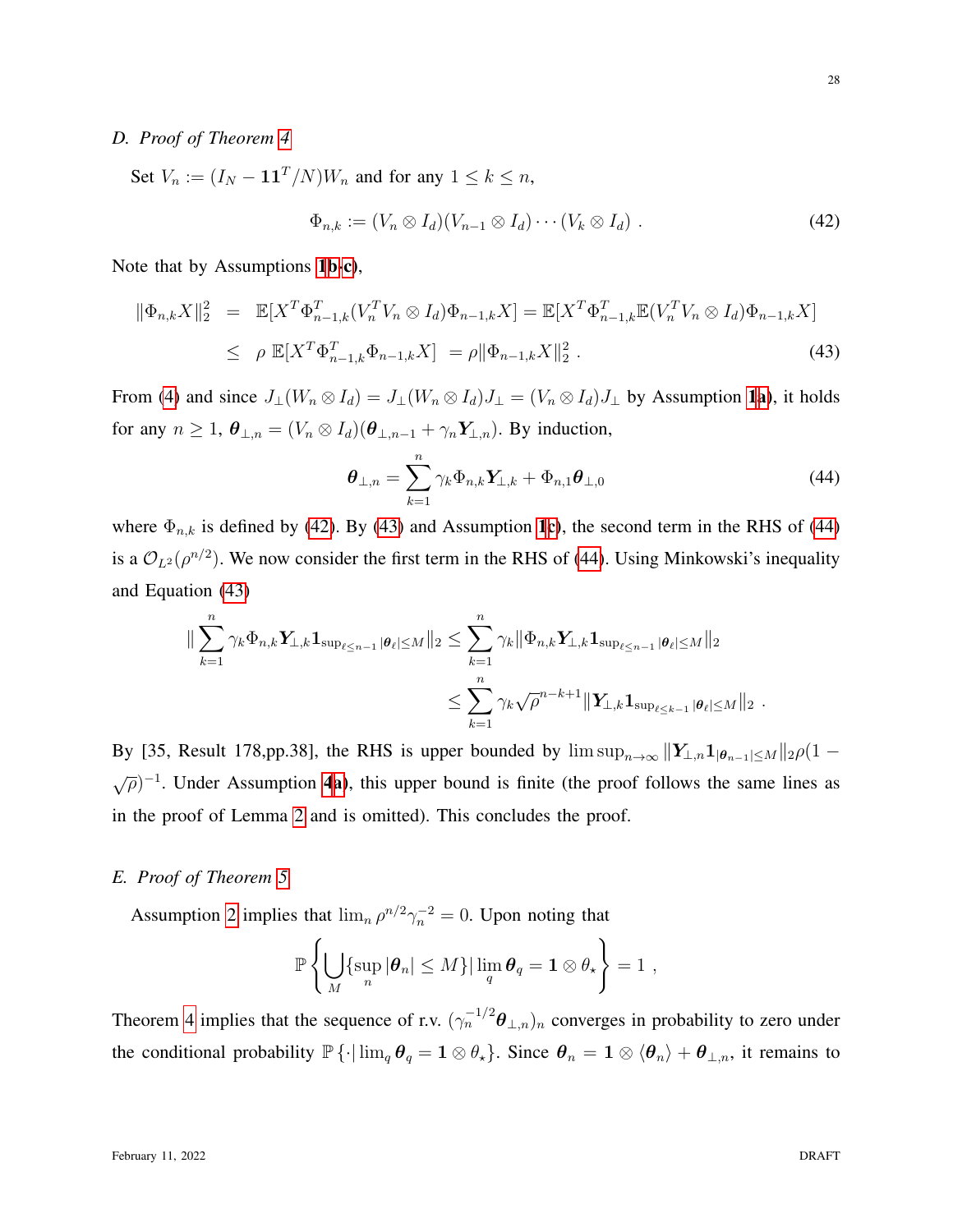### D. Proof of Theorem 4

Set $V_n := (I_N - \mathbf{1}\mathbf{1}^T/N)W_n$ and for any $1 \le k \le n$,

$$\Phi_{n,k} := (V_n \otimes I_d)(V_{n-1} \otimes I_d) \cdots (V_k \otimes I_d) \ . \tag{42}$$

Note that by Assumptions 1b-c),

$$\begin{aligned} \|\Phi_{n,k}X\|_2^2 &= \mathbb{E}[X^T\Phi_{n-1,k}^T(V_n^TV_n \otimes I_d)\Phi_{n-1,k}X] = \mathbb{E}[X^T\Phi_{n-1,k}^T\mathbb{E}(V_n^TV_n \otimes I_d)\Phi_{n-1,k}X] \\ &\le \rho \ \mathbb{E}[X^T\Phi_{n-1,k}^T\Phi_{n-1,k}X] \ = \rho\|\Phi_{n-1,k}X\|_2^2 \ . \end{aligned} \tag{43}$$

From (4) and since $J_\perp(W_n \otimes I_d) = J_\perp(W_n \otimes I_d)J_\perp = (V_n \otimes I_d)J_\perp$ by Assumption 1a), it holds for any $n \ge 1$, $\boldsymbol{\theta}_{\perp,n} = (V_n \otimes I_d)(\boldsymbol{\theta}_{\perp,n-1} + \gamma_n \boldsymbol{Y}_{\perp,n})$. By induction,

$$\boldsymbol{\theta}_{\perp,n} = \sum_{k=1}^n \gamma_k \Phi_{n,k}\boldsymbol{Y}_{\perp,k} + \Phi_{n,1}\boldsymbol{\theta}_{\perp,0} \tag{44}$$

where $\Phi_{n,k}$ is defined by (42). By (43) and Assumption 1c), the second term in the RHS of (44) is a $\mathcal{O}_{L^2}(\rho^{n/2})$. We now consider the first term in the RHS of (44). Using Minkowski's inequality and Equation (43)

$$\begin{aligned} \|\sum_{k=1}^n \gamma_k \Phi_{n,k}\boldsymbol{Y}_{\perp,k}\mathbf{1}_{\sup_{\ell \le n-1}|\boldsymbol{\theta}_\ell| \le M}\|_2 &\le \sum_{k=1}^n \gamma_k \|\Phi_{n,k}\boldsymbol{Y}_{\perp,k}\mathbf{1}_{\sup_{\ell \le n-1}|\boldsymbol{\theta}_\ell| \le M}\|_2 \\ &\le \sum_{k=1}^n \gamma_k \sqrt{\rho}^{\,n-k+1}\|\boldsymbol{Y}_{\perp,k}\mathbf{1}_{\sup_{\ell \le k-1}|\boldsymbol{\theta}_\ell| \le M}\|_2 \ . \end{aligned}$$

By [35, Result 178,pp.38], the RHS is upper bounded by $\limsup_{n\to\infty} \|\boldsymbol{Y}_{\perp,n}\mathbf{1}_{|\boldsymbol{\theta}_{n-1}| \le M}\|_2 \rho(1-\sqrt{\rho})^{-1}$. Under Assumption 4a), this upper bound is finite (the proof follows the same lines as in the proof of Lemma 2 and is omitted). This concludes the proof.

### E. Proof of Theorem 5

Assumption 2 implies that $\lim_n \rho^{n/2}\gamma_n^{-2} = 0$. Upon noting that

$$\mathbb{P}\left\{\bigcup_M \{\sup_n |\boldsymbol{\theta}_n| \le M\} | \lim_q \boldsymbol{\theta}_q = \mathbf{1} \otimes \theta_\star\right\} = 1 \ ,$$

Theorem 4 implies that the sequence of r.v. $(\gamma_n^{-1/2}\boldsymbol{\theta}_{\perp,n})_n$ converges in probability to zero under the conditional probability $\mathbb{P}\{\cdot | \lim_q \boldsymbol{\theta}_q = \mathbf{1} \otimes \theta_\star\}$. Since $\boldsymbol{\theta}_n = \mathbf{1} \otimes \langle \boldsymbol{\theta}_n \rangle + \boldsymbol{\theta}_{\perp,n}$, it remains to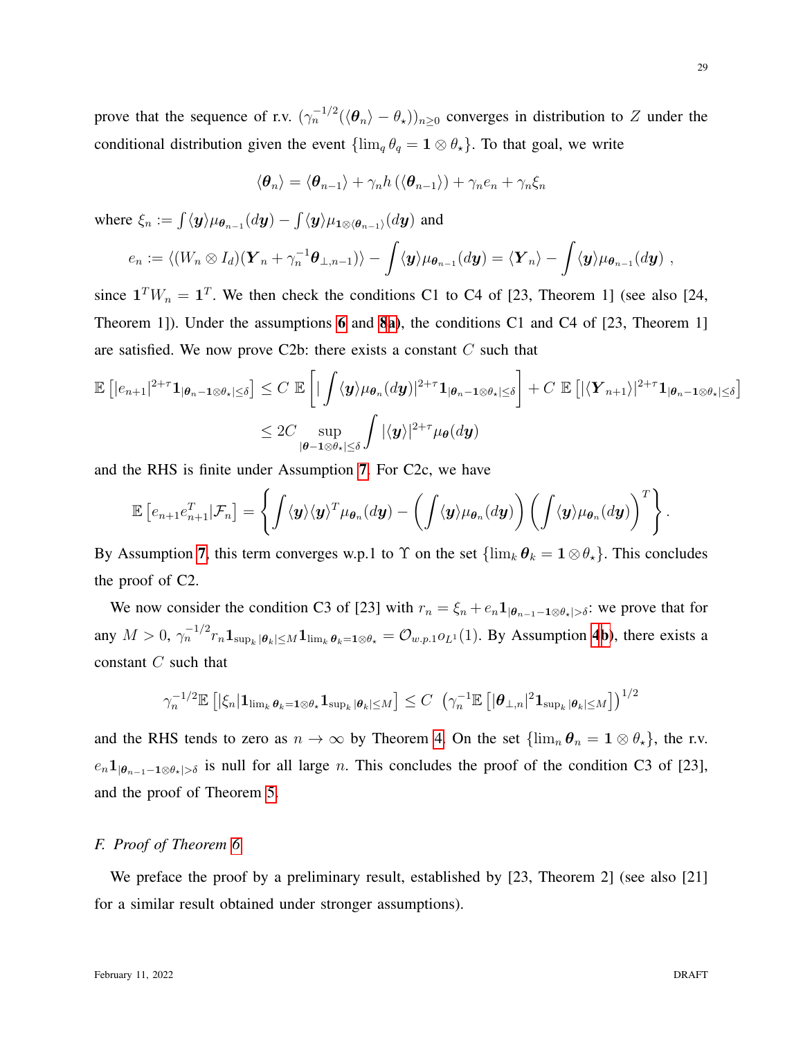prove that the sequence of r.v. $(\gamma_n^{-1/2}(\langle \boldsymbol{\theta}_n \rangle - \theta_\star))_{n\geq 0}$ converges in distribution to $Z$ under the conditional distribution given the event $\{\lim_q \theta_q = \mathbf{1} \otimes \theta_\star\}$. To that goal, we write

$$\langle \boldsymbol{\theta}_n \rangle = \langle \boldsymbol{\theta}_{n-1} \rangle + \gamma_n h\left(\langle \boldsymbol{\theta}_{n-1} \rangle\right) + \gamma_n e_n + \gamma_n \xi_n$$

where $\xi_n := \int \langle \boldsymbol{y} \rangle \mu_{\boldsymbol{\theta}_{n-1}}(d\boldsymbol{y}) - \int \langle \boldsymbol{y} \rangle \mu_{\mathbf{1}\otimes\langle \boldsymbol{\theta}_{n-1}\rangle}(d\boldsymbol{y})$ and

$$e_n := \langle (W_n \otimes I_d)(\boldsymbol{Y}_n + \gamma_n^{-1}\boldsymbol{\theta}_{\perp,n-1}) \rangle - \int \langle \boldsymbol{y} \rangle \mu_{\boldsymbol{\theta}_{n-1}}(d\boldsymbol{y}) = \langle \boldsymbol{Y}_n \rangle - \int \langle \boldsymbol{y} \rangle \mu_{\boldsymbol{\theta}_{n-1}}(d\boldsymbol{y}) \ ,$$

since $\mathbf{1}^T W_n = \mathbf{1}^T$. We then check the conditions C1 to C4 of [23, Theorem 1] (see also [24, Theorem 1]). Under the assumptions 6 and 8a), the conditions C1 and C4 of [23, Theorem 1] are satisfied. We now prove C2b: there exists a constant $C$ such that

$$\begin{aligned}\mathbb{E}\left[|e_{n+1}|^{2+\tau}\mathbf{1}_{|\boldsymbol{\theta}_n - \mathbf{1}\otimes\theta_\star|\leq\delta}\right] &\leq C\ \mathbb{E}\left[\left|\int \langle \boldsymbol{y} \rangle \mu_{\boldsymbol{\theta}_n}(d\boldsymbol{y})\right|^{2+\tau}\mathbf{1}_{|\boldsymbol{\theta}_n - \mathbf{1}\otimes\theta_\star|\leq\delta}\right] + C\ \mathbb{E}\left[|\langle \boldsymbol{Y}_{n+1}\rangle|^{2+\tau}\mathbf{1}_{|\boldsymbol{\theta}_n - \mathbf{1}\otimes\theta_\star|\leq\delta}\right] \\ &\leq 2C \sup_{|\boldsymbol{\theta} - \mathbf{1}\otimes\theta_\star|\leq\delta} \int |\langle \boldsymbol{y} \rangle|^{2+\tau}\mu_{\boldsymbol{\theta}}(d\boldsymbol{y})\end{aligned}$$

and the RHS is finite under Assumption 7. For C2c, we have

$$\mathbb{E}\left[e_{n+1}e_{n+1}^T|\mathcal{F}_n\right] = \left\{\int \langle \boldsymbol{y} \rangle \langle \boldsymbol{y} \rangle^T \mu_{\boldsymbol{\theta}_n}(d\boldsymbol{y}) - \left(\int \langle \boldsymbol{y} \rangle \mu_{\boldsymbol{\theta}_n}(d\boldsymbol{y})\right)\left(\int \langle \boldsymbol{y} \rangle \mu_{\boldsymbol{\theta}_n}(d\boldsymbol{y})\right)^T\right\}.$$

By Assumption 7, this term converges w.p.1 to $\Upsilon$ on the set $\{\lim_k \boldsymbol{\theta}_k = \mathbf{1}\otimes\theta_\star\}$. This concludes the proof of C2.

We now consider the condition C3 of [23] with $r_n = \xi_n + e_n \mathbf{1}_{|\boldsymbol{\theta}_{n-1} - \mathbf{1}\otimes\theta_\star|>\delta}$: we prove that for any $M>0$, $\gamma_n^{-1/2} r_n \mathbf{1}_{\sup_k |\boldsymbol{\theta}_k|\leq M}\mathbf{1}_{\lim_k \boldsymbol{\theta}_k = \mathbf{1}\otimes\theta_\star} = \mathcal{O}_{w.p.1}o_{L^1}(1)$. By Assumption 4b), there exists a constant $C$ such that

$$\gamma_n^{-1/2}\mathbb{E}\left[|\xi_n|\mathbf{1}_{\lim_k \boldsymbol{\theta}_k = \mathbf{1}\otimes\theta_\star}\mathbf{1}_{\sup_k|\boldsymbol{\theta}_k|\leq M}\right] \leq C\ \left(\gamma_n^{-1}\mathbb{E}\left[|\boldsymbol{\theta}_{\perp,n}|^2\mathbf{1}_{\sup_k|\boldsymbol{\theta}_k|\leq M}\right]\right)^{1/2}$$

and the RHS tends to zero as $n\to\infty$ by Theorem 4. On the set $\{\lim_n \boldsymbol{\theta}_n = \mathbf{1}\otimes\theta_\star\}$, the r.v. $e_n\mathbf{1}_{|\boldsymbol{\theta}_{n-1} - \mathbf{1}\otimes\theta_\star|>\delta}$ is null for all large $n$. This concludes the proof of the condition C3 of [23], and the proof of Theorem 5.

### *F. Proof of Theorem 6*

We preface the proof by a preliminary result, established by [23, Theorem 2] (see also [21] for a similar result obtained under stronger assumptions).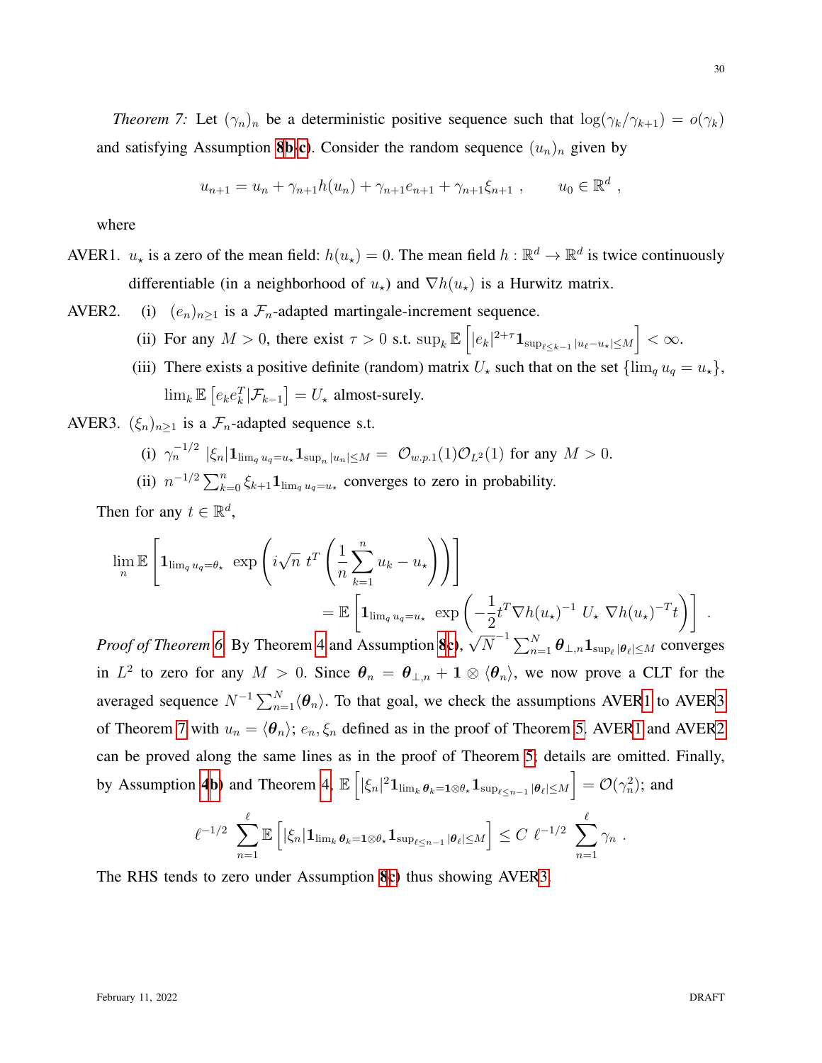*Theorem 7:* Let $(\gamma_n)_n$ be a deterministic positive sequence such that $\log(\gamma_k/\gamma_{k+1}) = o(\gamma_k)$ and satisfying Assumption 8b-c). Consider the random sequence $(u_n)_n$ given by

$$u_{n+1} = u_n + \gamma_{n+1} h(u_n) + \gamma_{n+1} e_{n+1} + \gamma_{n+1} \xi_{n+1} \ , \qquad u_0 \in \mathbb{R}^d \ ,$$

where

AVER1. $u_\star$ is a zero of the mean field: $h(u_\star) = 0$. The mean field $h : \mathbb{R}^d \to \mathbb{R}^d$ is twice continuously differentiable (in a neighborhood of $u_\star$) and $\nabla h(u_\star)$ is a Hurwitz matrix.

AVER2. (i) $(e_n)_{n\geq 1}$ is a $\mathcal{F}_n$-adapted martingale-increment sequence.

(ii) For any $M > 0$, there exist $\tau > 0$ s.t. $\sup_k \mathbb{E}\left[|e_k|^{2+\tau} \mathbf{1}_{\sup_{\ell \leq k-1} |u_\ell - u_\star| \leq M}\right] < \infty$.

(iii) There exists a positive definite (random) matrix $U_\star$ such that on the set $\{\lim_q u_q = u_\star\}$, $\lim_k \mathbb{E}\left[e_k e_k^T | \mathcal{F}_{k-1}\right] = U_\star$ almost-surely.

AVER3. $(\xi_n)_{n\geq 1}$ is a $\mathcal{F}_n$-adapted sequence s.t.

(i) $\gamma_n^{-1/2} \ |\xi_n| \mathbf{1}_{\lim_q u_q = u_\star} \mathbf{1}_{\sup_n |u_n| \leq M} = \ \mathcal{O}_{w.p.1}(1) \mathcal{O}_{L^2}(1)$ for any $M > 0$.

(ii) $n^{-1/2} \sum_{k=0}^n \xi_{k+1} \mathbf{1}_{\lim_q u_q = u_\star}$ converges to zero in probability.

Then for any $t \in \mathbb{R}^d$,

$$\lim_n \mathbb{E}\left[\mathbf{1}_{\lim_q u_q = \theta_\star} \ \exp\left(i\sqrt{n} \ t^T \left(\frac{1}{n}\sum_{k=1}^n u_k - u_\star\right)\right)\right] = \mathbb{E}\left[\mathbf{1}_{\lim_q u_q = u_\star} \ \exp\left(-\frac{1}{2} t^T \nabla h(u_\star)^{-1} \ U_\star \ \nabla h(u_\star)^{-T} t\right)\right] \ .$$

*Proof of Theorem 6.* By Theorem 4 and Assumption 8c), $\sqrt{N}^{-1} \sum_{n=1}^N \boldsymbol{\theta}_{\perp,n} \mathbf{1}_{\sup_\ell |\boldsymbol{\theta}_\ell| \leq M}$ converges in $L^2$ to zero for any $M > 0$. Since $\boldsymbol{\theta}_n = \boldsymbol{\theta}_{\perp,n} + \mathbf{1} \otimes \langle \boldsymbol{\theta}_n \rangle$, we now prove a CLT for the averaged sequence $N^{-1} \sum_{n=1}^N \langle \boldsymbol{\theta}_n \rangle$. To that goal, we check the assumptions AVER1 to AVER3 of Theorem 7 with $u_n = \langle \boldsymbol{\theta}_n \rangle$; $e_n, \xi_n$ defined as in the proof of Theorem 5. AVER1 and AVER2 can be proved along the same lines as in the proof of Theorem 5; details are omitted. Finally, by Assumption 4b) and Theorem 4, $\mathbb{E}\left[|\xi_n|^2 \mathbf{1}_{\lim_k \boldsymbol{\theta}_k = \mathbf{1} \otimes \theta_\star} \mathbf{1}_{\sup_{\ell \leq n-1} |\boldsymbol{\theta}_\ell| \leq M}\right] = \mathcal{O}(\gamma_n^2)$; and

$$\ell^{-1/2} \sum_{n=1}^{\ell} \mathbb{E}\left[|\xi_n| \mathbf{1}_{\lim_k \boldsymbol{\theta}_k = \mathbf{1} \otimes \theta_\star} \mathbf{1}_{\sup_{\ell \leq n-1} |\boldsymbol{\theta}_\ell| \leq M}\right] \leq C \ \ell^{-1/2} \sum_{n=1}^{\ell} \gamma_n \ .$$

The RHS tends to zero under Assumption 8c) thus showing AVER3.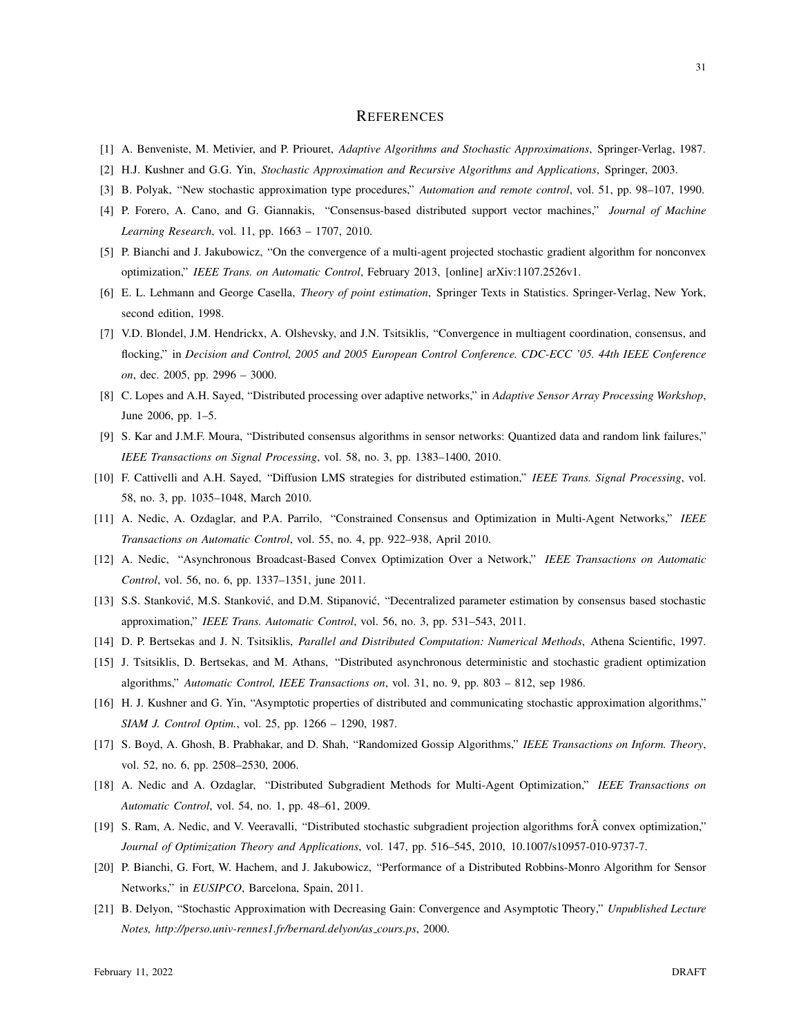# REFERENCES

[1] A. Benveniste, M. Metivier, and P. Priouret, *Adaptive Algorithms and Stochastic Approximations*, Springer-Verlag, 1987.

[2] H.J. Kushner and G.G. Yin, *Stochastic Approximation and Recursive Algorithms and Applications*, Springer, 2003.

[3] B. Polyak, "New stochastic approximation type procedures," *Automation and remote control*, vol. 51, pp. 98–107, 1990.

[4] P. Forero, A. Cano, and G. Giannakis, "Consensus-based distributed support vector machines," *Journal of Machine Learning Research*, vol. 11, pp. 1663 – 1707, 2010.

[5] P. Bianchi and J. Jakubowicz, "On the convergence of a multi-agent projected stochastic gradient algorithm for nonconvex optimization," *IEEE Trans. on Automatic Control*, February 2013, [online] arXiv:1107.2526v1.

[6] E. L. Lehmann and George Casella, *Theory of point estimation*, Springer Texts in Statistics. Springer-Verlag, New York, second edition, 1998.

[7] V.D. Blondel, J.M. Hendrickx, A. Olshevsky, and J.N. Tsitsiklis, "Convergence in multiagent coordination, consensus, and flocking," in *Decision and Control, 2005 and 2005 European Control Conference. CDC-ECC '05. 44th IEEE Conference on*, dec. 2005, pp. 2996 – 3000.

[8] C. Lopes and A.H. Sayed, "Distributed processing over adaptive networks," in *Adaptive Sensor Array Processing Workshop*, June 2006, pp. 1–5.

[9] S. Kar and J.M.F. Moura, "Distributed consensus algorithms in sensor networks: Quantized data and random link failures," *IEEE Transactions on Signal Processing*, vol. 58, no. 3, pp. 1383–1400, 2010.

[10] F. Cattivelli and A.H. Sayed, "Diffusion LMS strategies for distributed estimation," *IEEE Trans. Signal Processing*, vol. 58, no. 3, pp. 1035–1048, March 2010.

[11] A. Nedic, A. Ozdaglar, and P.A. Parrilo, "Constrained Consensus and Optimization in Multi-Agent Networks," *IEEE Transactions on Automatic Control*, vol. 55, no. 4, pp. 922–938, April 2010.

[12] A. Nedic, "Asynchronous Broadcast-Based Convex Optimization Over a Network," *IEEE Transactions on Automatic Control*, vol. 56, no. 6, pp. 1337–1351, june 2011.

[13] S.S. Stanković, M.S. Stanković, and D.M. Stipanović, "Decentralized parameter estimation by consensus based stochastic approximation," *IEEE Trans. Automatic Control*, vol. 56, no. 3, pp. 531–543, 2011.

[14] D. P. Bertsekas and J. N. Tsitsiklis, *Parallel and Distributed Computation: Numerical Methods*, Athena Scientific, 1997.

[15] J. Tsitsiklis, D. Bertsekas, and M. Athans, "Distributed asynchronous deterministic and stochastic gradient optimization algorithms," *Automatic Control, IEEE Transactions on*, vol. 31, no. 9, pp. 803 – 812, sep 1986.

[16] H. J. Kushner and G. Yin, "Asymptotic properties of distributed and communicating stochastic approximation algorithms," *SIAM J. Control Optim.*, vol. 25, pp. 1266 – 1290, 1987.

[17] S. Boyd, A. Ghosh, B. Prabhakar, and D. Shah, "Randomized Gossip Algorithms," *IEEE Transactions on Inform. Theory*, vol. 52, no. 6, pp. 2508–2530, 2006.

[18] A. Nedic and A. Ozdaglar, "Distributed Subgradient Methods for Multi-Agent Optimization," *IEEE Transactions on Automatic Control*, vol. 54, no. 1, pp. 48–61, 2009.

[19] S. Ram, A. Nedic, and V. Veeravalli, "Distributed stochastic subgradient projection algorithms forÂ convex optimization," *Journal of Optimization Theory and Applications*, vol. 147, pp. 516–545, 2010, 10.1007/s10957-010-9737-7.

[20] P. Bianchi, G. Fort, W. Hachem, and J. Jakubowicz, "Performance of a Distributed Robbins-Monro Algorithm for Sensor Networks," in *EUSIPCO*, Barcelona, Spain, 2011.

[21] B. Delyon, "Stochastic Approximation with Decreasing Gain: Convergence and Asymptotic Theory," *Unpublished Lecture Notes, http://perso.univ-rennes1.fr/bernard.delyon/as_cours.ps*, 2000.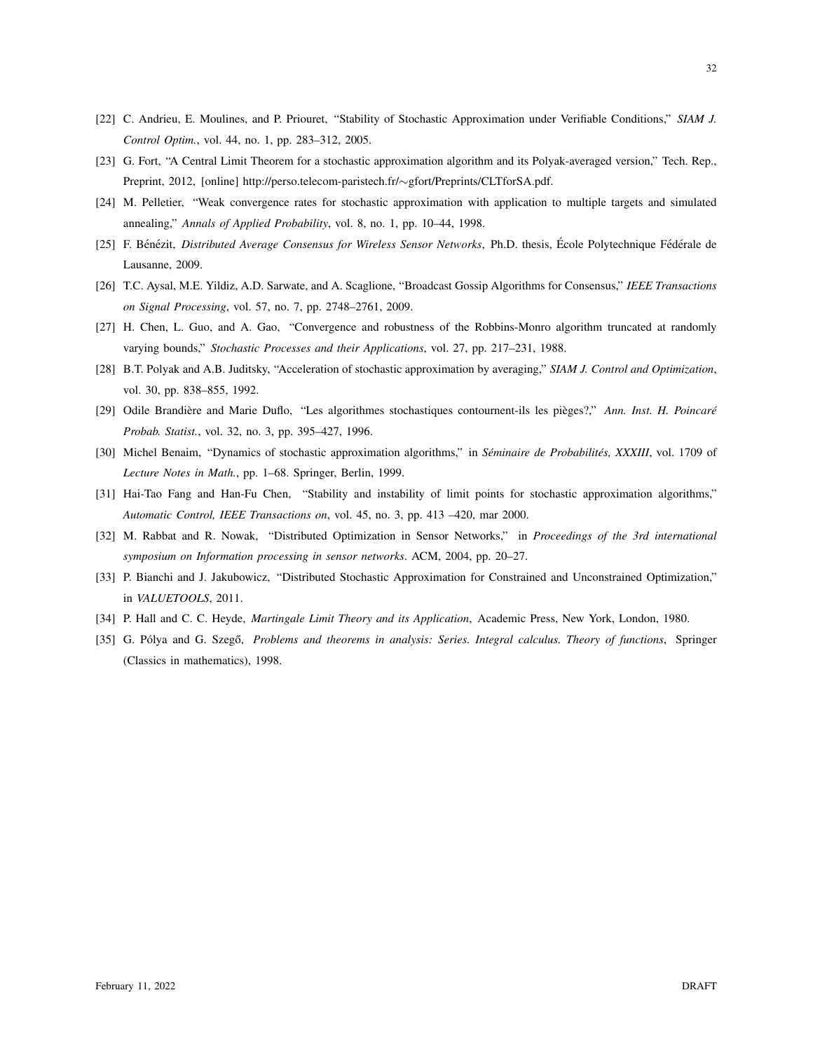[22] C. Andrieu, E. Moulines, and P. Priouret, "Stability of Stochastic Approximation under Verifiable Conditions," *SIAM J. Control Optim.*, vol. 44, no. 1, pp. 283–312, 2005.

[23] G. Fort, "A Central Limit Theorem for a stochastic approximation algorithm and its Polyak-averaged version," Tech. Rep., Preprint, 2012, [online] http://perso.telecom-paristech.fr/∼gfort/Preprints/CLTforSA.pdf.

[24] M. Pelletier, "Weak convergence rates for stochastic approximation with application to multiple targets and simulated annealing," *Annals of Applied Probability*, vol. 8, no. 1, pp. 10–44, 1998.

[25] F. Bénézit, *Distributed Average Consensus for Wireless Sensor Networks*, Ph.D. thesis, École Polytechnique Fédérale de Lausanne, 2009.

[26] T.C. Aysal, M.E. Yildiz, A.D. Sarwate, and A. Scaglione, "Broadcast Gossip Algorithms for Consensus," *IEEE Transactions on Signal Processing*, vol. 57, no. 7, pp. 2748–2761, 2009.

[27] H. Chen, L. Guo, and A. Gao, "Convergence and robustness of the Robbins-Monro algorithm truncated at randomly varying bounds," *Stochastic Processes and their Applications*, vol. 27, pp. 217–231, 1988.

[28] B.T. Polyak and A.B. Juditsky, "Acceleration of stochastic approximation by averaging," *SIAM J. Control and Optimization*, vol. 30, pp. 838–855, 1992.

[29] Odile Brandière and Marie Duflo, "Les algorithmes stochastiques contournent-ils les pièges?," *Ann. Inst. H. Poincaré Probab. Statist.*, vol. 32, no. 3, pp. 395–427, 1996.

[30] Michel Benaim, "Dynamics of stochastic approximation algorithms," in *Séminaire de Probabilités, XXXIII*, vol. 1709 of *Lecture Notes in Math.*, pp. 1–68. Springer, Berlin, 1999.

[31] Hai-Tao Fang and Han-Fu Chen, "Stability and instability of limit points for stochastic approximation algorithms," *Automatic Control, IEEE Transactions on*, vol. 45, no. 3, pp. 413 –420, mar 2000.

[32] M. Rabbat and R. Nowak, "Distributed Optimization in Sensor Networks," in *Proceedings of the 3rd international symposium on Information processing in sensor networks*. ACM, 2004, pp. 20–27.

[33] P. Bianchi and J. Jakubowicz, "Distributed Stochastic Approximation for Constrained and Unconstrained Optimization," in *VALUETOOLS*, 2011.

[34] P. Hall and C. C. Heyde, *Martingale Limit Theory and its Application*, Academic Press, New York, London, 1980.

[35] G. Pólya and G. Szegő, *Problems and theorems in analysis: Series. Integral calculus. Theory of functions*, Springer (Classics in mathematics), 1998.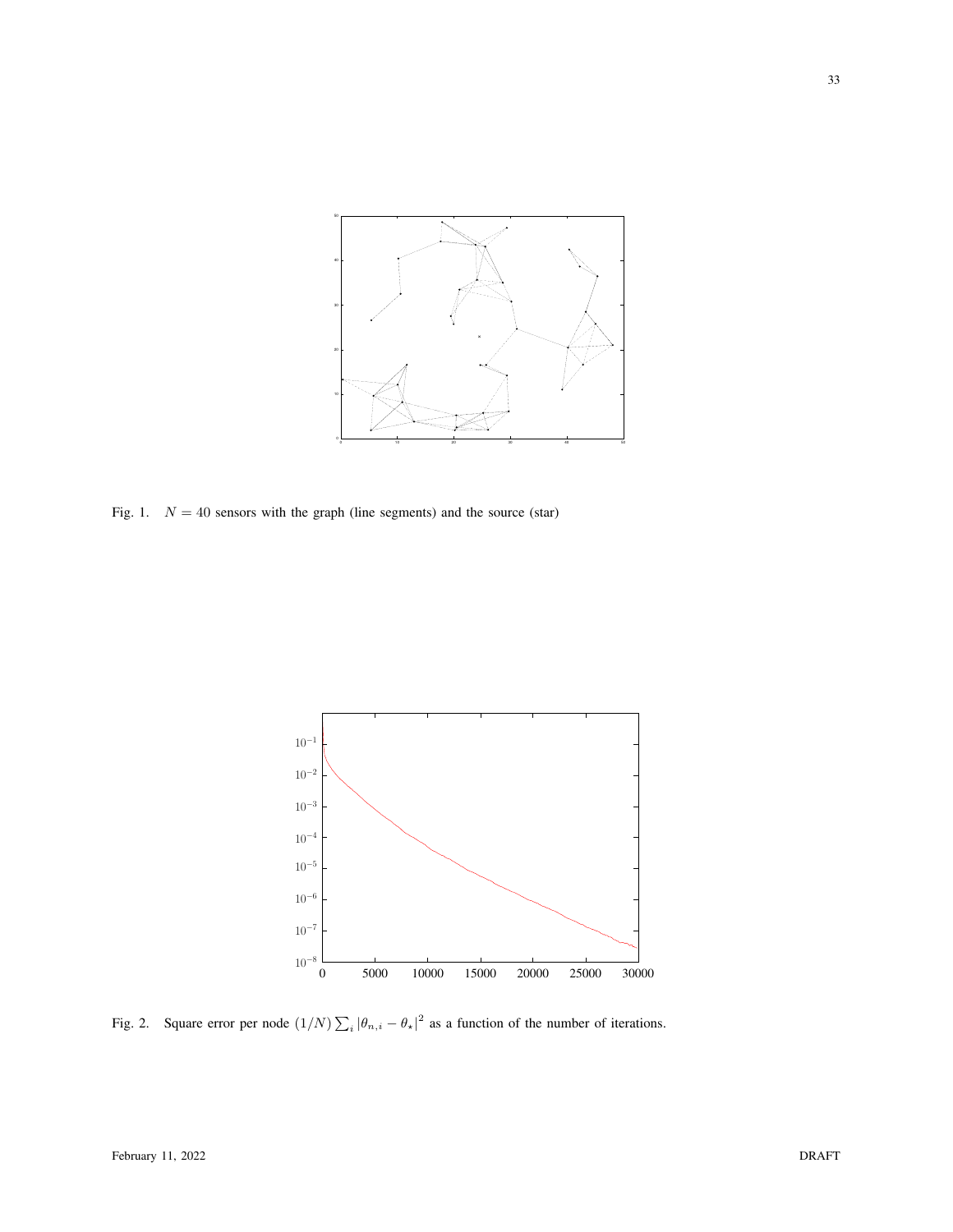Fig. 1. $N = 40$ sensors with the graph (line segments) and the source (star)

Fig. 2. Square error per node $(1/N)\sum_i |\theta_{n,i} - \theta_\star|^2$ as a function of the number of iterations.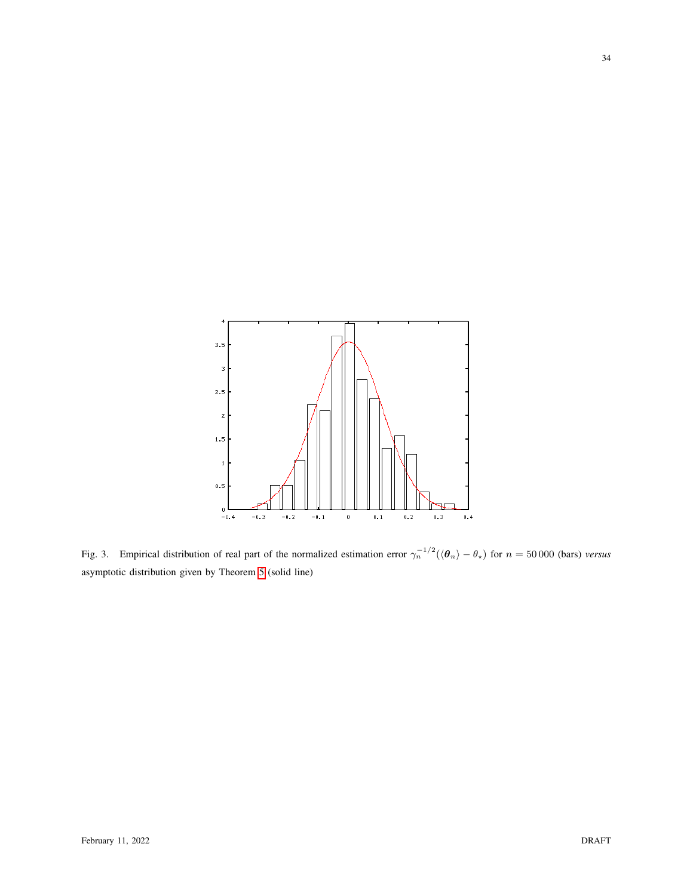Fig. 3. Empirical distribution of real part of the normalized estimation error $\gamma_n^{-1/2}(\langle \boldsymbol{\theta}_n \rangle - \theta_\star)$ for $n = 50\,000$ (bars) *versus* asymptotic distribution given by Theorem 5 (solid line)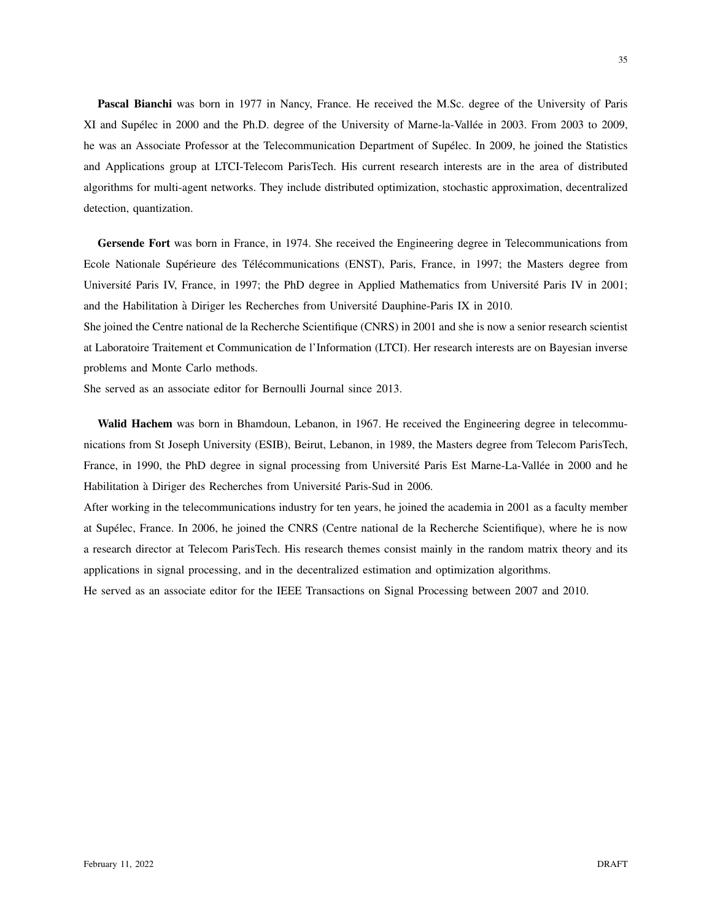**Pascal Bianchi** was born in 1977 in Nancy, France. He received the M.Sc. degree of the University of Paris XI and Supélec in 2000 and the Ph.D. degree of the University of Marne-la-Vallée in 2003. From 2003 to 2009, he was an Associate Professor at the Telecommunication Department of Supélec. In 2009, he joined the Statistics and Applications group at LTCI-Telecom ParisTech. His current research interests are in the area of distributed algorithms for multi-agent networks. They include distributed optimization, stochastic approximation, decentralized detection, quantization.

**Gersende Fort** was born in France, in 1974. She received the Engineering degree in Telecommunications from Ecole Nationale Supérieure des Télécommunications (ENST), Paris, France, in 1997; the Masters degree from Université Paris IV, France, in 1997; the PhD degree in Applied Mathematics from Université Paris IV in 2001; and the Habilitation à Diriger les Recherches from Université Dauphine-Paris IX in 2010.
She joined the Centre national de la Recherche Scientifique (CNRS) in 2001 and she is now a senior research scientist at Laboratoire Traitement et Communication de l'Information (LTCI). Her research interests are on Bayesian inverse problems and Monte Carlo methods.
She served as an associate editor for Bernoulli Journal since 2013.

**Walid Hachem** was born in Bhamdoun, Lebanon, in 1967. He received the Engineering degree in telecommunications from St Joseph University (ESIB), Beirut, Lebanon, in 1989, the Masters degree from Telecom ParisTech, France, in 1990, the PhD degree in signal processing from Université Paris Est Marne-La-Vallée in 2000 and he Habilitation à Diriger des Recherches from Université Paris-Sud in 2006.
After working in the telecommunications industry for ten years, he joined the academia in 2001 as a faculty member at Supélec, France. In 2006, he joined the CNRS (Centre national de la Recherche Scientifique), where he is now a research director at Telecom ParisTech. His research themes consist mainly in the random matrix theory and its applications in signal processing, and in the decentralized estimation and optimization algorithms.
He served as an associate editor for the IEEE Transactions on Signal Processing between 2007 and 2010.